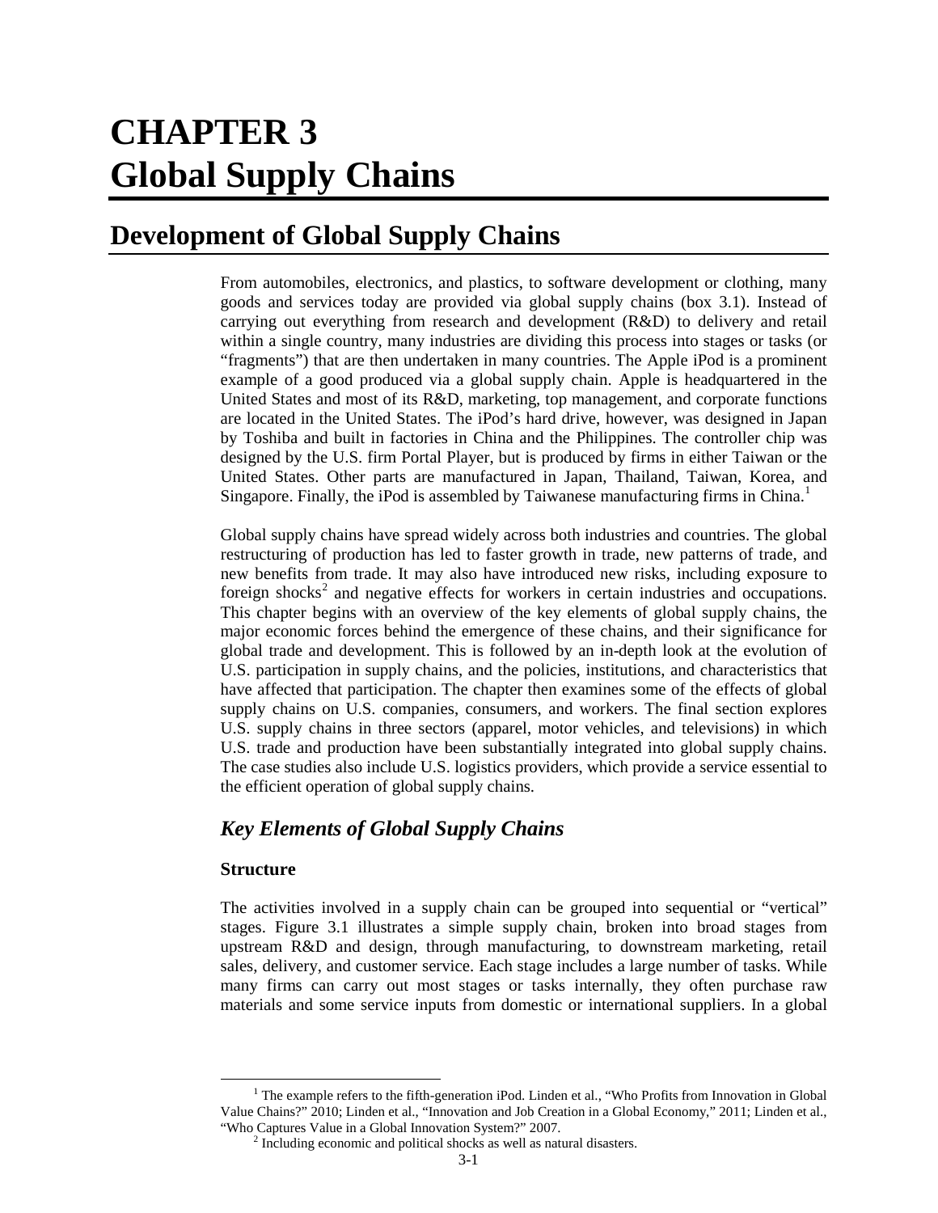# CHAPTER 3
# Global Supply Chains

## Development of Global Supply Chains

From automobiles, electronics, and plastics, to software development or clothing, many goods and services today are provided via global supply chains (box 3.1). Instead of carrying out everything from research and development (R&D) to delivery and retail within a single country, many industries are dividing this process into stages or tasks (or "fragments") that are then undertaken in many countries. The Apple iPod is a prominent example of a good produced via a global supply chain. Apple is headquartered in the United States and most of its R&D, marketing, top management, and corporate functions are located in the United States. The iPod's hard drive, however, was designed in Japan by Toshiba and built in factories in China and the Philippines. The controller chip was designed by the U.S. firm Portal Player, but is produced by firms in either Taiwan or the United States. Other parts are manufactured in Japan, Thailand, Taiwan, Korea, and Singapore. Finally, the iPod is assembled by Taiwanese manufacturing firms in China.[1]

Global supply chains have spread widely across both industries and countries. The global restructuring of production has led to faster growth in trade, new patterns of trade, and new benefits from trade. It may also have introduced new risks, including exposure to foreign shocks[2] and negative effects for workers in certain industries and occupations. This chapter begins with an overview of the key elements of global supply chains, the major economic forces behind the emergence of these chains, and their significance for global trade and development. This is followed by an in-depth look at the evolution of U.S. participation in supply chains, and the policies, institutions, and characteristics that have affected that participation. The chapter then examines some of the effects of global supply chains on U.S. companies, consumers, and workers. The final section explores U.S. supply chains in three sectors (apparel, motor vehicles, and televisions) in which U.S. trade and production have been substantially integrated into global supply chains. The case studies also include U.S. logistics providers, which provide a service essential to the efficient operation of global supply chains.

### *Key Elements of Global Supply Chains*

#### Structure

The activities involved in a supply chain can be grouped into sequential or "vertical" stages. Figure 3.1 illustrates a simple supply chain, broken into broad stages from upstream R&D and design, through manufacturing, to downstream marketing, retail sales, delivery, and customer service. Each stage includes a large number of tasks. While many firms can carry out most stages or tasks internally, they often purchase raw materials and some service inputs from domestic or international suppliers. In a global

---

[1] The example refers to the fifth-generation iPod. Linden et al., "Who Profits from Innovation in Global Value Chains?" 2010; Linden et al., "Innovation and Job Creation in a Global Economy," 2011; Linden et al., "Who Captures Value in a Global Innovation System?" 2007.

[2] Including economic and political shocks as well as natural disasters.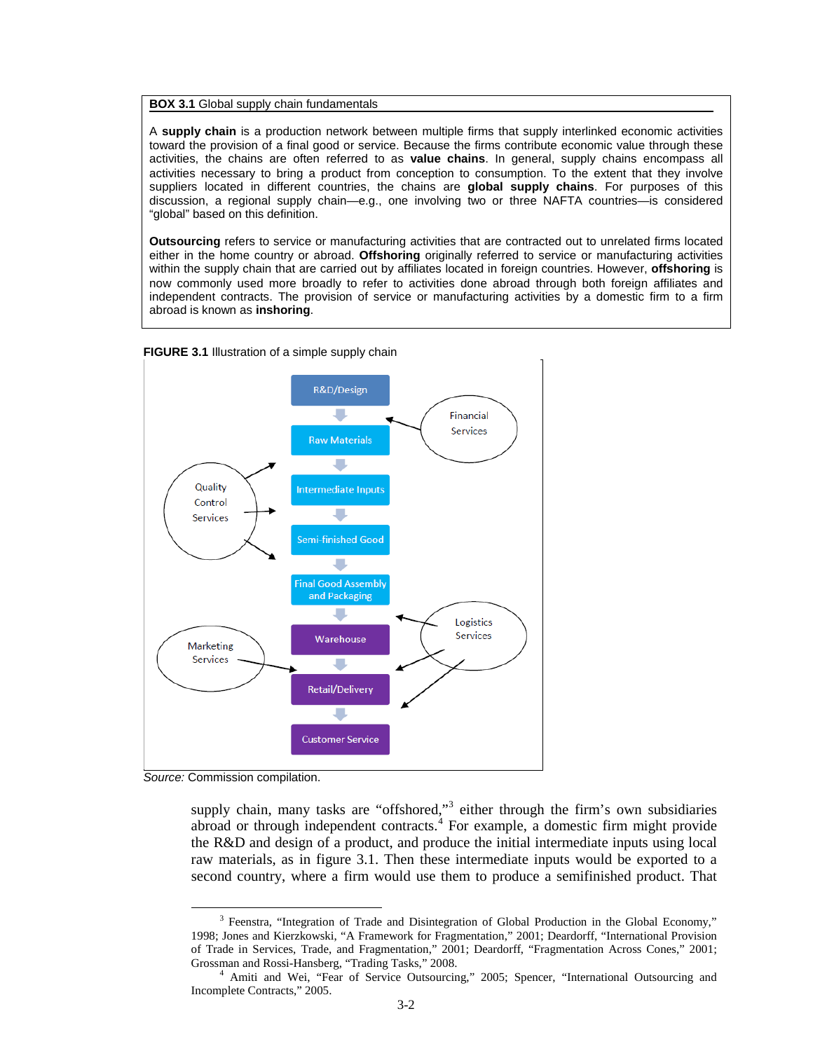**BOX 3.1** Global supply chain fundamentals

A **supply chain** is a production network between multiple firms that supply interlinked economic activities toward the provision of a final good or service. Because the firms contribute economic value through these activities, the chains are often referred to as **value chains**. In general, supply chains encompass all activities necessary to bring a product from conception to consumption. To the extent that they involve suppliers located in different countries, the chains are **global supply chains**. For purposes of this discussion, a regional supply chain—e.g., one involving two or three NAFTA countries—is considered "global" based on this definition.

**Outsourcing** refers to service or manufacturing activities that are contracted out to unrelated firms located either in the home country or abroad. **Offshoring** originally referred to service or manufacturing activities within the supply chain that are carried out by affiliates located in foreign countries. However, **offshoring** is now commonly used more broadly to refer to activities done abroad through both foreign affiliates and independent contracts. The provision of service or manufacturing activities by a domestic firm to a firm abroad is known as **inshoring**.

**FIGURE 3.1** Illustration of a simple supply chain

R&D/Design → Raw Materials → Intermediate Inputs → Semi-finished Good → Final Good Assembly and Packaging → Warehouse → Retail/Delivery → Customer Service

Financial Services; Quality Control Services; Logistics Services; Marketing Services

*Source:* Commission compilation.

supply chain, many tasks are "offshored,"[3] either through the firm's own subsidiaries abroad or through independent contracts.[4] For example, a domestic firm might provide the R&D and design of a product, and produce the initial intermediate inputs using local raw materials, as in figure 3.1. Then these intermediate inputs would be exported to a second country, where a firm would use them to produce a semifinished product. That

[3] Feenstra, "Integration of Trade and Disintegration of Global Production in the Global Economy," 1998; Jones and Kierzkowski, "A Framework for Fragmentation," 2001; Deardorff, "International Provision of Trade in Services, Trade, and Fragmentation," 2001; Deardorff, "Fragmentation Across Cones," 2001; Grossman and Rossi-Hansberg, "Trading Tasks," 2008.

[4] Amiti and Wei, "Fear of Service Outsourcing," 2005; Spencer, "International Outsourcing and Incomplete Contracts," 2005.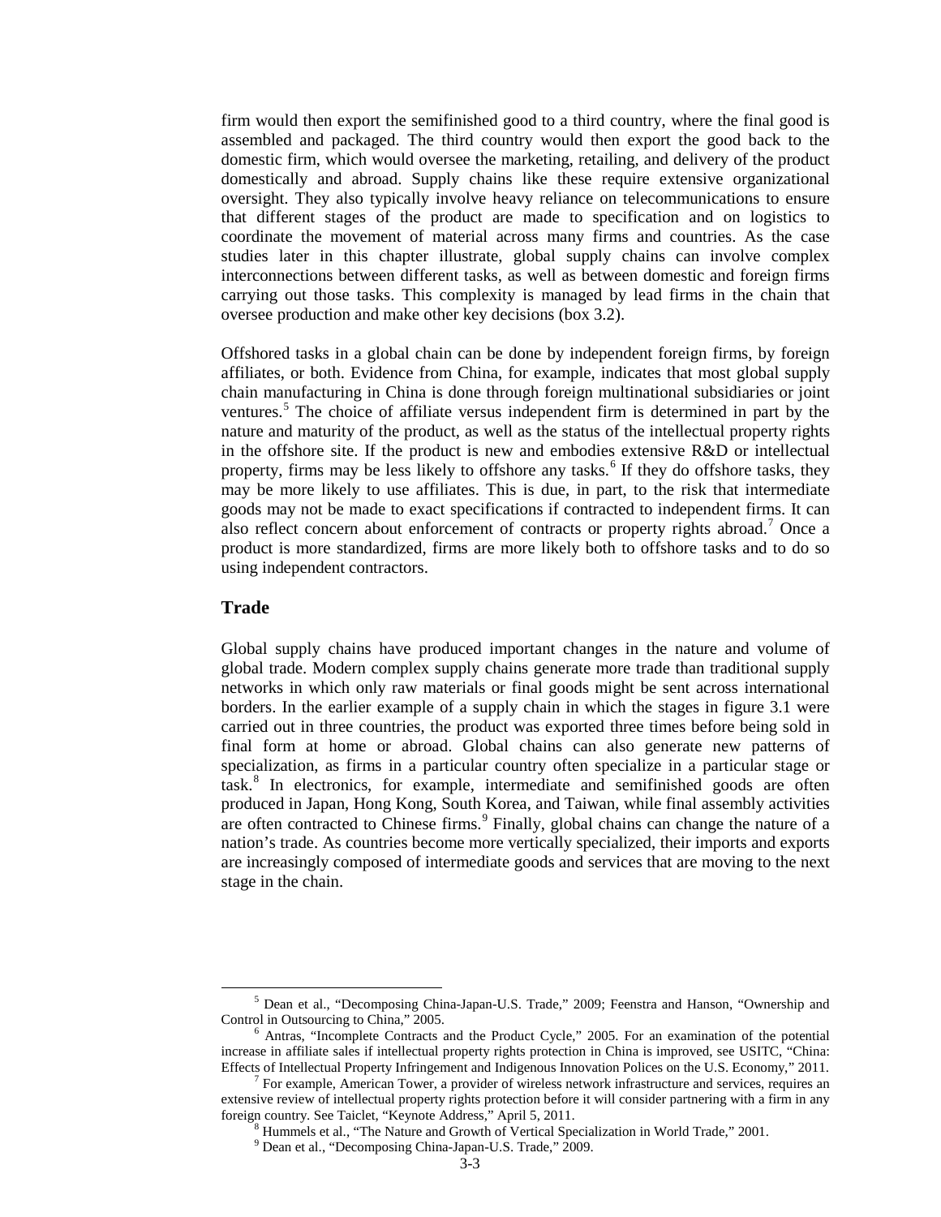firm would then export the semifinished good to a third country, where the final good is assembled and packaged. The third country would then export the good back to the domestic firm, which would oversee the marketing, retailing, and delivery of the product domestically and abroad. Supply chains like these require extensive organizational oversight. They also typically involve heavy reliance on telecommunications to ensure that different stages of the product are made to specification and on logistics to coordinate the movement of material across many firms and countries. As the case studies later in this chapter illustrate, global supply chains can involve complex interconnections between different tasks, as well as between domestic and foreign firms carrying out those tasks. This complexity is managed by lead firms in the chain that oversee production and make other key decisions (box 3.2).

Offshored tasks in a global chain can be done by independent foreign firms, by foreign affiliates, or both. Evidence from China, for example, indicates that most global supply chain manufacturing in China is done through foreign multinational subsidiaries or joint ventures.[5] The choice of affiliate versus independent firm is determined in part by the nature and maturity of the product, as well as the status of the intellectual property rights in the offshore site. If the product is new and embodies extensive R&D or intellectual property, firms may be less likely to offshore any tasks.[6] If they do offshore tasks, they may be more likely to use affiliates. This is due, in part, to the risk that intermediate goods may not be made to exact specifications if contracted to independent firms. It can also reflect concern about enforcement of contracts or property rights abroad.[7] Once a product is more standardized, firms are more likely both to offshore tasks and to do so using independent contractors.

## Trade

Global supply chains have produced important changes in the nature and volume of global trade. Modern complex supply chains generate more trade than traditional supply networks in which only raw materials or final goods might be sent across international borders. In the earlier example of a supply chain in which the stages in figure 3.1 were carried out in three countries, the product was exported three times before being sold in final form at home or abroad. Global chains can also generate new patterns of specialization, as firms in a particular country often specialize in a particular stage or task.[8] In electronics, for example, intermediate and semifinished goods are often produced in Japan, Hong Kong, South Korea, and Taiwan, while final assembly activities are often contracted to Chinese firms.[9] Finally, global chains can change the nature of a nation's trade. As countries become more vertically specialized, their imports and exports are increasingly composed of intermediate goods and services that are moving to the next stage in the chain.

---

[5] Dean et al., "Decomposing China-Japan-U.S. Trade," 2009; Feenstra and Hanson, "Ownership and Control in Outsourcing to China," 2005.

[6] Antras, "Incomplete Contracts and the Product Cycle," 2005. For an examination of the potential increase in affiliate sales if intellectual property rights protection in China is improved, see USITC, "China: Effects of Intellectual Property Infringement and Indigenous Innovation Polices on the U.S. Economy," 2011.

[7] For example, American Tower, a provider of wireless network infrastructure and services, requires an extensive review of intellectual property rights protection before it will consider partnering with a firm in any foreign country. See Taiclet, "Keynote Address," April 5, 2011.

[8] Hummels et al., "The Nature and Growth of Vertical Specialization in World Trade," 2001.

[9] Dean et al., "Decomposing China-Japan-U.S. Trade," 2009.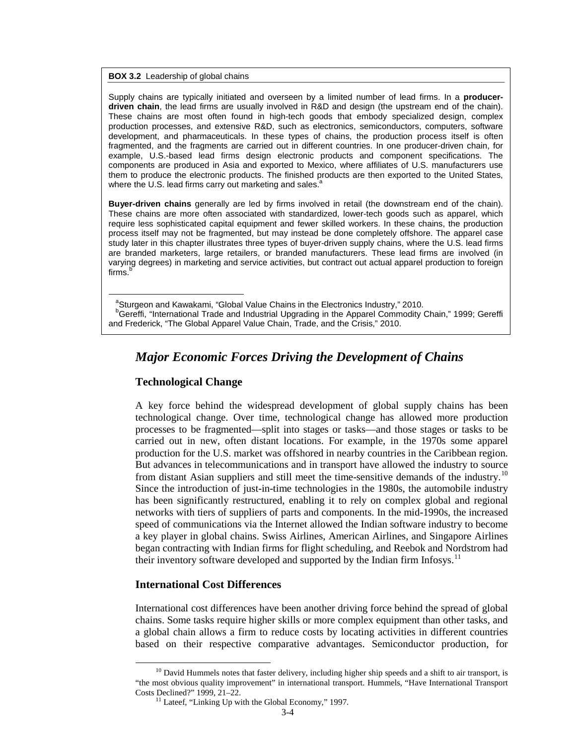**BOX 3.2** Leadership of global chains

Supply chains are typically initiated and overseen by a limited number of lead firms. In a **producer-driven chain**, the lead firms are usually involved in R&D and design (the upstream end of the chain). These chains are most often found in high-tech goods that embody specialized design, complex production processes, and extensive R&D, such as electronics, semiconductors, computers, software development, and pharmaceuticals. In these types of chains, the production process itself is often fragmented, and the fragments are carried out in different countries. In one producer-driven chain, for example, U.S.-based lead firms design electronic products and component specifications. The components are produced in Asia and exported to Mexico, where affiliates of U.S. manufacturers use them to produce the electronic products. The finished products are then exported to the United States, where the U.S. lead firms carry out marketing and sales.[a]

**Buyer-driven chains** generally are led by firms involved in retail (the downstream end of the chain). These chains are more often associated with standardized, lower-tech goods such as apparel, which require less sophisticated capital equipment and fewer skilled workers. In these chains, the production process itself may not be fragmented, but may instead be done completely offshore. The apparel case study later in this chapter illustrates three types of buyer-driven supply chains, where the U.S. lead firms are branded marketers, large retailers, or branded manufacturers. These lead firms are involved (in varying degrees) in marketing and service activities, but contract out actual apparel production to foreign firms.[b]

[a]Sturgeon and Kawakami, "Global Value Chains in the Electronics Industry," 2010.
[b]Gereffi, "International Trade and Industrial Upgrading in the Apparel Commodity Chain," 1999; Gereffi and Frederick, "The Global Apparel Value Chain, Trade, and the Crisis," 2010.

## *Major Economic Forces Driving the Development of Chains*

### Technological Change

A key force behind the widespread development of global supply chains has been technological change. Over time, technological change has allowed more production processes to be fragmented—split into stages or tasks—and those stages or tasks to be carried out in new, often distant locations. For example, in the 1970s some apparel production for the U.S. market was offshored in nearby countries in the Caribbean region. But advances in telecommunications and in transport have allowed the industry to source from distant Asian suppliers and still meet the time-sensitive demands of the industry.[10] Since the introduction of just-in-time technologies in the 1980s, the automobile industry has been significantly restructured, enabling it to rely on complex global and regional networks with tiers of suppliers of parts and components. In the mid-1990s, the increased speed of communications via the Internet allowed the Indian software industry to become a key player in global chains. Swiss Airlines, American Airlines, and Singapore Airlines began contracting with Indian firms for flight scheduling, and Reebok and Nordstrom had their inventory software developed and supported by the Indian firm Infosys.[11]

### International Cost Differences

International cost differences have been another driving force behind the spread of global chains. Some tasks require higher skills or more complex equipment than other tasks, and a global chain allows a firm to reduce costs by locating activities in different countries based on their respective comparative advantages. Semiconductor production, for

[10] David Hummels notes that faster delivery, including higher ship speeds and a shift to air transport, is "the most obvious quality improvement" in international transport. Hummels, "Have International Transport Costs Declined?" 1999, 21–22.

[11] Lateef, "Linking Up with the Global Economy," 1997.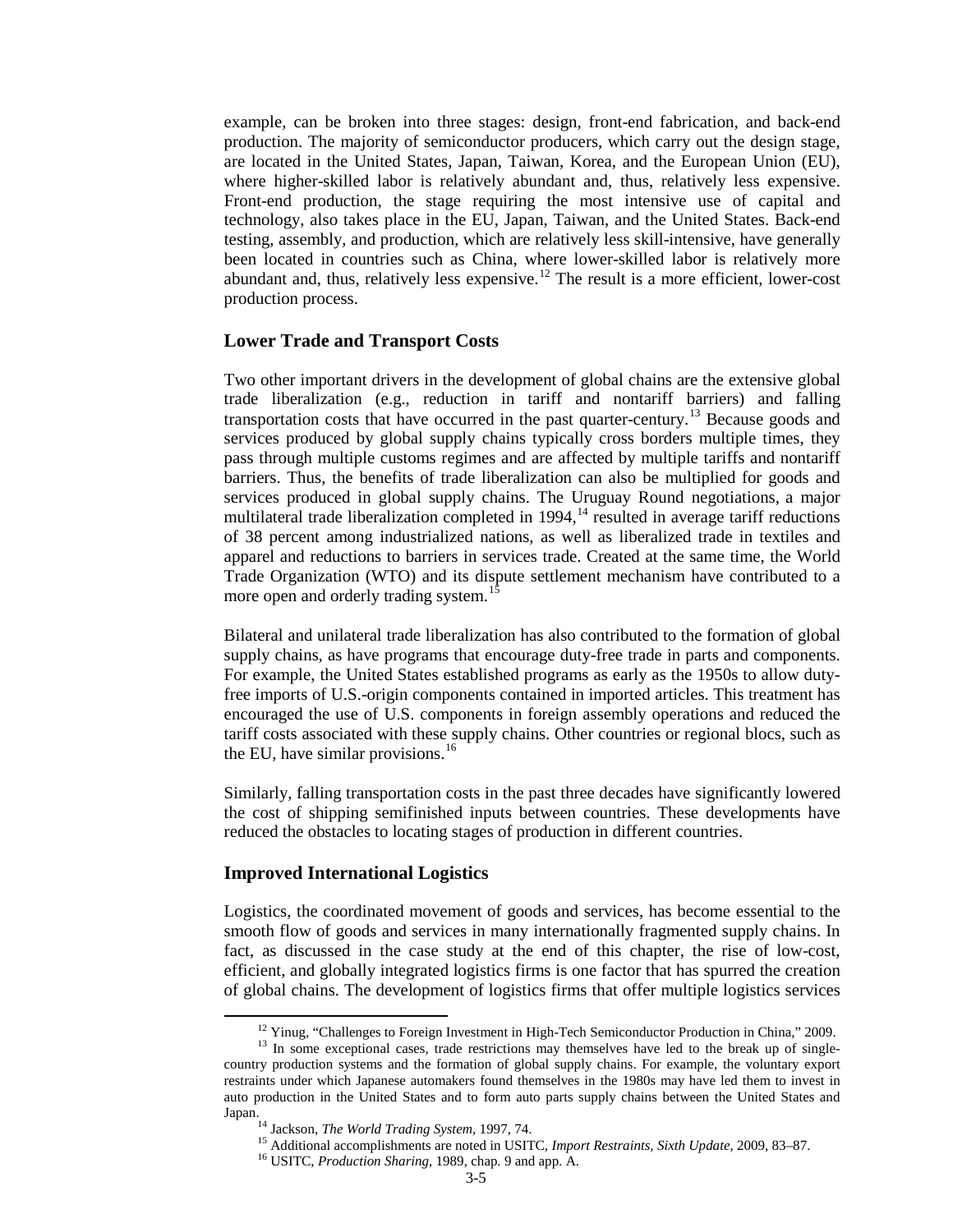example, can be broken into three stages: design, front-end fabrication, and back-end production. The majority of semiconductor producers, which carry out the design stage, are located in the United States, Japan, Taiwan, Korea, and the European Union (EU), where higher-skilled labor is relatively abundant and, thus, relatively less expensive. Front-end production, the stage requiring the most intensive use of capital and technology, also takes place in the EU, Japan, Taiwan, and the United States. Back-end testing, assembly, and production, which are relatively less skill-intensive, have generally been located in countries such as China, where lower-skilled labor is relatively more abundant and, thus, relatively less expensive.[12] The result is a more efficient, lower-cost production process.

### Lower Trade and Transport Costs

Two other important drivers in the development of global chains are the extensive global trade liberalization (e.g., reduction in tariff and nontariff barriers) and falling transportation costs that have occurred in the past quarter-century.[13] Because goods and services produced by global supply chains typically cross borders multiple times, they pass through multiple customs regimes and are affected by multiple tariffs and nontariff barriers. Thus, the benefits of trade liberalization can also be multiplied for goods and services produced in global supply chains. The Uruguay Round negotiations, a major multilateral trade liberalization completed in 1994,[14] resulted in average tariff reductions of 38 percent among industrialized nations, as well as liberalized trade in textiles and apparel and reductions to barriers in services trade. Created at the same time, the World Trade Organization (WTO) and its dispute settlement mechanism have contributed to a more open and orderly trading system.[15]

Bilateral and unilateral trade liberalization has also contributed to the formation of global supply chains, as have programs that encourage duty-free trade in parts and components. For example, the United States established programs as early as the 1950s to allow duty-free imports of U.S.-origin components contained in imported articles. This treatment has encouraged the use of U.S. components in foreign assembly operations and reduced the tariff costs associated with these supply chains. Other countries or regional blocs, such as the EU, have similar provisions.[16]

Similarly, falling transportation costs in the past three decades have significantly lowered the cost of shipping semifinished inputs between countries. These developments have reduced the obstacles to locating stages of production in different countries.

### Improved International Logistics

Logistics, the coordinated movement of goods and services, has become essential to the smooth flow of goods and services in many internationally fragmented supply chains. In fact, as discussed in the case study at the end of this chapter, the rise of low-cost, efficient, and globally integrated logistics firms is one factor that has spurred the creation of global chains. The development of logistics firms that offer multiple logistics services

---

[12] Yinug, "Challenges to Foreign Investment in High-Tech Semiconductor Production in China," 2009.

[13] In some exceptional cases, trade restrictions may themselves have led to the break up of single-country production systems and the formation of global supply chains. For example, the voluntary export restraints under which Japanese automakers found themselves in the 1980s may have led them to invest in auto production in the United States and to form auto parts supply chains between the United States and Japan.

[14] Jackson, *The World Trading System*, 1997, 74.

[15] Additional accomplishments are noted in USITC, *Import Restraints, Sixth Update*, 2009, 83–87.

[16] USITC, *Production Sharing*, 1989, chap. 9 and app. A.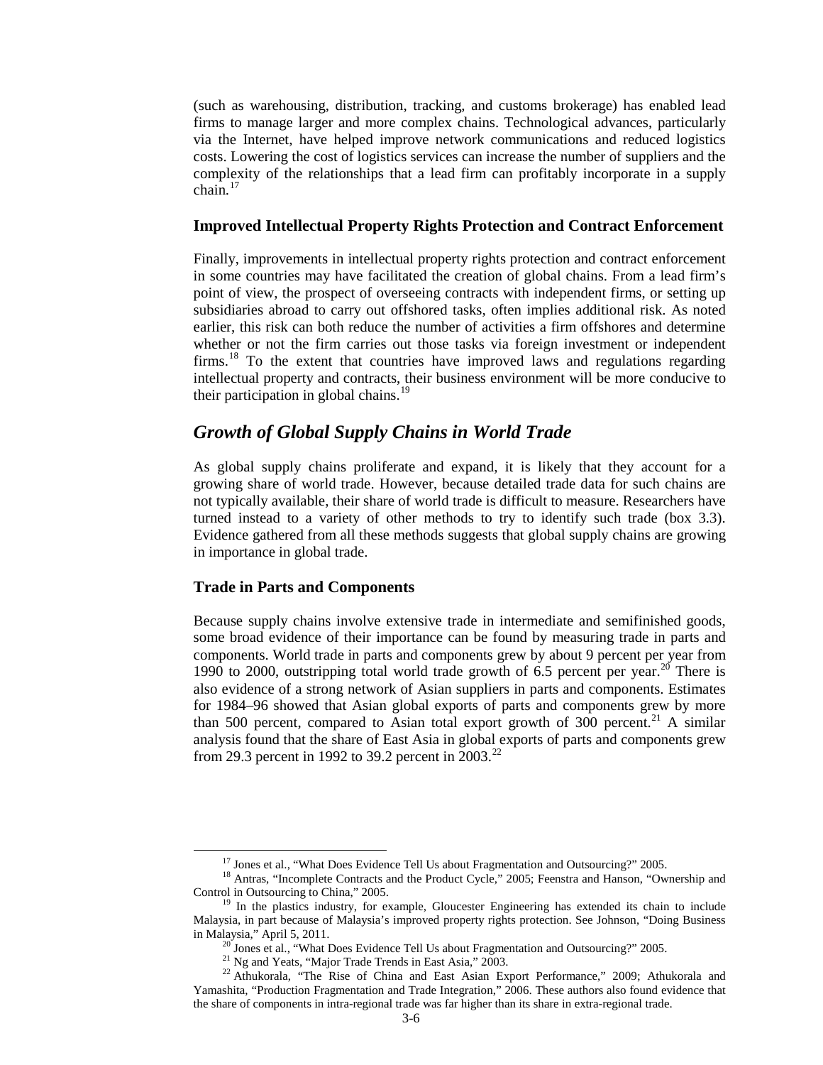(such as warehousing, distribution, tracking, and customs brokerage) has enabled lead firms to manage larger and more complex chains. Technological advances, particularly via the Internet, have helped improve network communications and reduced logistics costs. Lowering the cost of logistics services can increase the number of suppliers and the complexity of the relationships that a lead firm can profitably incorporate in a supply chain.[17]

### Improved Intellectual Property Rights Protection and Contract Enforcement

Finally, improvements in intellectual property rights protection and contract enforcement in some countries may have facilitated the creation of global chains. From a lead firm's point of view, the prospect of overseeing contracts with independent firms, or setting up subsidiaries abroad to carry out offshored tasks, often implies additional risk. As noted earlier, this risk can both reduce the number of activities a firm offshores and determine whether or not the firm carries out those tasks via foreign investment or independent firms.[18] To the extent that countries have improved laws and regulations regarding intellectual property and contracts, their business environment will be more conducive to their participation in global chains.[19]

## *Growth of Global Supply Chains in World Trade*

As global supply chains proliferate and expand, it is likely that they account for a growing share of world trade. However, because detailed trade data for such chains are not typically available, their share of world trade is difficult to measure. Researchers have turned instead to a variety of other methods to try to identify such trade (box 3.3). Evidence gathered from all these methods suggests that global supply chains are growing in importance in global trade.

### Trade in Parts and Components

Because supply chains involve extensive trade in intermediate and semifinished goods, some broad evidence of their importance can be found by measuring trade in parts and components. World trade in parts and components grew by about 9 percent per year from 1990 to 2000, outstripping total world trade growth of 6.5 percent per year.[20] There is also evidence of a strong network of Asian suppliers in parts and components. Estimates for 1984–96 showed that Asian global exports of parts and components grew by more than 500 percent, compared to Asian total export growth of 300 percent.[21] A similar analysis found that the share of East Asia in global exports of parts and components grew from 29.3 percent in 1992 to 39.2 percent in 2003.[22]

---

[17] Jones et al., "What Does Evidence Tell Us about Fragmentation and Outsourcing?" 2005.

[18] Antras, "Incomplete Contracts and the Product Cycle," 2005; Feenstra and Hanson, "Ownership and Control in Outsourcing to China," 2005.

[19] In the plastics industry, for example, Gloucester Engineering has extended its chain to include Malaysia, in part because of Malaysia's improved property rights protection. See Johnson, "Doing Business in Malaysia," April 5, 2011.

[20] Jones et al., "What Does Evidence Tell Us about Fragmentation and Outsourcing?" 2005.

[21] Ng and Yeats, "Major Trade Trends in East Asia," 2003.

[22] Athukorala, "The Rise of China and East Asian Export Performance," 2009; Athukorala and Yamashita, "Production Fragmentation and Trade Integration," 2006. These authors also found evidence that the share of components in intra-regional trade was far higher than its share in extra-regional trade.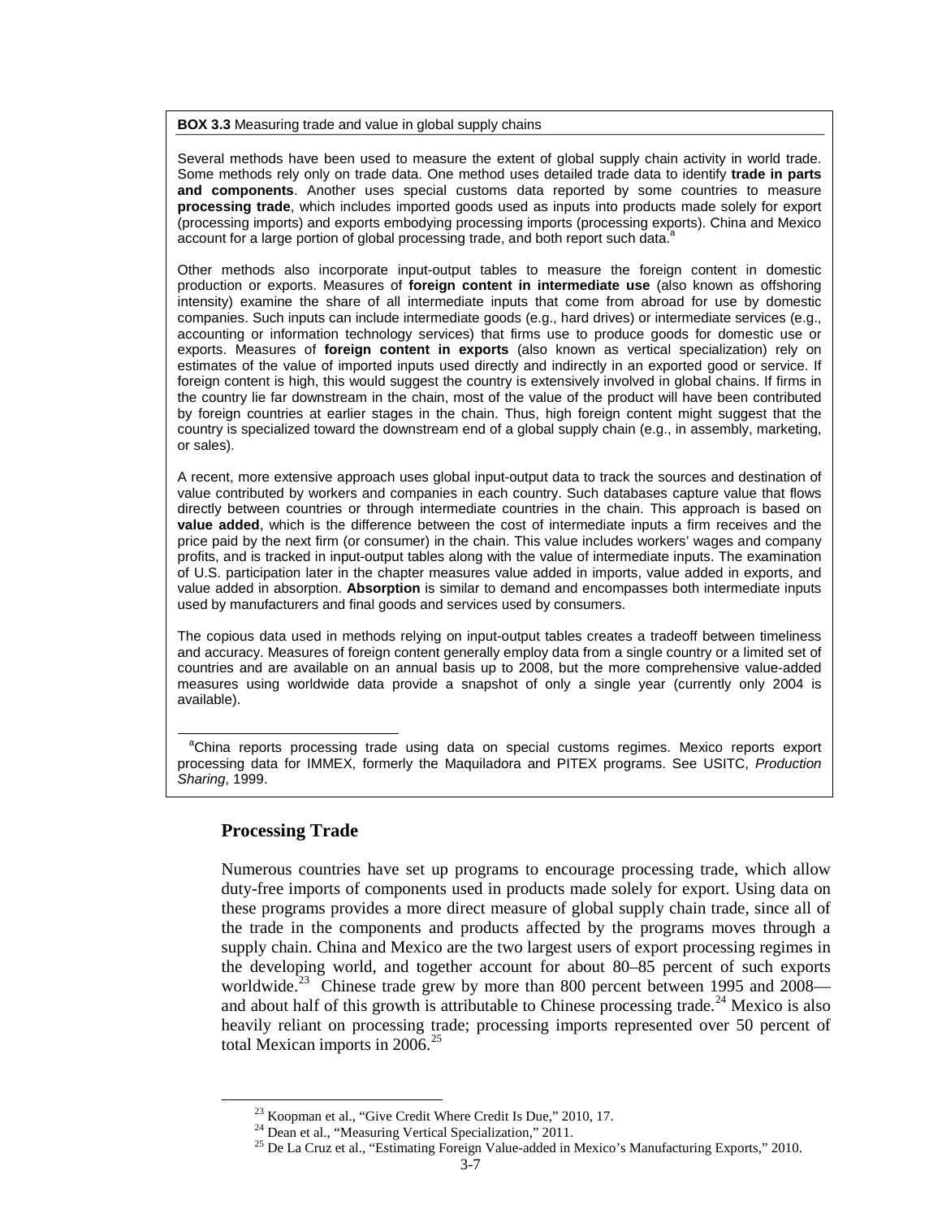**BOX 3.3** Measuring trade and value in global supply chains

Several methods have been used to measure the extent of global supply chain activity in world trade. Some methods rely only on trade data. One method uses detailed trade data to identify **trade in parts and components**. Another uses special customs data reported by some countries to measure **processing trade**, which includes imported goods used as inputs into products made solely for export (processing imports) and exports embodying processing imports (processing exports). China and Mexico account for a large portion of global processing trade, and both report such data.[a]

Other methods also incorporate input-output tables to measure the foreign content in domestic production or exports. Measures of **foreign content in intermediate use** (also known as offshoring intensity) examine the share of all intermediate inputs that come from abroad for use by domestic companies. Such inputs can include intermediate goods (e.g., hard drives) or intermediate services (e.g., accounting or information technology services) that firms use to produce goods for domestic use or exports. Measures of **foreign content in exports** (also known as vertical specialization) rely on estimates of the value of imported inputs used directly and indirectly in an exported good or service. If foreign content is high, this would suggest the country is extensively involved in global chains. If firms in the country lie far downstream in the chain, most of the value of the product will have been contributed by foreign countries at earlier stages in the chain. Thus, high foreign content might suggest that the country is specialized toward the downstream end of a global supply chain (e.g., in assembly, marketing, or sales).

A recent, more extensive approach uses global input-output data to track the sources and destination of value contributed by workers and companies in each country. Such databases capture value that flows directly between countries or through intermediate countries in the chain. This approach is based on **value added**, which is the difference between the cost of intermediate inputs a firm receives and the price paid by the next firm (or consumer) in the chain. This value includes workers' wages and company profits, and is tracked in input-output tables along with the value of intermediate inputs. The examination of U.S. participation later in the chapter measures value added in imports, value added in exports, and value added in absorption. **Absorption** is similar to demand and encompasses both intermediate inputs used by manufacturers and final goods and services used by consumers.

The copious data used in methods relying on input-output tables creates a tradeoff between timeliness and accuracy. Measures of foreign content generally employ data from a single country or a limited set of countries and are available on an annual basis up to 2008, but the more comprehensive value-added measures using worldwide data provide a snapshot of only a single year (currently only 2004 is available).

[a]China reports processing trade using data on special customs regimes. Mexico reports export processing data for IMMEX, formerly the Maquiladora and PITEX programs. See USITC, *Production Sharing*, 1999.

## Processing Trade

Numerous countries have set up programs to encourage processing trade, which allow duty-free imports of components used in products made solely for export. Using data on these programs provides a more direct measure of global supply chain trade, since all of the trade in the components and products affected by the programs moves through a supply chain. China and Mexico are the two largest users of export processing regimes in the developing world, and together account for about 80–85 percent of such exports worldwide.[23] Chinese trade grew by more than 800 percent between 1995 and 2008—and about half of this growth is attributable to Chinese processing trade.[24] Mexico is also heavily reliant on processing trade; processing imports represented over 50 percent of total Mexican imports in 2006.[25]

[23] Koopman et al., "Give Credit Where Credit Is Due," 2010, 17.

[24] Dean et al., "Measuring Vertical Specialization," 2011.

[25] De La Cruz et al., "Estimating Foreign Value-added in Mexico's Manufacturing Exports," 2010.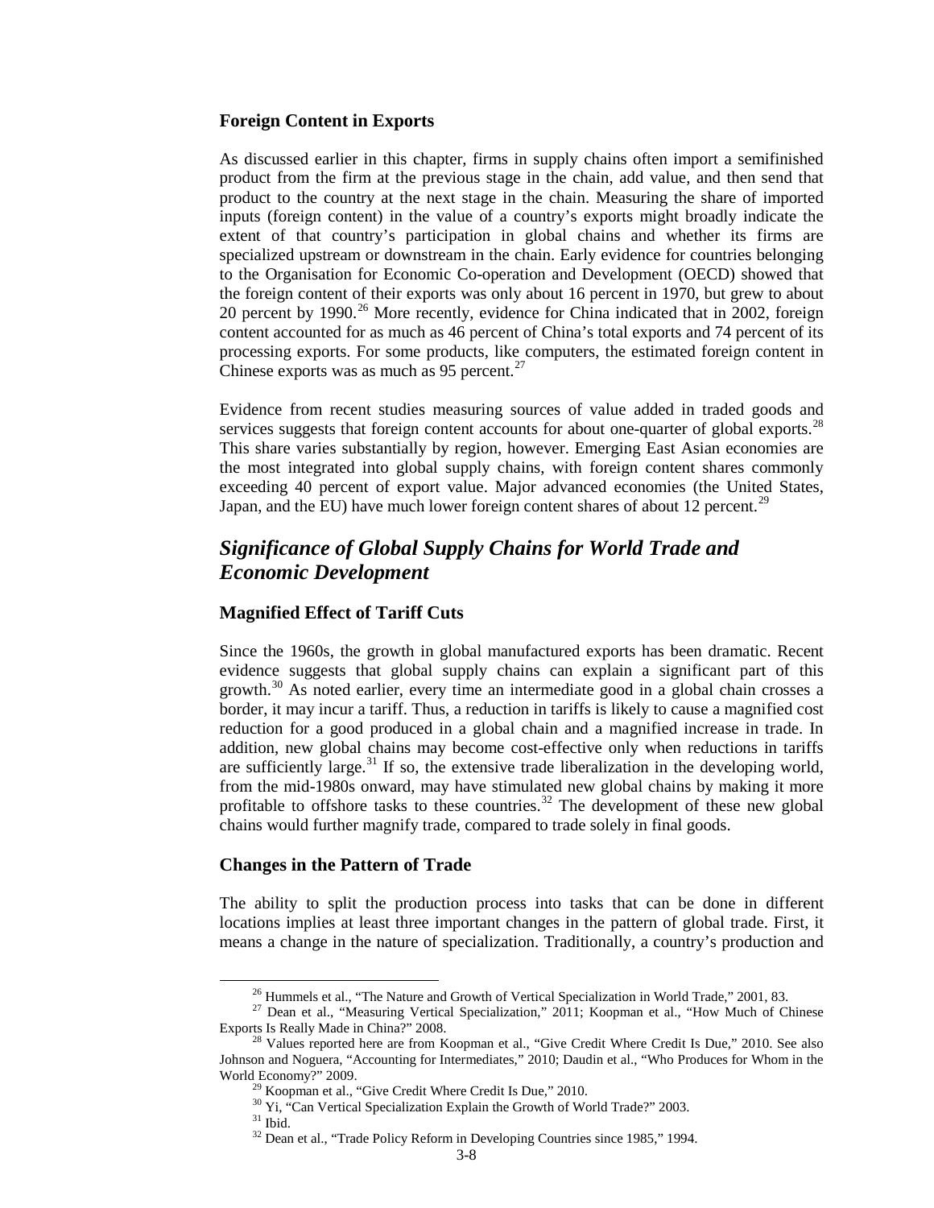### Foreign Content in Exports

As discussed earlier in this chapter, firms in supply chains often import a semifinished product from the firm at the previous stage in the chain, add value, and then send that product to the country at the next stage in the chain. Measuring the share of imported inputs (foreign content) in the value of a country's exports might broadly indicate the extent of that country's participation in global chains and whether its firms are specialized upstream or downstream in the chain. Early evidence for countries belonging to the Organisation for Economic Co-operation and Development (OECD) showed that the foreign content of their exports was only about 16 percent in 1970, but grew to about 20 percent by 1990.[26] More recently, evidence for China indicated that in 2002, foreign content accounted for as much as 46 percent of China's total exports and 74 percent of its processing exports. For some products, like computers, the estimated foreign content in Chinese exports was as much as 95 percent.[27]

Evidence from recent studies measuring sources of value added in traded goods and services suggests that foreign content accounts for about one-quarter of global exports.[28] This share varies substantially by region, however. Emerging East Asian economies are the most integrated into global supply chains, with foreign content shares commonly exceeding 40 percent of export value. Major advanced economies (the United States, Japan, and the EU) have much lower foreign content shares of about 12 percent.[29]

## *Significance of Global Supply Chains for World Trade and Economic Development*

### Magnified Effect of Tariff Cuts

Since the 1960s, the growth in global manufactured exports has been dramatic. Recent evidence suggests that global supply chains can explain a significant part of this growth.[30] As noted earlier, every time an intermediate good in a global chain crosses a border, it may incur a tariff. Thus, a reduction in tariffs is likely to cause a magnified cost reduction for a good produced in a global chain and a magnified increase in trade. In addition, new global chains may become cost-effective only when reductions in tariffs are sufficiently large.[31] If so, the extensive trade liberalization in the developing world, from the mid-1980s onward, may have stimulated new global chains by making it more profitable to offshore tasks to these countries.[32] The development of these new global chains would further magnify trade, compared to trade solely in final goods.

### Changes in the Pattern of Trade

The ability to split the production process into tasks that can be done in different locations implies at least three important changes in the pattern of global trade. First, it means a change in the nature of specialization. Traditionally, a country's production and

---

[26] Hummels et al., "The Nature and Growth of Vertical Specialization in World Trade," 2001, 83.

[27] Dean et al., "Measuring Vertical Specialization," 2011; Koopman et al., "How Much of Chinese Exports Is Really Made in China?" 2008.

[28] Values reported here are from Koopman et al., "Give Credit Where Credit Is Due," 2010. See also Johnson and Noguera, "Accounting for Intermediates," 2010; Daudin et al., "Who Produces for Whom in the World Economy?" 2009.

[29] Koopman et al., "Give Credit Where Credit Is Due," 2010.

[30] Yi, "Can Vertical Specialization Explain the Growth of World Trade?" 2003.

[31] Ibid.

[32] Dean et al., "Trade Policy Reform in Developing Countries since 1985," 1994.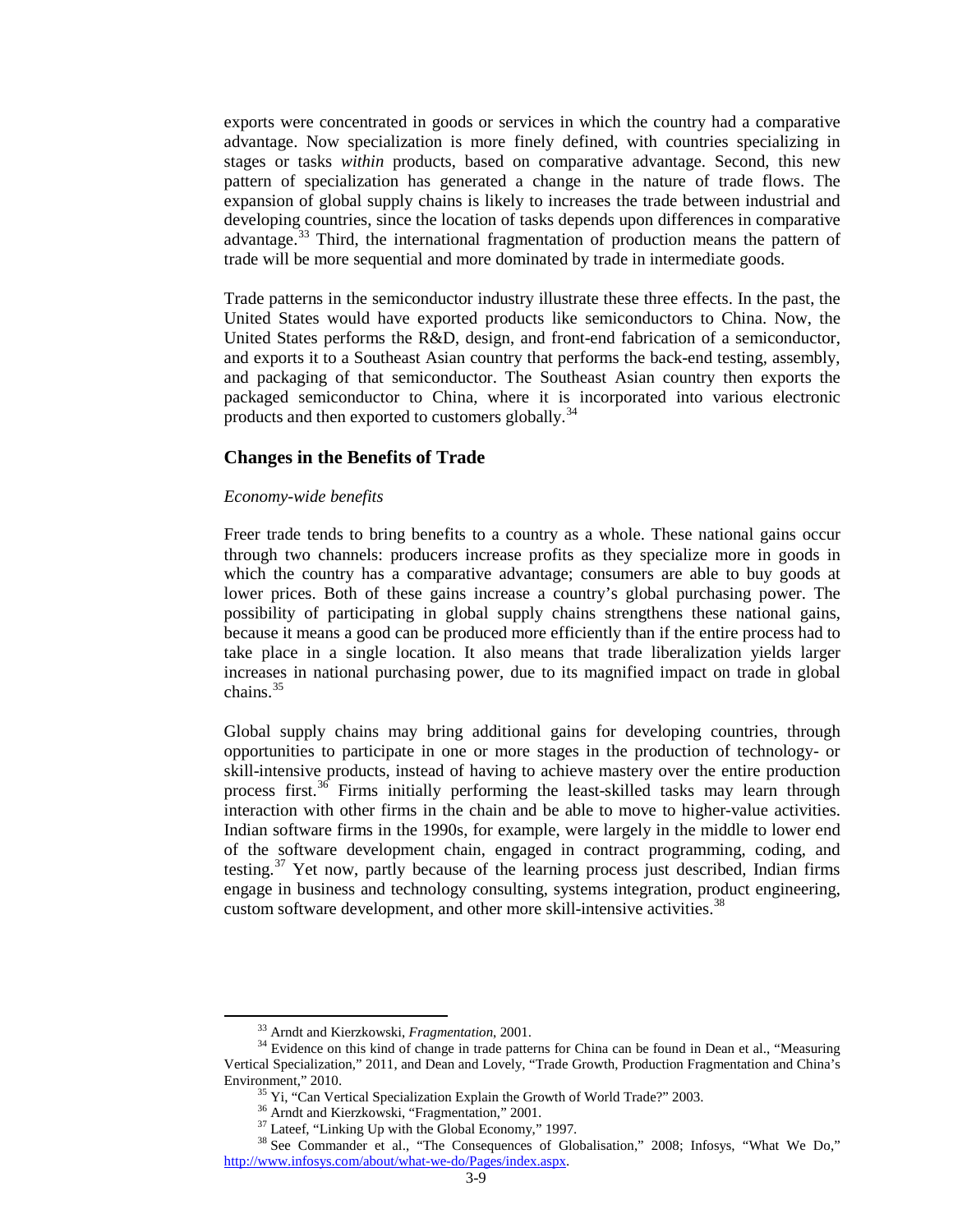exports were concentrated in goods or services in which the country had a comparative advantage. Now specialization is more finely defined, with countries specializing in stages or tasks *within* products, based on comparative advantage. Second, this new pattern of specialization has generated a change in the nature of trade flows. The expansion of global supply chains is likely to increases the trade between industrial and developing countries, since the location of tasks depends upon differences in comparative advantage.[33] Third, the international fragmentation of production means the pattern of trade will be more sequential and more dominated by trade in intermediate goods.

Trade patterns in the semiconductor industry illustrate these three effects. In the past, the United States would have exported products like semiconductors to China. Now, the United States performs the R&D, design, and front-end fabrication of a semiconductor, and exports it to a Southeast Asian country that performs the back-end testing, assembly, and packaging of that semiconductor. The Southeast Asian country then exports the packaged semiconductor to China, where it is incorporated into various electronic products and then exported to customers globally.[34]

### Changes in the Benefits of Trade

*Economy-wide benefits*

Freer trade tends to bring benefits to a country as a whole. These national gains occur through two channels: producers increase profits as they specialize more in goods in which the country has a comparative advantage; consumers are able to buy goods at lower prices. Both of these gains increase a country's global purchasing power. The possibility of participating in global supply chains strengthens these national gains, because it means a good can be produced more efficiently than if the entire process had to take place in a single location. It also means that trade liberalization yields larger increases in national purchasing power, due to its magnified impact on trade in global chains.[35]

Global supply chains may bring additional gains for developing countries, through opportunities to participate in one or more stages in the production of technology- or skill-intensive products, instead of having to achieve mastery over the entire production process first.[36] Firms initially performing the least-skilled tasks may learn through interaction with other firms in the chain and be able to move to higher-value activities. Indian software firms in the 1990s, for example, were largely in the middle to lower end of the software development chain, engaged in contract programming, coding, and testing.[37] Yet now, partly because of the learning process just described, Indian firms engage in business and technology consulting, systems integration, product engineering, custom software development, and other more skill-intensive activities.[38]

---

[33] Arndt and Kierzkowski, *Fragmentation*, 2001.

[34] Evidence on this kind of change in trade patterns for China can be found in Dean et al., "Measuring Vertical Specialization," 2011, and Dean and Lovely, "Trade Growth, Production Fragmentation and China's Environment," 2010.

[35] Yi, "Can Vertical Specialization Explain the Growth of World Trade?" 2003.

[36] Arndt and Kierzkowski, "Fragmentation," 2001.

[37] Lateef, "Linking Up with the Global Economy," 1997.

[38] See Commander et al., "The Consequences of Globalisation," 2008; Infosys, "What We Do," http://www.infosys.com/about/what-we-do/Pages/index.aspx.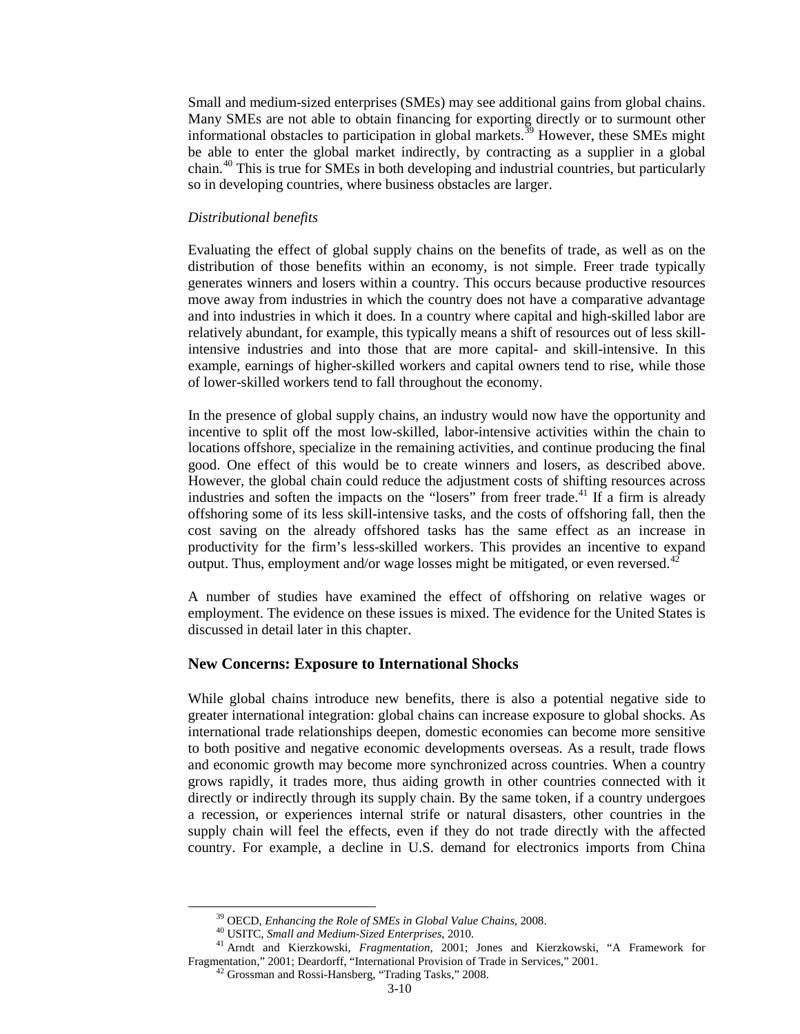Small and medium-sized enterprises (SMEs) may see additional gains from global chains. Many SMEs are not able to obtain financing for exporting directly or to surmount other informational obstacles to participation in global markets.[39] However, these SMEs might be able to enter the global market indirectly, by contracting as a supplier in a global chain.[40] This is true for SMEs in both developing and industrial countries, but particularly so in developing countries, where business obstacles are larger.

*Distributional benefits*

Evaluating the effect of global supply chains on the benefits of trade, as well as on the distribution of those benefits within an economy, is not simple. Freer trade typically generates winners and losers within a country. This occurs because productive resources move away from industries in which the country does not have a comparative advantage and into industries in which it does. In a country where capital and high-skilled labor are relatively abundant, for example, this typically means a shift of resources out of less skill-intensive industries and into those that are more capital- and skill-intensive. In this example, earnings of higher-skilled workers and capital owners tend to rise, while those of lower-skilled workers tend to fall throughout the economy.

In the presence of global supply chains, an industry would now have the opportunity and incentive to split off the most low-skilled, labor-intensive activities within the chain to locations offshore, specialize in the remaining activities, and continue producing the final good. One effect of this would be to create winners and losers, as described above. However, the global chain could reduce the adjustment costs of shifting resources across industries and soften the impacts on the "losers" from freer trade.[41] If a firm is already offshoring some of its less skill-intensive tasks, and the costs of offshoring fall, then the cost saving on the already offshored tasks has the same effect as an increase in productivity for the firm's less-skilled workers. This provides an incentive to expand output. Thus, employment and/or wage losses might be mitigated, or even reversed.[42]

A number of studies have examined the effect of offshoring on relative wages or employment. The evidence on these issues is mixed. The evidence for the United States is discussed in detail later in this chapter.

## New Concerns: Exposure to International Shocks

While global chains introduce new benefits, there is also a potential negative side to greater international integration: global chains can increase exposure to global shocks. As international trade relationships deepen, domestic economies can become more sensitive to both positive and negative economic developments overseas. As a result, trade flows and economic growth may become more synchronized across countries. When a country grows rapidly, it trades more, thus aiding growth in other countries connected with it directly or indirectly through its supply chain. By the same token, if a country undergoes a recession, or experiences internal strife or natural disasters, other countries in the supply chain will feel the effects, even if they do not trade directly with the affected country. For example, a decline in U.S. demand for electronics imports from China

---

[39] OECD, *Enhancing the Role of SMEs in Global Value Chains*, 2008.

[40] USITC, *Small and Medium-Sized Enterprises*, 2010.

[41] Arndt and Kierzkowski, *Fragmentation*, 2001; Jones and Kierzkowski, "A Framework for Fragmentation," 2001; Deardorff, "International Provision of Trade in Services," 2001.

[42] Grossman and Rossi-Hansberg, "Trading Tasks," 2008.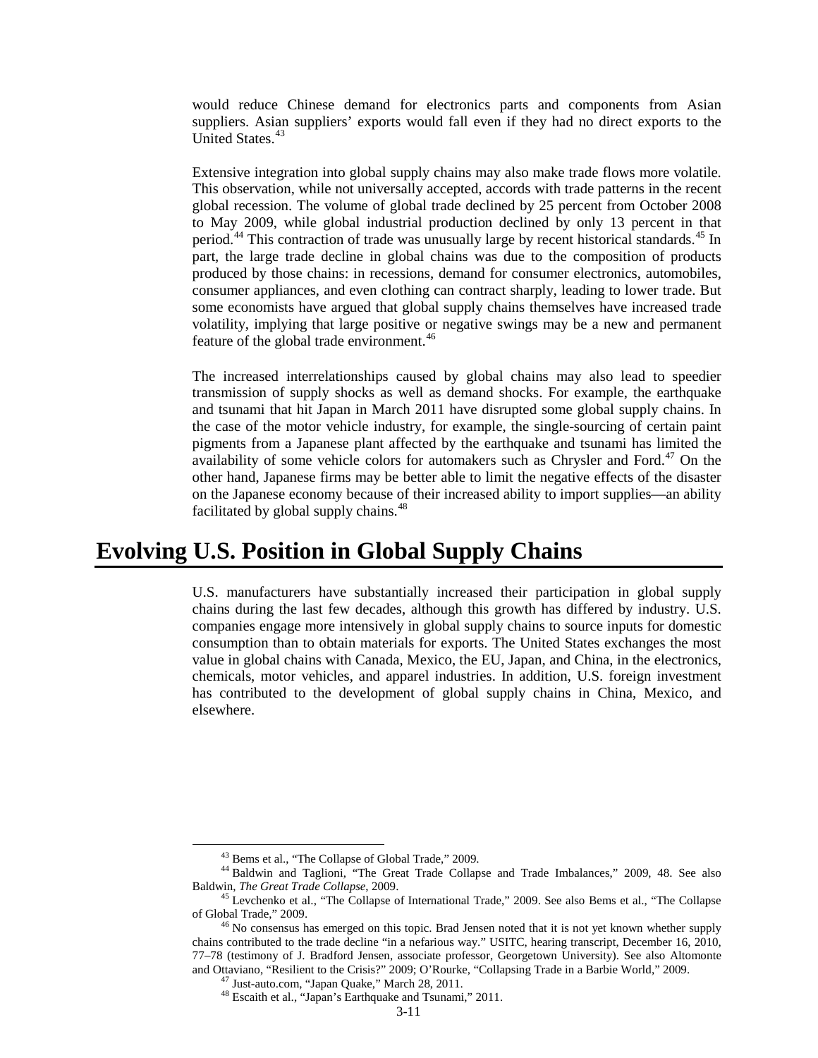would reduce Chinese demand for electronics parts and components from Asian suppliers. Asian suppliers' exports would fall even if they had no direct exports to the United States.[43]

Extensive integration into global supply chains may also make trade flows more volatile. This observation, while not universally accepted, accords with trade patterns in the recent global recession. The volume of global trade declined by 25 percent from October 2008 to May 2009, while global industrial production declined by only 13 percent in that period.[44] This contraction of trade was unusually large by recent historical standards.[45] In part, the large trade decline in global chains was due to the composition of products produced by those chains: in recessions, demand for consumer electronics, automobiles, consumer appliances, and even clothing can contract sharply, leading to lower trade. But some economists have argued that global supply chains themselves have increased trade volatility, implying that large positive or negative swings may be a new and permanent feature of the global trade environment.[46]

The increased interrelationships caused by global chains may also lead to speedier transmission of supply shocks as well as demand shocks. For example, the earthquake and tsunami that hit Japan in March 2011 have disrupted some global supply chains. In the case of the motor vehicle industry, for example, the single-sourcing of certain paint pigments from a Japanese plant affected by the earthquake and tsunami has limited the availability of some vehicle colors for automakers such as Chrysler and Ford.[47] On the other hand, Japanese firms may be better able to limit the negative effects of the disaster on the Japanese economy because of their increased ability to import supplies—an ability facilitated by global supply chains.[48]

# Evolving U.S. Position in Global Supply Chains

U.S. manufacturers have substantially increased their participation in global supply chains during the last few decades, although this growth has differed by industry. U.S. companies engage more intensively in global supply chains to source inputs for domestic consumption than to obtain materials for exports. The United States exchanges the most value in global chains with Canada, Mexico, the EU, Japan, and China, in the electronics, chemicals, motor vehicles, and apparel industries. In addition, U.S. foreign investment has contributed to the development of global supply chains in China, Mexico, and elsewhere.

---

[43] Bems et al., "The Collapse of Global Trade," 2009.

[44] Baldwin and Taglioni, "The Great Trade Collapse and Trade Imbalances," 2009, 48. See also Baldwin, *The Great Trade Collapse*, 2009.

[45] Levchenko et al., "The Collapse of International Trade," 2009. See also Bems et al., "The Collapse of Global Trade," 2009.

[46] No consensus has emerged on this topic. Brad Jensen noted that it is not yet known whether supply chains contributed to the trade decline "in a nefarious way." USITC, hearing transcript, December 16, 2010, 77–78 (testimony of J. Bradford Jensen, associate professor, Georgetown University). See also Altomonte and Ottaviano, "Resilient to the Crisis?" 2009; O'Rourke, "Collapsing Trade in a Barbie World," 2009.

[47] Just-auto.com, "Japan Quake," March 28, 2011.

[48] Escaith et al., "Japan's Earthquake and Tsunami," 2011.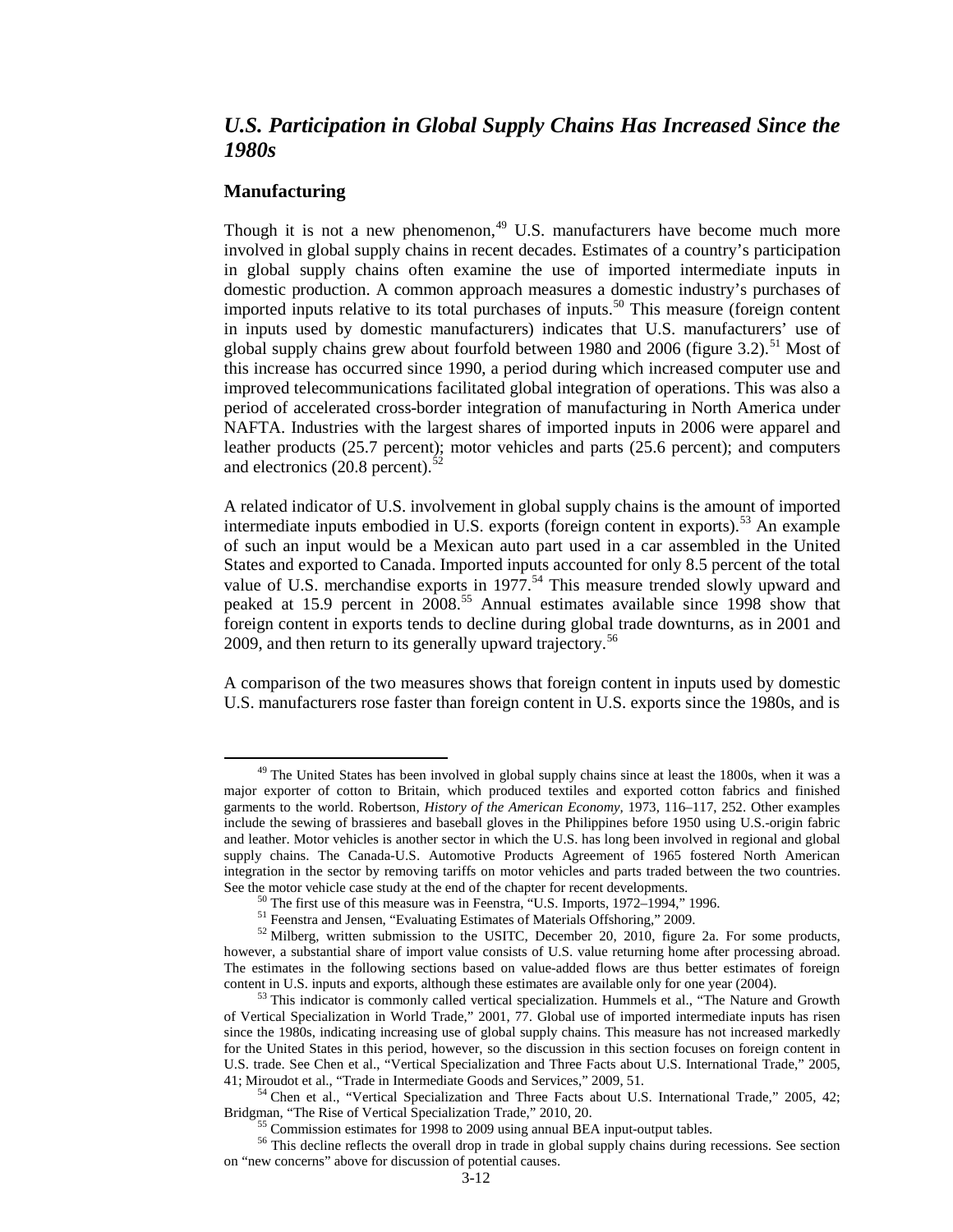## *U.S. Participation in Global Supply Chains Has Increased Since the 1980s*

### Manufacturing

Though it is not a new phenomenon,[49] U.S. manufacturers have become much more involved in global supply chains in recent decades. Estimates of a country's participation in global supply chains often examine the use of imported intermediate inputs in domestic production. A common approach measures a domestic industry's purchases of imported inputs relative to its total purchases of inputs.[50] This measure (foreign content in inputs used by domestic manufacturers) indicates that U.S. manufacturers' use of global supply chains grew about fourfold between 1980 and 2006 (figure 3.2).[51] Most of this increase has occurred since 1990, a period during which increased computer use and improved telecommunications facilitated global integration of operations. This was also a period of accelerated cross-border integration of manufacturing in North America under NAFTA. Industries with the largest shares of imported inputs in 2006 were apparel and leather products (25.7 percent); motor vehicles and parts (25.6 percent); and computers and electronics (20.8 percent).[52]

A related indicator of U.S. involvement in global supply chains is the amount of imported intermediate inputs embodied in U.S. exports (foreign content in exports).[53] An example of such an input would be a Mexican auto part used in a car assembled in the United States and exported to Canada. Imported inputs accounted for only 8.5 percent of the total value of U.S. merchandise exports in 1977.[54] This measure trended slowly upward and peaked at 15.9 percent in 2008.[55] Annual estimates available since 1998 show that foreign content in exports tends to decline during global trade downturns, as in 2001 and 2009, and then return to its generally upward trajectory.[56]

A comparison of the two measures shows that foreign content in inputs used by domestic U.S. manufacturers rose faster than foreign content in U.S. exports since the 1980s, and is

---

[49] The United States has been involved in global supply chains since at least the 1800s, when it was a major exporter of cotton to Britain, which produced textiles and exported cotton fabrics and finished garments to the world. Robertson, *History of the American Economy*, 1973, 116–117, 252. Other examples include the sewing of brassieres and baseball gloves in the Philippines before 1950 using U.S.-origin fabric and leather. Motor vehicles is another sector in which the U.S. has long been involved in regional and global supply chains. The Canada-U.S. Automotive Products Agreement of 1965 fostered North American integration in the sector by removing tariffs on motor vehicles and parts traded between the two countries. See the motor vehicle case study at the end of the chapter for recent developments.

[50] The first use of this measure was in Feenstra, "U.S. Imports, 1972–1994," 1996.

[51] Feenstra and Jensen, "Evaluating Estimates of Materials Offshoring," 2009.

[52] Milberg, written submission to the USITC, December 20, 2010, figure 2a. For some products, however, a substantial share of import value consists of U.S. value returning home after processing abroad. The estimates in the following sections based on value-added flows are thus better estimates of foreign content in U.S. inputs and exports, although these estimates are available only for one year (2004).

[53] This indicator is commonly called vertical specialization. Hummels et al., "The Nature and Growth of Vertical Specialization in World Trade," 2001, 77. Global use of imported intermediate inputs has risen since the 1980s, indicating increasing use of global supply chains. This measure has not increased markedly for the United States in this period, however, so the discussion in this section focuses on foreign content in U.S. trade. See Chen et al., "Vertical Specialization and Three Facts about U.S. International Trade," 2005, 41; Miroudot et al., "Trade in Intermediate Goods and Services," 2009, 51.

[54] Chen et al., "Vertical Specialization and Three Facts about U.S. International Trade," 2005, 42; Bridgman, "The Rise of Vertical Specialization Trade," 2010, 20.

[55] Commission estimates for 1998 to 2009 using annual BEA input-output tables.

[56] This decline reflects the overall drop in trade in global supply chains during recessions. See section on "new concerns" above for discussion of potential causes.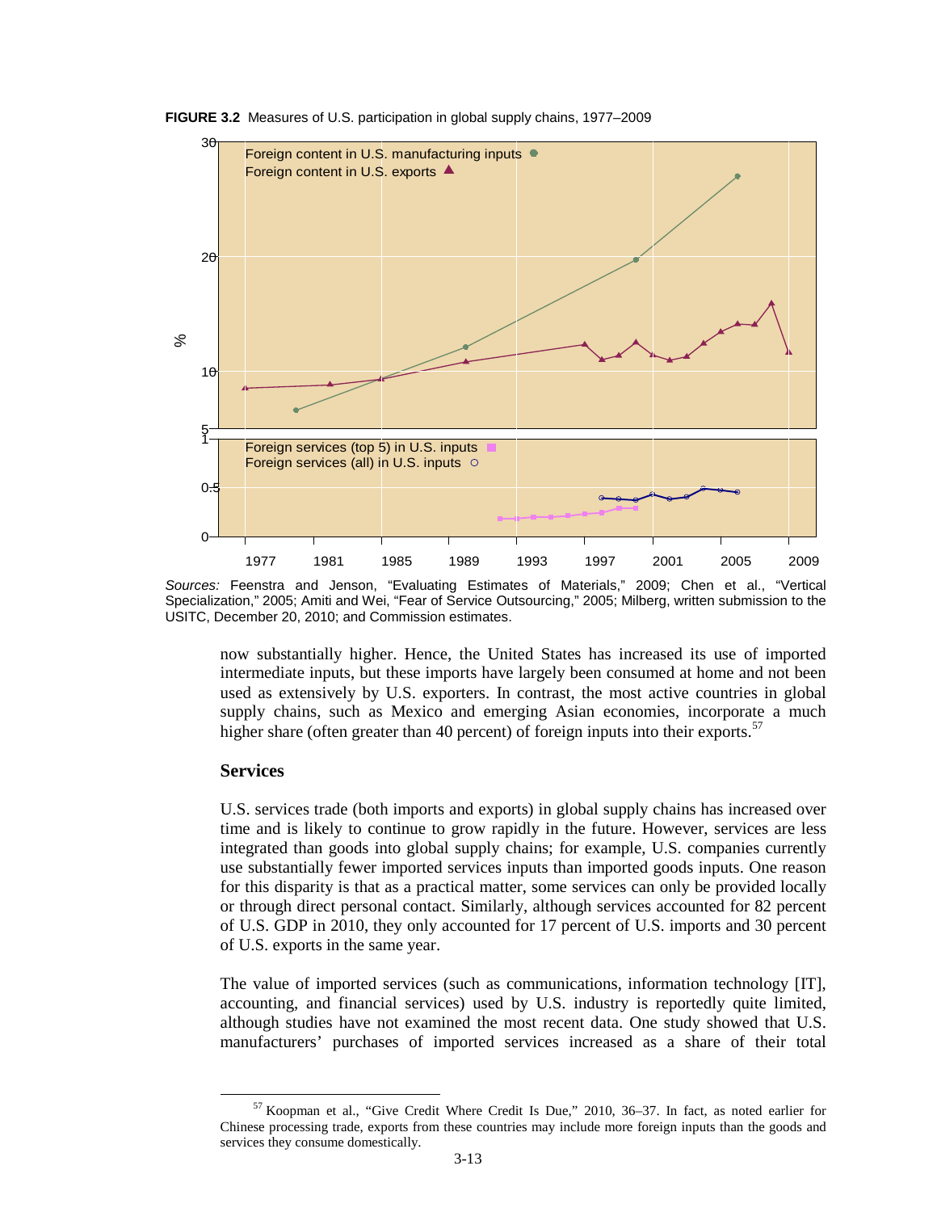**FIGURE 3.2** Measures of U.S. participation in global supply chains, 1977–2009

*Sources:* Feenstra and Jenson, "Evaluating Estimates of Materials," 2009; Chen et al., "Vertical Specialization," 2005; Amiti and Wei, "Fear of Service Outsourcing," 2005; Milberg, written submission to the USITC, December 20, 2010; and Commission estimates.

now substantially higher. Hence, the United States has increased its use of imported intermediate inputs, but these imports have largely been consumed at home and not been used as extensively by U.S. exporters. In contrast, the most active countries in global supply chains, such as Mexico and emerging Asian economies, incorporate a much higher share (often greater than 40 percent) of foreign inputs into their exports.[57]

## Services

U.S. services trade (both imports and exports) in global supply chains has increased over time and is likely to continue to grow rapidly in the future. However, services are less integrated than goods into global supply chains; for example, U.S. companies currently use substantially fewer imported services inputs than imported goods inputs. One reason for this disparity is that as a practical matter, some services can only be provided locally or through direct personal contact. Similarly, although services accounted for 82 percent of U.S. GDP in 2010, they only accounted for 17 percent of U.S. imports and 30 percent of U.S. exports in the same year.

The value of imported services (such as communications, information technology [IT], accounting, and financial services) used by U.S. industry is reportedly quite limited, although studies have not examined the most recent data. One study showed that U.S. manufacturers' purchases of imported services increased as a share of their total

[57] Koopman et al., "Give Credit Where Credit Is Due," 2010, 36–37. In fact, as noted earlier for Chinese processing trade, exports from these countries may include more foreign inputs than the goods and services they consume domestically.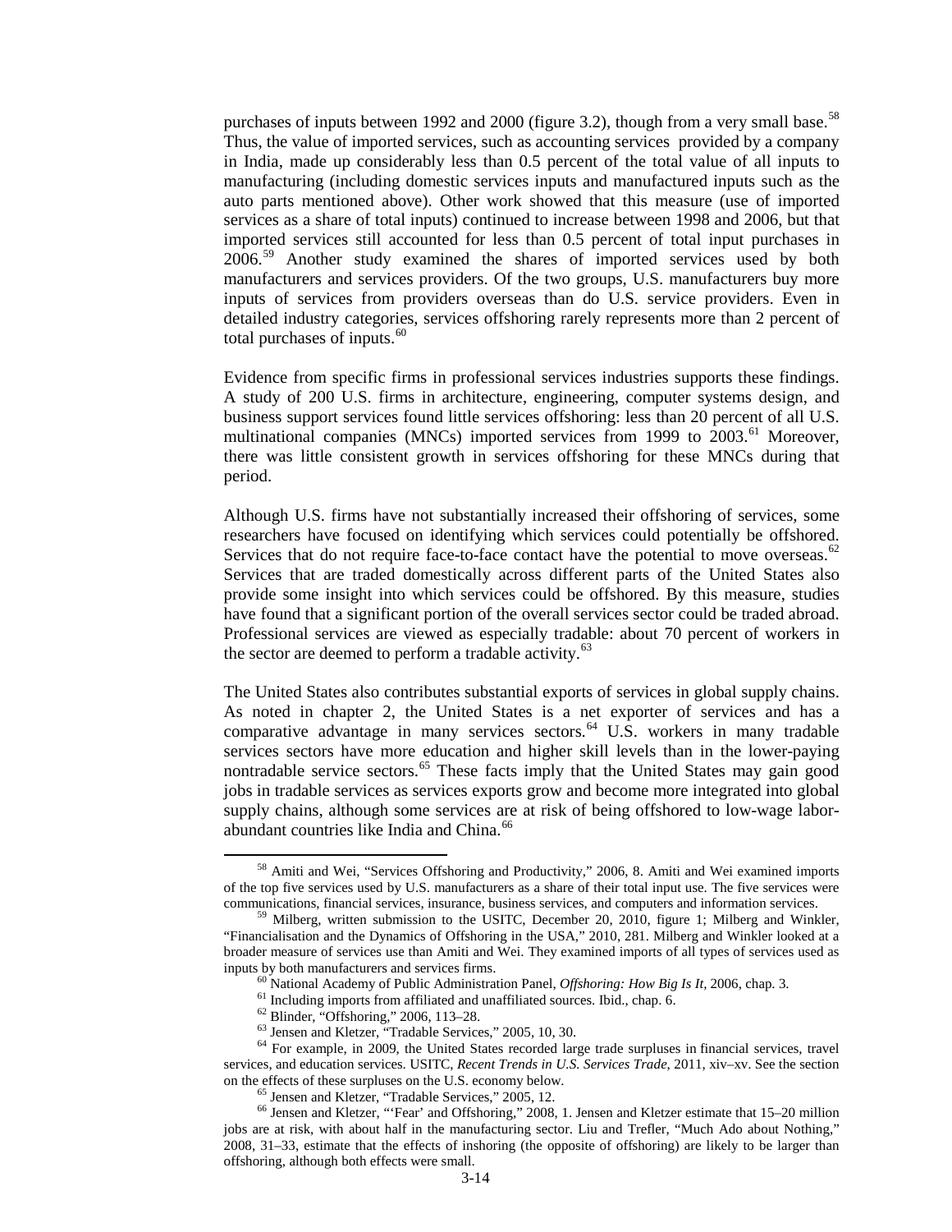purchases of inputs between 1992 and 2000 (figure 3.2), though from a very small base.[58] Thus, the value of imported services, such as accounting services provided by a company in India, made up considerably less than 0.5 percent of the total value of all inputs to manufacturing (including domestic services inputs and manufactured inputs such as the auto parts mentioned above). Other work showed that this measure (use of imported services as a share of total inputs) continued to increase between 1998 and 2006, but that imported services still accounted for less than 0.5 percent of total input purchases in 2006.[59] Another study examined the shares of imported services used by both manufacturers and services providers. Of the two groups, U.S. manufacturers buy more inputs of services from providers overseas than do U.S. service providers. Even in detailed industry categories, services offshoring rarely represents more than 2 percent of total purchases of inputs.[60]

Evidence from specific firms in professional services industries supports these findings. A study of 200 U.S. firms in architecture, engineering, computer systems design, and business support services found little services offshoring: less than 20 percent of all U.S. multinational companies (MNCs) imported services from 1999 to 2003.[61] Moreover, there was little consistent growth in services offshoring for these MNCs during that period.

Although U.S. firms have not substantially increased their offshoring of services, some researchers have focused on identifying which services could potentially be offshored. Services that do not require face-to-face contact have the potential to move overseas.[62] Services that are traded domestically across different parts of the United States also provide some insight into which services could be offshored. By this measure, studies have found that a significant portion of the overall services sector could be traded abroad. Professional services are viewed as especially tradable: about 70 percent of workers in the sector are deemed to perform a tradable activity.[63]

The United States also contributes substantial exports of services in global supply chains. As noted in chapter 2, the United States is a net exporter of services and has a comparative advantage in many services sectors.[64] U.S. workers in many tradable services sectors have more education and higher skill levels than in the lower-paying nontradable service sectors.[65] These facts imply that the United States may gain good jobs in tradable services as services exports grow and become more integrated into global supply chains, although some services are at risk of being offshored to low-wage labor-abundant countries like India and China.[66]

---

[58] Amiti and Wei, "Services Offshoring and Productivity," 2006, 8. Amiti and Wei examined imports of the top five services used by U.S. manufacturers as a share of their total input use. The five services were communications, financial services, insurance, business services, and computers and information services.

[59] Milberg, written submission to the USITC, December 20, 2010, figure 1; Milberg and Winkler, "Financialisation and the Dynamics of Offshoring in the USA," 2010, 281. Milberg and Winkler looked at a broader measure of services use than Amiti and Wei. They examined imports of all types of services used as inputs by both manufacturers and services firms.

[60] National Academy of Public Administration Panel, *Offshoring: How Big Is It*, 2006, chap. 3.

[61] Including imports from affiliated and unaffiliated sources. Ibid., chap. 6.

[62] Blinder, "Offshoring," 2006, 113–28.

[63] Jensen and Kletzer, "Tradable Services," 2005, 10, 30.

[64] For example, in 2009, the United States recorded large trade surpluses in financial services, travel services, and education services. USITC, *Recent Trends in U.S. Services Trade*, 2011, xiv–xv. See the section on the effects of these surpluses on the U.S. economy below.

[65] Jensen and Kletzer, "Tradable Services," 2005, 12.

[66] Jensen and Kletzer, "'Fear' and Offshoring," 2008, 1. Jensen and Kletzer estimate that 15–20 million jobs are at risk, with about half in the manufacturing sector. Liu and Trefler, "Much Ado about Nothing," 2008, 31–33, estimate that the effects of inshoring (the opposite of offshoring) are likely to be larger than offshoring, although both effects were small.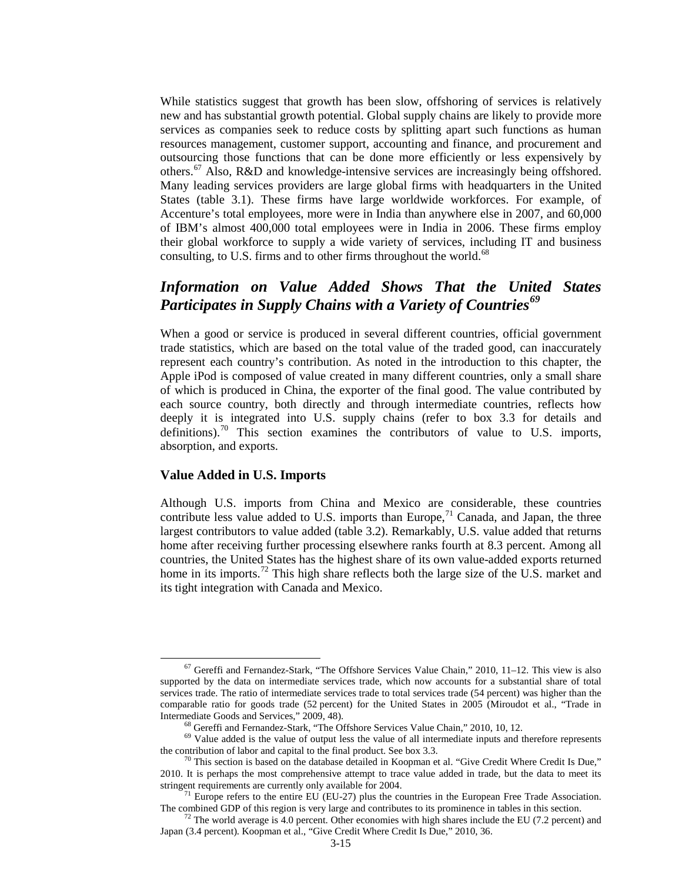While statistics suggest that growth has been slow, offshoring of services is relatively new and has substantial growth potential. Global supply chains are likely to provide more services as companies seek to reduce costs by splitting apart such functions as human resources management, customer support, accounting and finance, and procurement and outsourcing those functions that can be done more efficiently or less expensively by others.[67] Also, R&D and knowledge-intensive services are increasingly being offshored. Many leading services providers are large global firms with headquarters in the United States (table 3.1). These firms have large worldwide workforces. For example, of Accenture's total employees, more were in India than anywhere else in 2007, and 60,000 of IBM's almost 400,000 total employees were in India in 2006. These firms employ their global workforce to supply a wide variety of services, including IT and business consulting, to U.S. firms and to other firms throughout the world.[68]

## *Information on Value Added Shows That the United States Participates in Supply Chains with a Variety of Countries*[69]

When a good or service is produced in several different countries, official government trade statistics, which are based on the total value of the traded good, can inaccurately represent each country's contribution. As noted in the introduction to this chapter, the Apple iPod is composed of value created in many different countries, only a small share of which is produced in China, the exporter of the final good. The value contributed by each source country, both directly and through intermediate countries, reflects how deeply it is integrated into U.S. supply chains (refer to box 3.3 for details and definitions).[70] This section examines the contributors of value to U.S. imports, absorption, and exports.

### Value Added in U.S. Imports

Although U.S. imports from China and Mexico are considerable, these countries contribute less value added to U.S. imports than Europe,[71] Canada, and Japan, the three largest contributors to value added (table 3.2). Remarkably, U.S. value added that returns home after receiving further processing elsewhere ranks fourth at 8.3 percent. Among all countries, the United States has the highest share of its own value-added exports returned home in its imports.[72] This high share reflects both the large size of the U.S. market and its tight integration with Canada and Mexico.

---

[67] Gereffi and Fernandez-Stark, "The Offshore Services Value Chain," 2010, 11–12. This view is also supported by the data on intermediate services trade, which now accounts for a substantial share of total services trade. The ratio of intermediate services trade to total services trade (54 percent) was higher than the comparable ratio for goods trade (52 percent) for the United States in 2005 (Miroudot et al., "Trade in Intermediate Goods and Services," 2009, 48).

[68] Gereffi and Fernandez-Stark, "The Offshore Services Value Chain," 2010, 10, 12.

[69] Value added is the value of output less the value of all intermediate inputs and therefore represents the contribution of labor and capital to the final product. See box 3.3.

[70] This section is based on the database detailed in Koopman et al. "Give Credit Where Credit Is Due," 2010. It is perhaps the most comprehensive attempt to trace value added in trade, but the data to meet its stringent requirements are currently only available for 2004.

[71] Europe refers to the entire EU (EU-27) plus the countries in the European Free Trade Association. The combined GDP of this region is very large and contributes to its prominence in tables in this section.

[72] The world average is 4.0 percent. Other economies with high shares include the EU (7.2 percent) and Japan (3.4 percent). Koopman et al., "Give Credit Where Credit Is Due," 2010, 36.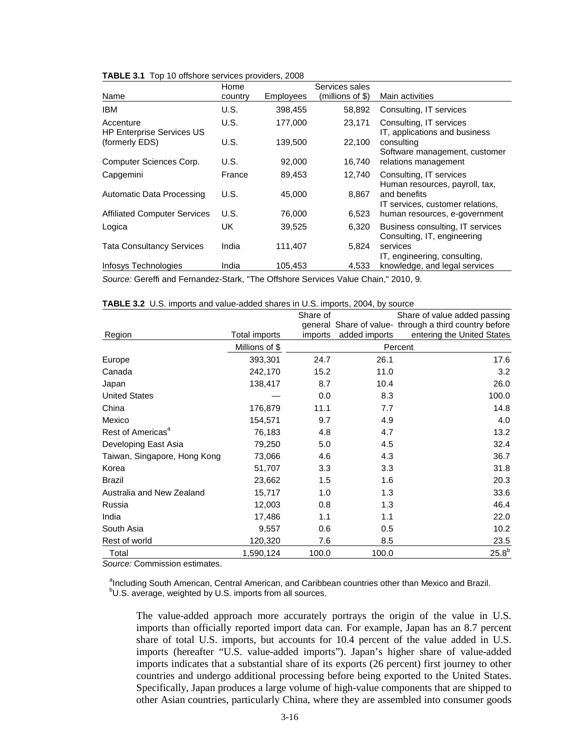**TABLE 3.1** Top 10 offshore services providers, 2008

| Name | Home country | Employees | Services sales (millions of $) | Main activities |
|---|---|---|---|---|
| IBM | U.S. | 398,455 | 58,892 | Consulting, IT services |
| Accenture | U.S. | 177,000 | 23,171 | Consulting, IT services |
| HP Enterprise Services US (formerly EDS) | U.S. | 139,500 | 22,100 | IT, applications and business consulting |
| Computer Sciences Corp. | U.S. | 92,000 | 16,740 | Software management, customer relations management |
| Capgemini | France | 89,453 | 12,740 | Consulting, IT services |
| Automatic Data Processing | U.S. | 45,000 | 8,867 | Human resources, payroll, tax, and benefits |
| Affiliated Computer Services | U.S. | 76,000 | 6,523 | IT services, customer relations, human resources, e-government |
| Logica | UK | 39,525 | 6,320 | Business consulting, IT services |
| Tata Consultancy Services | India | 111,407 | 5,824 | Consulting, IT, engineering services |
| Infosys Technologies | India | 105,453 | 4,533 | IT, engineering, consulting, knowledge, and legal services |

*Source:* Gereffi and Fernandez-Stark, "The Offshore Services Value Chain," 2010, 9.

**TABLE 3.2** U.S. imports and value-added shares in U.S. imports, 2004, by source

| Region | Total imports | Share of general imports | Share of value-added imports | Share of value added passing through a third country before entering the United States |
|---|---|---|---|---|
| | Millions of $ | Percent | | |
| Europe | 393,301 | 24.7 | 26.1 | 17.6 |
| Canada | 242,170 | 15.2 | 11.0 | 3.2 |
| Japan | 138,417 | 8.7 | 10.4 | 26.0 |
| United States | — | 0.0 | 8.3 | 100.0 |
| China | 176,879 | 11.1 | 7.7 | 14.8 |
| Mexico | 154,571 | 9.7 | 4.9 | 4.0 |
| Rest of Americas[a] | 76,183 | 4.8 | 4.7 | 13.2 |
| Developing East Asia | 79,250 | 5.0 | 4.5 | 32.4 |
| Taiwan, Singapore, Hong Kong | 73,066 | 4.6 | 4.3 | 36.7 |
| Korea | 51,707 | 3.3 | 3.3 | 31.8 |
| Brazil | 23,662 | 1.5 | 1.6 | 20.3 |
| Australia and New Zealand | 15,717 | 1.0 | 1.3 | 33.6 |
| Russia | 12,003 | 0.8 | 1.3 | 46.4 |
| India | 17,486 | 1.1 | 1.1 | 22.0 |
| South Asia | 9,557 | 0.6 | 0.5 | 10.2 |
| Rest of world | 120,320 | 7.6 | 8.5 | 23.5 |
| Total | 1,590,124 | 100.0 | 100.0 | 25.8[b] |

*Source:* Commission estimates.

[a]Including South American, Central American, and Caribbean countries other than Mexico and Brazil.
[b]U.S. average, weighted by U.S. imports from all sources.

The value-added approach more accurately portrays the origin of the value in U.S. imports than officially reported import data can. For example, Japan has an 8.7 percent share of total U.S. imports, but accounts for 10.4 percent of the value added in U.S. imports (hereafter "U.S. value-added imports"). Japan's higher share of value-added imports indicates that a substantial share of its exports (26 percent) first journey to other countries and undergo additional processing before being exported to the United States. Specifically, Japan produces a large volume of high-value components that are shipped to other Asian countries, particularly China, where they are assembled into consumer goods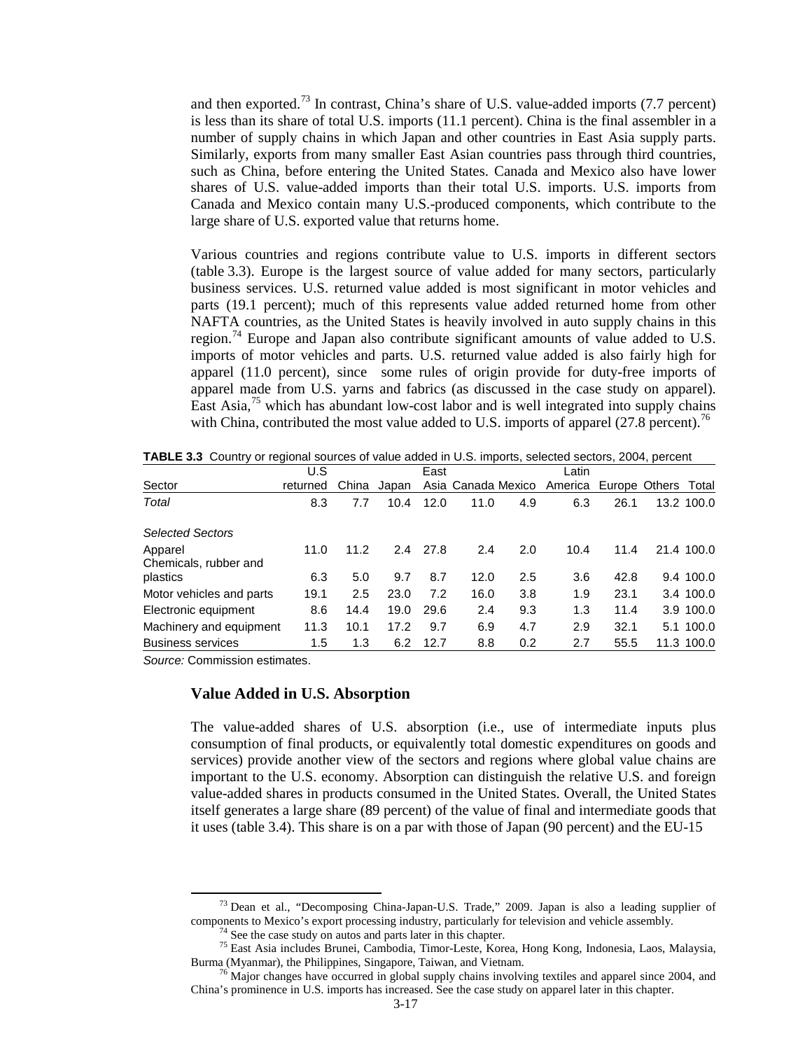and then exported.[73] In contrast, China's share of U.S. value-added imports (7.7 percent) is less than its share of total U.S. imports (11.1 percent). China is the final assembler in a number of supply chains in which Japan and other countries in East Asia supply parts. Similarly, exports from many smaller East Asian countries pass through third countries, such as China, before entering the United States. Canada and Mexico also have lower shares of U.S. value-added imports than their total U.S. imports. U.S. imports from Canada and Mexico contain many U.S.-produced components, which contribute to the large share of U.S. exported value that returns home.

Various countries and regions contribute value to U.S. imports in different sectors (table 3.3). Europe is the largest source of value added for many sectors, particularly business services. U.S. returned value added is most significant in motor vehicles and parts (19.1 percent); much of this represents value added returned home from other NAFTA countries, as the United States is heavily involved in auto supply chains in this region.[74] Europe and Japan also contribute significant amounts of value added to U.S. imports of motor vehicles and parts. U.S. returned value added is also fairly high for apparel (11.0 percent), since some rules of origin provide for duty-free imports of apparel made from U.S. yarns and fabrics (as discussed in the case study on apparel). East Asia,[75] which has abundant low-cost labor and is well integrated into supply chains with China, contributed the most value added to U.S. imports of apparel (27.8 percent).[76]

**TABLE 3.3** Country or regional sources of value added in U.S. imports, selected sectors, 2004, percent

| Sector | U.S returned | China | Japan | East Asia | Canada | Mexico | Latin America | Europe | Others | Total |
|---|---|---|---|---|---|---|---|---|---|---|
| *Total* | 8.3 | 7.7 | 10.4 | 12.0 | 11.0 | 4.9 | 6.3 | 26.1 | 13.2 | 100.0 |
| *Selected Sectors* | | | | | | | | | | |
| Apparel | 11.0 | 11.2 | 2.4 | 27.8 | 2.4 | 2.0 | 10.4 | 11.4 | 21.4 | 100.0 |
| Chemicals, rubber and plastics | 6.3 | 5.0 | 9.7 | 8.7 | 12.0 | 2.5 | 3.6 | 42.8 | 9.4 | 100.0 |
| Motor vehicles and parts | 19.1 | 2.5 | 23.0 | 7.2 | 16.0 | 3.8 | 1.9 | 23.1 | 3.4 | 100.0 |
| Electronic equipment | 8.6 | 14.4 | 19.0 | 29.6 | 2.4 | 9.3 | 1.3 | 11.4 | 3.9 | 100.0 |
| Machinery and equipment | 11.3 | 10.1 | 17.2 | 9.7 | 6.9 | 4.7 | 2.9 | 32.1 | 5.1 | 100.0 |
| Business services | 1.5 | 1.3 | 6.2 | 12.7 | 8.8 | 0.2 | 2.7 | 55.5 | 11.3 | 100.0 |

*Source:* Commission estimates.

### Value Added in U.S. Absorption

The value-added shares of U.S. absorption (i.e., use of intermediate inputs plus consumption of final products, or equivalently total domestic expenditures on goods and services) provide another view of the sectors and regions where global value chains are important to the U.S. economy. Absorption can distinguish the relative U.S. and foreign value-added shares in products consumed in the United States. Overall, the United States itself generates a large share (89 percent) of the value of final and intermediate goods that it uses (table 3.4). This share is on a par with those of Japan (90 percent) and the EU-15

---

[73] Dean et al., "Decomposing China-Japan-U.S. Trade," 2009. Japan is also a leading supplier of components to Mexico's export processing industry, particularly for television and vehicle assembly.

[74] See the case study on autos and parts later in this chapter.

[75] East Asia includes Brunei, Cambodia, Timor-Leste, Korea, Hong Kong, Indonesia, Laos, Malaysia, Burma (Myanmar), the Philippines, Singapore, Taiwan, and Vietnam.

[76] Major changes have occurred in global supply chains involving textiles and apparel since 2004, and China's prominence in U.S. imports has increased. See the case study on apparel later in this chapter.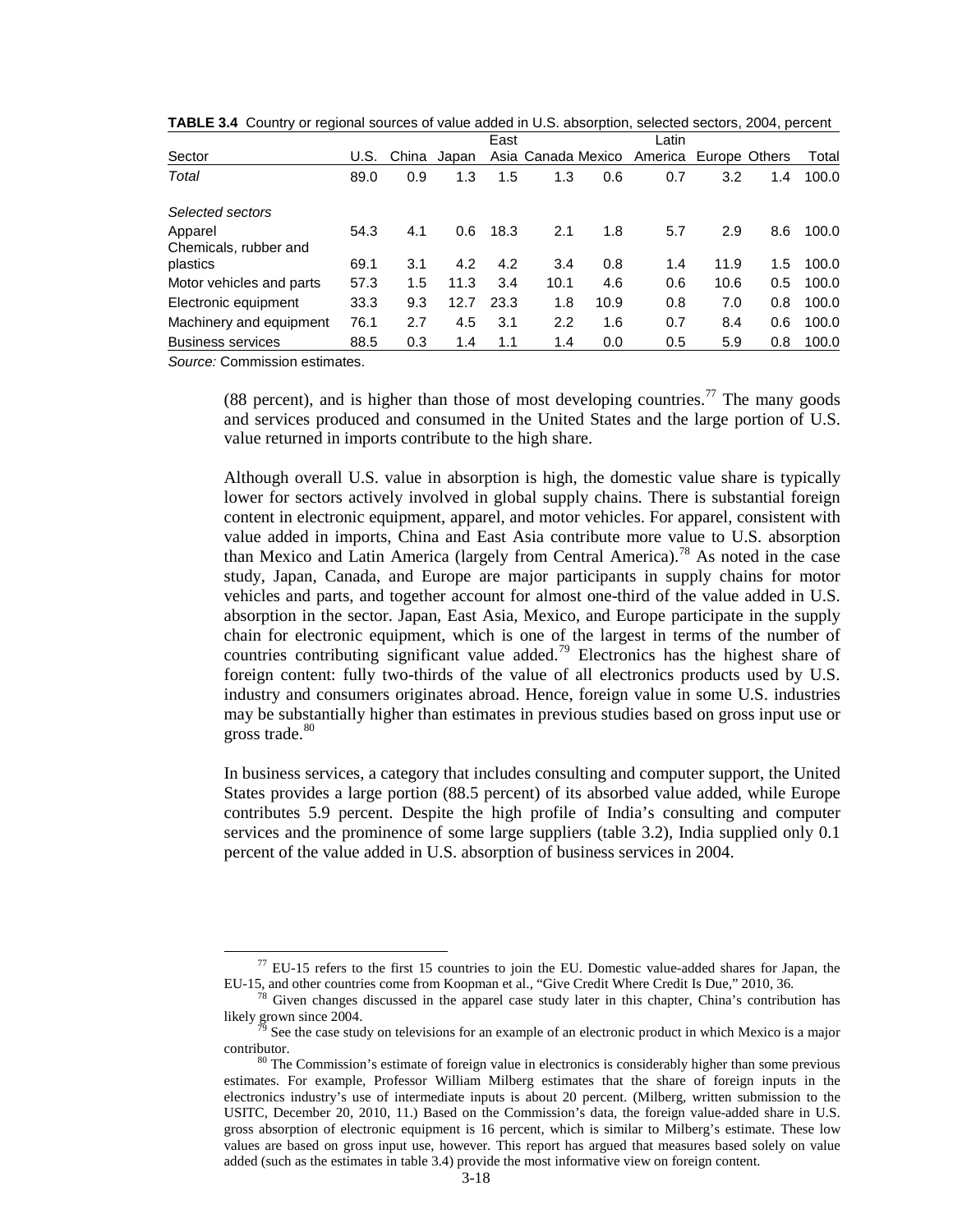**TABLE 3.4** Country or regional sources of value added in U.S. absorption, selected sectors, 2004, percent

| Sector | U.S. | China | Japan | East Asia | Canada | Mexico | Latin America | Europe | Others | Total |
|---|---|---|---|---|---|---|---|---|---|---|
| *Total* | 89.0 | 0.9 | 1.3 | 1.5 | 1.3 | 0.6 | 0.7 | 3.2 | 1.4 | 100.0 |
| *Selected sectors* | | | | | | | | | | |
| Apparel | 54.3 | 4.1 | 0.6 | 18.3 | 2.1 | 1.8 | 5.7 | 2.9 | 8.6 | 100.0 |
| Chemicals, rubber and plastics | 69.1 | 3.1 | 4.2 | 4.2 | 3.4 | 0.8 | 1.4 | 11.9 | 1.5 | 100.0 |
| Motor vehicles and parts | 57.3 | 1.5 | 11.3 | 3.4 | 10.1 | 4.6 | 0.6 | 10.6 | 0.5 | 100.0 |
| Electronic equipment | 33.3 | 9.3 | 12.7 | 23.3 | 1.8 | 10.9 | 0.8 | 7.0 | 0.8 | 100.0 |
| Machinery and equipment | 76.1 | 2.7 | 4.5 | 3.1 | 2.2 | 1.6 | 0.7 | 8.4 | 0.6 | 100.0 |
| Business services | 88.5 | 0.3 | 1.4 | 1.1 | 1.4 | 0.0 | 0.5 | 5.9 | 0.8 | 100.0 |

*Source:* Commission estimates.

(88 percent), and is higher than those of most developing countries.[77] The many goods and services produced and consumed in the United States and the large portion of U.S. value returned in imports contribute to the high share.

Although overall U.S. value in absorption is high, the domestic value share is typically lower for sectors actively involved in global supply chains. There is substantial foreign content in electronic equipment, apparel, and motor vehicles. For apparel, consistent with value added in imports, China and East Asia contribute more value to U.S. absorption than Mexico and Latin America (largely from Central America).[78] As noted in the case study, Japan, Canada, and Europe are major participants in supply chains for motor vehicles and parts, and together account for almost one-third of the value added in U.S. absorption in the sector. Japan, East Asia, Mexico, and Europe participate in the supply chain for electronic equipment, which is one of the largest in terms of the number of countries contributing significant value added.[79] Electronics has the highest share of foreign content: fully two-thirds of the value of all electronics products used by U.S. industry and consumers originates abroad. Hence, foreign value in some U.S. industries may be substantially higher than estimates in previous studies based on gross input use or gross trade.[80]

In business services, a category that includes consulting and computer support, the United States provides a large portion (88.5 percent) of its absorbed value added, while Europe contributes 5.9 percent. Despite the high profile of India's consulting and computer services and the prominence of some large suppliers (table 3.2), India supplied only 0.1 percent of the value added in U.S. absorption of business services in 2004.

[77] EU-15 refers to the first 15 countries to join the EU. Domestic value-added shares for Japan, the EU-15, and other countries come from Koopman et al., "Give Credit Where Credit Is Due," 2010, 36.

[78] Given changes discussed in the apparel case study later in this chapter, China's contribution has likely grown since 2004.

[79] See the case study on televisions for an example of an electronic product in which Mexico is a major contributor.

[80] The Commission's estimate of foreign value in electronics is considerably higher than some previous estimates. For example, Professor William Milberg estimates that the share of foreign inputs in the electronics industry's use of intermediate inputs is about 20 percent. (Milberg, written submission to the USITC, December 20, 2010, 11.) Based on the Commission's data, the foreign value-added share in U.S. gross absorption of electronic equipment is 16 percent, which is similar to Milberg's estimate. These low values are based on gross input use, however. This report has argued that measures based solely on value added (such as the estimates in table 3.4) provide the most informative view on foreign content.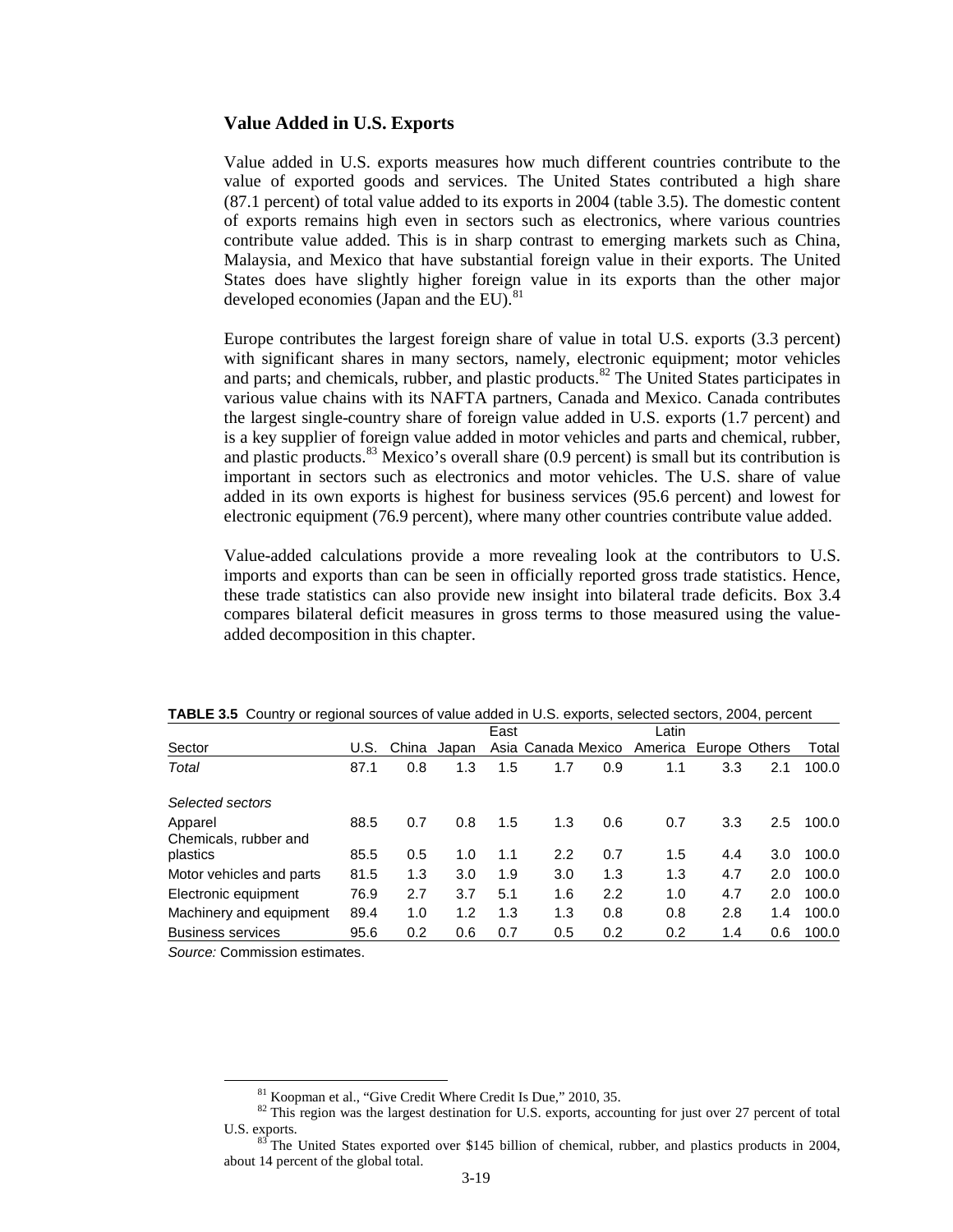### Value Added in U.S. Exports

Value added in U.S. exports measures how much different countries contribute to the value of exported goods and services. The United States contributed a high share (87.1 percent) of total value added to its exports in 2004 (table 3.5). The domestic content of exports remains high even in sectors such as electronics, where various countries contribute value added. This is in sharp contrast to emerging markets such as China, Malaysia, and Mexico that have substantial foreign value in their exports. The United States does have slightly higher foreign value in its exports than the other major developed economies (Japan and the EU).[81]

Europe contributes the largest foreign share of value in total U.S. exports (3.3 percent) with significant shares in many sectors, namely, electronic equipment; motor vehicles and parts; and chemicals, rubber, and plastic products.[82] The United States participates in various value chains with its NAFTA partners, Canada and Mexico. Canada contributes the largest single-country share of foreign value added in U.S. exports (1.7 percent) and is a key supplier of foreign value added in motor vehicles and parts and chemical, rubber, and plastic products.[83] Mexico's overall share (0.9 percent) is small but its contribution is important in sectors such as electronics and motor vehicles. The U.S. share of value added in its own exports is highest for business services (95.6 percent) and lowest for electronic equipment (76.9 percent), where many other countries contribute value added.

Value-added calculations provide a more revealing look at the contributors to U.S. imports and exports than can be seen in officially reported gross trade statistics. Hence, these trade statistics can also provide new insight into bilateral trade deficits. Box 3.4 compares bilateral deficit measures in gross terms to those measured using the value-added decomposition in this chapter.

**TABLE 3.5** Country or regional sources of value added in U.S. exports, selected sectors, 2004, percent

| Sector | U.S. | China | Japan | East Asia | Canada | Mexico | Latin America | Europe | Others | Total |
|---|---|---|---|---|---|---|---|---|---|---|
| *Total* | 87.1 | 0.8 | 1.3 | 1.5 | 1.7 | 0.9 | 1.1 | 3.3 | 2.1 | 100.0 |
| *Selected sectors* | | | | | | | | | | |
| Apparel | 88.5 | 0.7 | 0.8 | 1.5 | 1.3 | 0.6 | 0.7 | 3.3 | 2.5 | 100.0 |
| Chemicals, rubber and plastics | 85.5 | 0.5 | 1.0 | 1.1 | 2.2 | 0.7 | 1.5 | 4.4 | 3.0 | 100.0 |
| Motor vehicles and parts | 81.5 | 1.3 | 3.0 | 1.9 | 3.0 | 1.3 | 1.3 | 4.7 | 2.0 | 100.0 |
| Electronic equipment | 76.9 | 2.7 | 3.7 | 5.1 | 1.6 | 2.2 | 1.0 | 4.7 | 2.0 | 100.0 |
| Machinery and equipment | 89.4 | 1.0 | 1.2 | 1.3 | 1.3 | 0.8 | 0.8 | 2.8 | 1.4 | 100.0 |
| Business services | 95.6 | 0.2 | 0.6 | 0.7 | 0.5 | 0.2 | 0.2 | 1.4 | 0.6 | 100.0 |

*Source:* Commission estimates.

[81] Koopman et al., "Give Credit Where Credit Is Due," 2010, 35.

[82] This region was the largest destination for U.S. exports, accounting for just over 27 percent of total U.S. exports.

[83] The United States exported over $145 billion of chemical, rubber, and plastics products in 2004, about 14 percent of the global total.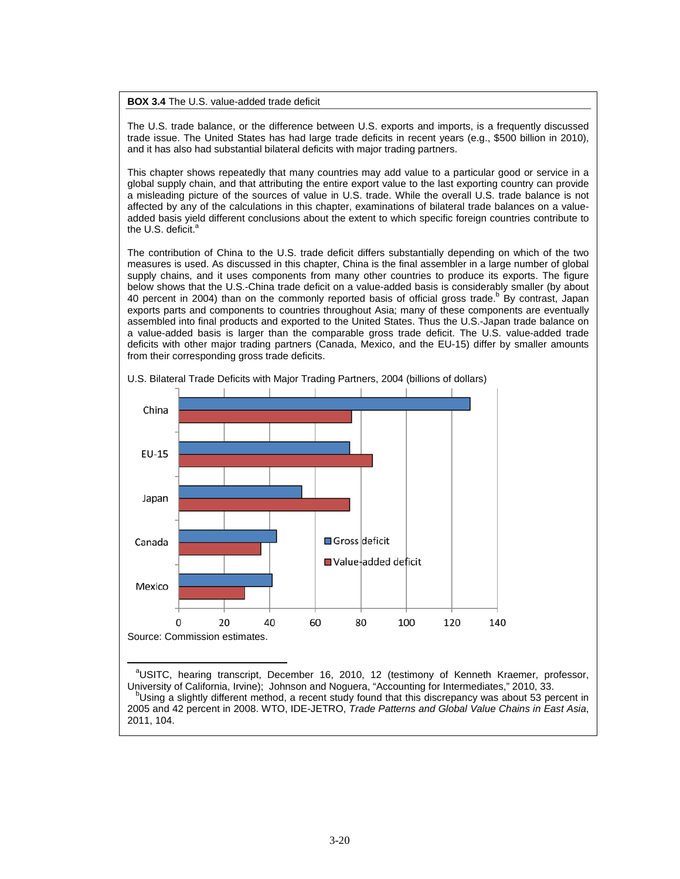**BOX 3.4** The U.S. value-added trade deficit

The U.S. trade balance, or the difference between U.S. exports and imports, is a frequently discussed trade issue. The United States has had large trade deficits in recent years (e.g., $500 billion in 2010), and it has also had substantial bilateral deficits with major trading partners.

This chapter shows repeatedly that many countries may add value to a particular good or service in a global supply chain, and that attributing the entire export value to the last exporting country can provide a misleading picture of the sources of value in U.S. trade. While the overall U.S. trade balance is not affected by any of the calculations in this chapter, examinations of bilateral trade balances on a value-added basis yield different conclusions about the extent to which specific foreign countries contribute to the U.S. deficit.[a]

The contribution of China to the U.S. trade deficit differs substantially depending on which of the two measures is used. As discussed in this chapter, China is the final assembler in a large number of global supply chains, and it uses components from many other countries to produce its exports. The figure below shows that the U.S.-China trade deficit on a value-added basis is considerably smaller (by about 40 percent in 2004) than on the commonly reported basis of official gross trade.[b] By contrast, Japan exports parts and components to countries throughout Asia; many of these components are eventually assembled into final products and exported to the United States. Thus the U.S.-Japan trade balance on a value-added basis is larger than the comparable gross trade deficit. The U.S. value-added trade deficits with other major trading partners (Canada, Mexico, and the EU-15) differ by smaller amounts from their corresponding gross trade deficits.

U.S. Bilateral Trade Deficits with Major Trading Partners, 2004 (billions of dollars)

| | Gross deficit | Value-added deficit |
|---|---|---|
| China | 128 | 76 |
| EU-15 | 75 | 85 |
| Japan | 54 | 75 |
| Canada | 43 | 36 |
| Mexico | 41 | 29 |

Source: Commission estimates.

[a]USITC, hearing transcript, December 16, 2010, 12 (testimony of Kenneth Kraemer, professor, University of California, Irvine); Johnson and Noguera, "Accounting for Intermediates," 2010, 33.

[b]Using a slightly different method, a recent study found that this discrepancy was about 53 percent in 2005 and 42 percent in 2008. WTO, IDE-JETRO, *Trade Patterns and Global Value Chains in East Asia*, 2011, 104.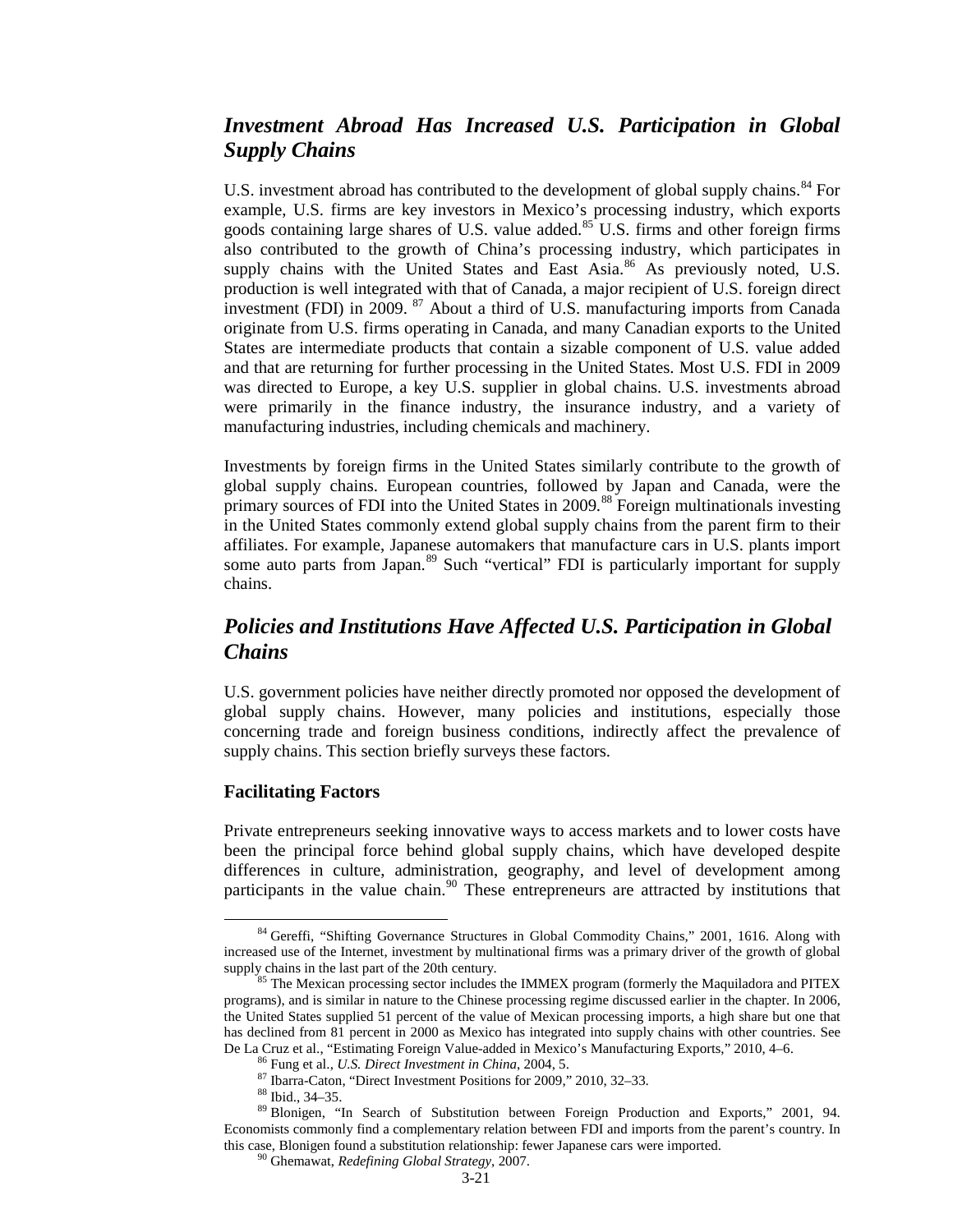## *Investment Abroad Has Increased U.S. Participation in Global Supply Chains*

U.S. investment abroad has contributed to the development of global supply chains.[84] For example, U.S. firms are key investors in Mexico's processing industry, which exports goods containing large shares of U.S. value added.[85] U.S. firms and other foreign firms also contributed to the growth of China's processing industry, which participates in supply chains with the United States and East Asia.[86] As previously noted, U.S. production is well integrated with that of Canada, a major recipient of U.S. foreign direct investment (FDI) in 2009. [87] About a third of U.S. manufacturing imports from Canada originate from U.S. firms operating in Canada, and many Canadian exports to the United States are intermediate products that contain a sizable component of U.S. value added and that are returning for further processing in the United States. Most U.S. FDI in 2009 was directed to Europe, a key U.S. supplier in global chains. U.S. investments abroad were primarily in the finance industry, the insurance industry, and a variety of manufacturing industries, including chemicals and machinery.

Investments by foreign firms in the United States similarly contribute to the growth of global supply chains. European countries, followed by Japan and Canada, were the primary sources of FDI into the United States in 2009.[88] Foreign multinationals investing in the United States commonly extend global supply chains from the parent firm to their affiliates. For example, Japanese automakers that manufacture cars in U.S. plants import some auto parts from Japan.[89] Such "vertical" FDI is particularly important for supply chains.

## *Policies and Institutions Have Affected U.S. Participation in Global Chains*

U.S. government policies have neither directly promoted nor opposed the development of global supply chains. However, many policies and institutions, especially those concerning trade and foreign business conditions, indirectly affect the prevalence of supply chains. This section briefly surveys these factors.

### Facilitating Factors

Private entrepreneurs seeking innovative ways to access markets and to lower costs have been the principal force behind global supply chains, which have developed despite differences in culture, administration, geography, and level of development among participants in the value chain.[90] These entrepreneurs are attracted by institutions that

---

[84] Gereffi, "Shifting Governance Structures in Global Commodity Chains," 2001, 1616. Along with increased use of the Internet, investment by multinational firms was a primary driver of the growth of global supply chains in the last part of the 20th century.

[85] The Mexican processing sector includes the IMMEX program (formerly the Maquiladora and PITEX programs), and is similar in nature to the Chinese processing regime discussed earlier in the chapter. In 2006, the United States supplied 51 percent of the value of Mexican processing imports, a high share but one that has declined from 81 percent in 2000 as Mexico has integrated into supply chains with other countries. See De La Cruz et al., "Estimating Foreign Value-added in Mexico's Manufacturing Exports," 2010, 4–6.

[86] Fung et al., *U.S. Direct Investment in China*, 2004, 5.

[87] Ibarra-Caton, "Direct Investment Positions for 2009," 2010, 32–33.

[88] Ibid., 34–35.

[89] Blonigen, "In Search of Substitution between Foreign Production and Exports," 2001, 94. Economists commonly find a complementary relation between FDI and imports from the parent's country. In this case, Blonigen found a substitution relationship: fewer Japanese cars were imported.

[90] Ghemawat, *Redefining Global Strategy*, 2007.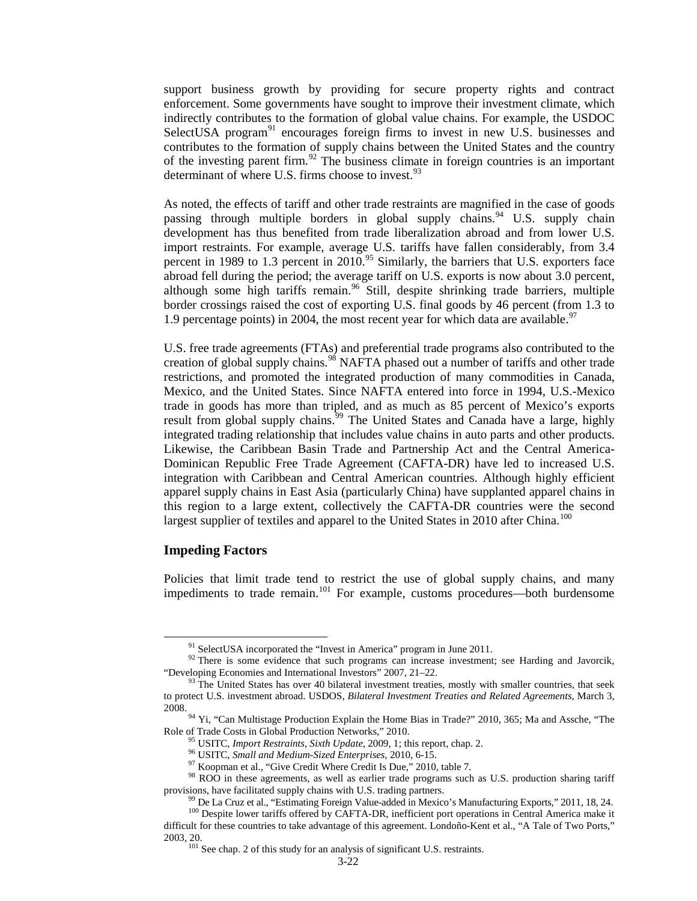support business growth by providing for secure property rights and contract enforcement. Some governments have sought to improve their investment climate, which indirectly contributes to the formation of global value chains. For example, the USDOC SelectUSA program[91] encourages foreign firms to invest in new U.S. businesses and contributes to the formation of supply chains between the United States and the country of the investing parent firm.[92] The business climate in foreign countries is an important determinant of where U.S. firms choose to invest.[93]

As noted, the effects of tariff and other trade restraints are magnified in the case of goods passing through multiple borders in global supply chains.[94] U.S. supply chain development has thus benefited from trade liberalization abroad and from lower U.S. import restraints. For example, average U.S. tariffs have fallen considerably, from 3.4 percent in 1989 to 1.3 percent in 2010.[95] Similarly, the barriers that U.S. exporters face abroad fell during the period; the average tariff on U.S. exports is now about 3.0 percent, although some high tariffs remain.[96] Still, despite shrinking trade barriers, multiple border crossings raised the cost of exporting U.S. final goods by 46 percent (from 1.3 to 1.9 percentage points) in 2004, the most recent year for which data are available.[97]

U.S. free trade agreements (FTAs) and preferential trade programs also contributed to the creation of global supply chains.[98] NAFTA phased out a number of tariffs and other trade restrictions, and promoted the integrated production of many commodities in Canada, Mexico, and the United States. Since NAFTA entered into force in 1994, U.S.-Mexico trade in goods has more than tripled, and as much as 85 percent of Mexico's exports result from global supply chains.[99] The United States and Canada have a large, highly integrated trading relationship that includes value chains in auto parts and other products. Likewise, the Caribbean Basin Trade and Partnership Act and the Central America-Dominican Republic Free Trade Agreement (CAFTA-DR) have led to increased U.S. integration with Caribbean and Central American countries. Although highly efficient apparel supply chains in East Asia (particularly China) have supplanted apparel chains in this region to a large extent, collectively the CAFTA-DR countries were the second largest supplier of textiles and apparel to the United States in 2010 after China.[100]

## Impeding Factors

Policies that limit trade tend to restrict the use of global supply chains, and many impediments to trade remain.[101] For example, customs procedures—both burdensome

---

[91] SelectUSA incorporated the "Invest in America" program in June 2011.

[92] There is some evidence that such programs can increase investment; see Harding and Javorcik, "Developing Economies and International Investors" 2007, 21–22.

[93] The United States has over 40 bilateral investment treaties, mostly with smaller countries, that seek to protect U.S. investment abroad. USDOS, *Bilateral Investment Treaties and Related Agreements*, March 3, 2008.

[94] Yi, "Can Multistage Production Explain the Home Bias in Trade?" 2010, 365; Ma and Assche, "The Role of Trade Costs in Global Production Networks," 2010.

[95] USITC, *Import Restraints, Sixth Update*, 2009, 1; this report, chap. 2.

[96] USITC, *Small and Medium-Sized Enterprises*, 2010, 6-15.

[97] Koopman et al., "Give Credit Where Credit Is Due," 2010, table 7.

[98] ROO in these agreements, as well as earlier trade programs such as U.S. production sharing tariff provisions, have facilitated supply chains with U.S. trading partners.

[99] De La Cruz et al., "Estimating Foreign Value-added in Mexico's Manufacturing Exports," 2011, 18, 24.

[100] Despite lower tariffs offered by CAFTA-DR, inefficient port operations in Central America make it difficult for these countries to take advantage of this agreement. Londoño-Kent et al., "A Tale of Two Ports," 2003, 20.

[101] See chap. 2 of this study for an analysis of significant U.S. restraints.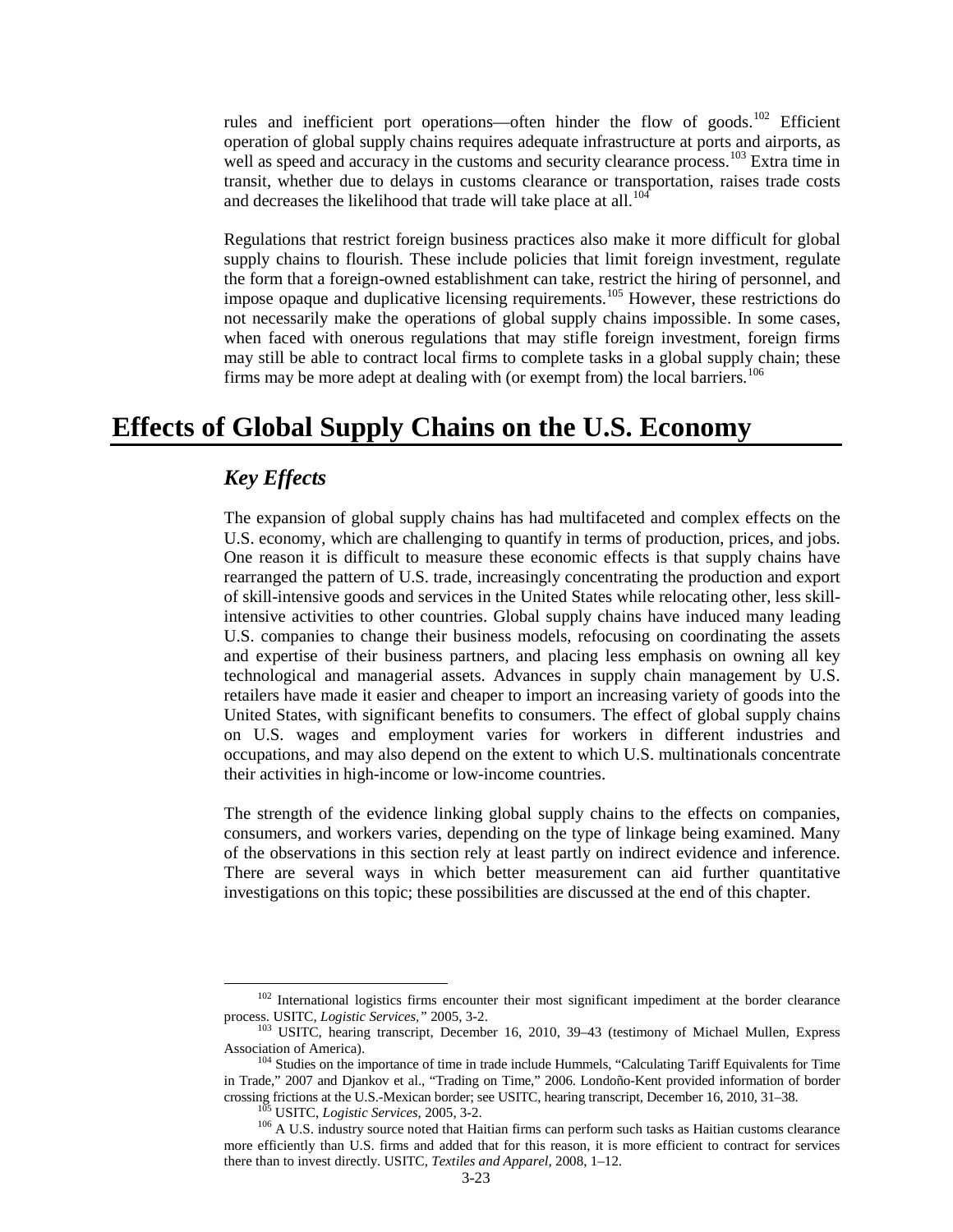rules and inefficient port operations—often hinder the flow of goods.[102] Efficient operation of global supply chains requires adequate infrastructure at ports and airports, as well as speed and accuracy in the customs and security clearance process.[103] Extra time in transit, whether due to delays in customs clearance or transportation, raises trade costs and decreases the likelihood that trade will take place at all.[104]

Regulations that restrict foreign business practices also make it more difficult for global supply chains to flourish. These include policies that limit foreign investment, regulate the form that a foreign-owned establishment can take, restrict the hiring of personnel, and impose opaque and duplicative licensing requirements.[105] However, these restrictions do not necessarily make the operations of global supply chains impossible. In some cases, when faced with onerous regulations that may stifle foreign investment, foreign firms may still be able to contract local firms to complete tasks in a global supply chain; these firms may be more adept at dealing with (or exempt from) the local barriers.[106]

# Effects of Global Supply Chains on the U.S. Economy

## *Key Effects*

The expansion of global supply chains has had multifaceted and complex effects on the U.S. economy, which are challenging to quantify in terms of production, prices, and jobs. One reason it is difficult to measure these economic effects is that supply chains have rearranged the pattern of U.S. trade, increasingly concentrating the production and export of skill-intensive goods and services in the United States while relocating other, less skill-intensive activities to other countries. Global supply chains have induced many leading U.S. companies to change their business models, refocusing on coordinating the assets and expertise of their business partners, and placing less emphasis on owning all key technological and managerial assets. Advances in supply chain management by U.S. retailers have made it easier and cheaper to import an increasing variety of goods into the United States, with significant benefits to consumers. The effect of global supply chains on U.S. wages and employment varies for workers in different industries and occupations, and may also depend on the extent to which U.S. multinationals concentrate their activities in high-income or low-income countries.

The strength of the evidence linking global supply chains to the effects on companies, consumers, and workers varies, depending on the type of linkage being examined. Many of the observations in this section rely at least partly on indirect evidence and inference. There are several ways in which better measurement can aid further quantitative investigations on this topic; these possibilities are discussed at the end of this chapter.

---

[102] International logistics firms encounter their most significant impediment at the border clearance process. USITC, *Logistic Services*,*"* 2005, 3-2.

[103] USITC, hearing transcript, December 16, 2010, 39–43 (testimony of Michael Mullen, Express Association of America).

[104] Studies on the importance of time in trade include Hummels, "Calculating Tariff Equivalents for Time in Trade," 2007 and Djankov et al., "Trading on Time," 2006. Londoño-Kent provided information of border crossing frictions at the U.S.-Mexican border; see USITC, hearing transcript, December 16, 2010, 31–38.

[105] USITC, *Logistic Services*, 2005, 3-2.

[106] A U.S. industry source noted that Haitian firms can perform such tasks as Haitian customs clearance more efficiently than U.S. firms and added that for this reason, it is more efficient to contract for services there than to invest directly. USITC, *Textiles and Apparel*, 2008, 1–12.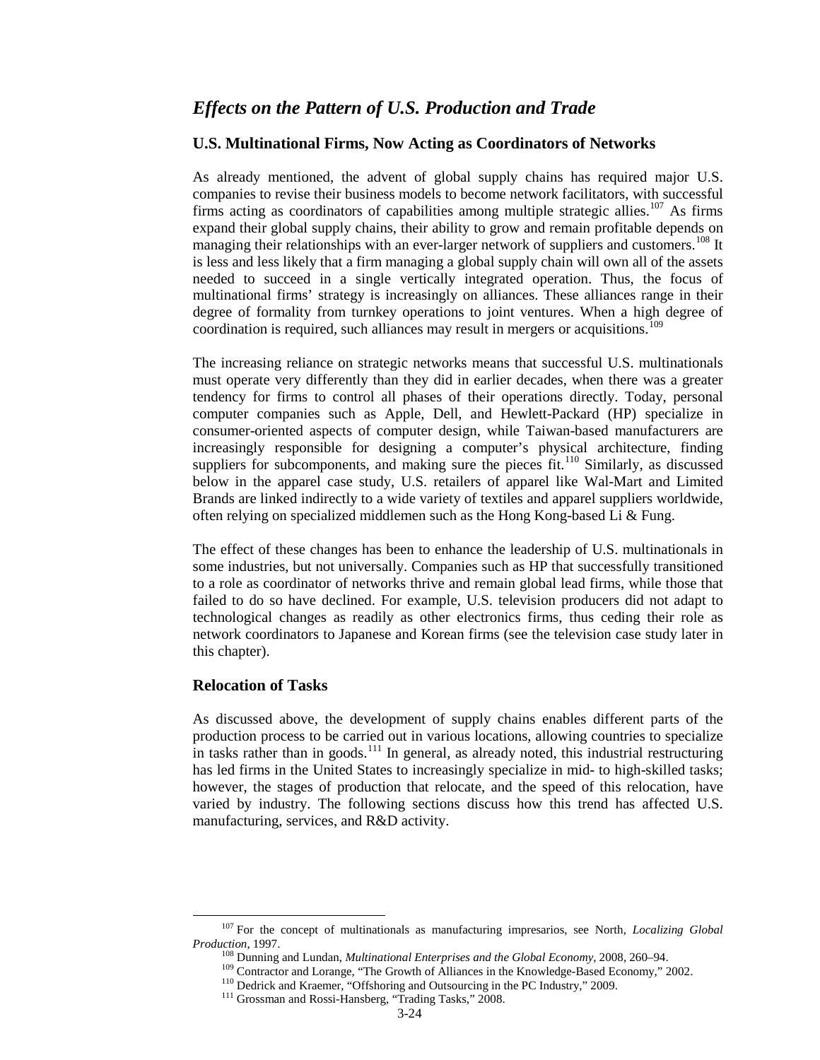## *Effects on the Pattern of U.S. Production and Trade*

### U.S. Multinational Firms, Now Acting as Coordinators of Networks

As already mentioned, the advent of global supply chains has required major U.S. companies to revise their business models to become network facilitators, with successful firms acting as coordinators of capabilities among multiple strategic allies.[107] As firms expand their global supply chains, their ability to grow and remain profitable depends on managing their relationships with an ever-larger network of suppliers and customers.[108] It is less and less likely that a firm managing a global supply chain will own all of the assets needed to succeed in a single vertically integrated operation. Thus, the focus of multinational firms' strategy is increasingly on alliances. These alliances range in their degree of formality from turnkey operations to joint ventures. When a high degree of coordination is required, such alliances may result in mergers or acquisitions.[109]

The increasing reliance on strategic networks means that successful U.S. multinationals must operate very differently than they did in earlier decades, when there was a greater tendency for firms to control all phases of their operations directly. Today, personal computer companies such as Apple, Dell, and Hewlett-Packard (HP) specialize in consumer-oriented aspects of computer design, while Taiwan-based manufacturers are increasingly responsible for designing a computer's physical architecture, finding suppliers for subcomponents, and making sure the pieces fit.[110] Similarly, as discussed below in the apparel case study, U.S. retailers of apparel like Wal-Mart and Limited Brands are linked indirectly to a wide variety of textiles and apparel suppliers worldwide, often relying on specialized middlemen such as the Hong Kong-based Li & Fung.

The effect of these changes has been to enhance the leadership of U.S. multinationals in some industries, but not universally. Companies such as HP that successfully transitioned to a role as coordinator of networks thrive and remain global lead firms, while those that failed to do so have declined. For example, U.S. television producers did not adapt to technological changes as readily as other electronics firms, thus ceding their role as network coordinators to Japanese and Korean firms (see the television case study later in this chapter).

### Relocation of Tasks

As discussed above, the development of supply chains enables different parts of the production process to be carried out in various locations, allowing countries to specialize in tasks rather than in goods.[111] In general, as already noted, this industrial restructuring has led firms in the United States to increasingly specialize in mid- to high-skilled tasks; however, the stages of production that relocate, and the speed of this relocation, have varied by industry. The following sections discuss how this trend has affected U.S. manufacturing, services, and R&D activity.

---

[107] For the concept of multinationals as manufacturing impresarios, see North, *Localizing Global Production*, 1997.

[108] Dunning and Lundan, *Multinational Enterprises and the Global Economy*, 2008, 260–94.

[109] Contractor and Lorange, "The Growth of Alliances in the Knowledge-Based Economy," 2002.

[110] Dedrick and Kraemer, "Offshoring and Outsourcing in the PC Industry," 2009.

[111] Grossman and Rossi-Hansberg, "Trading Tasks," 2008.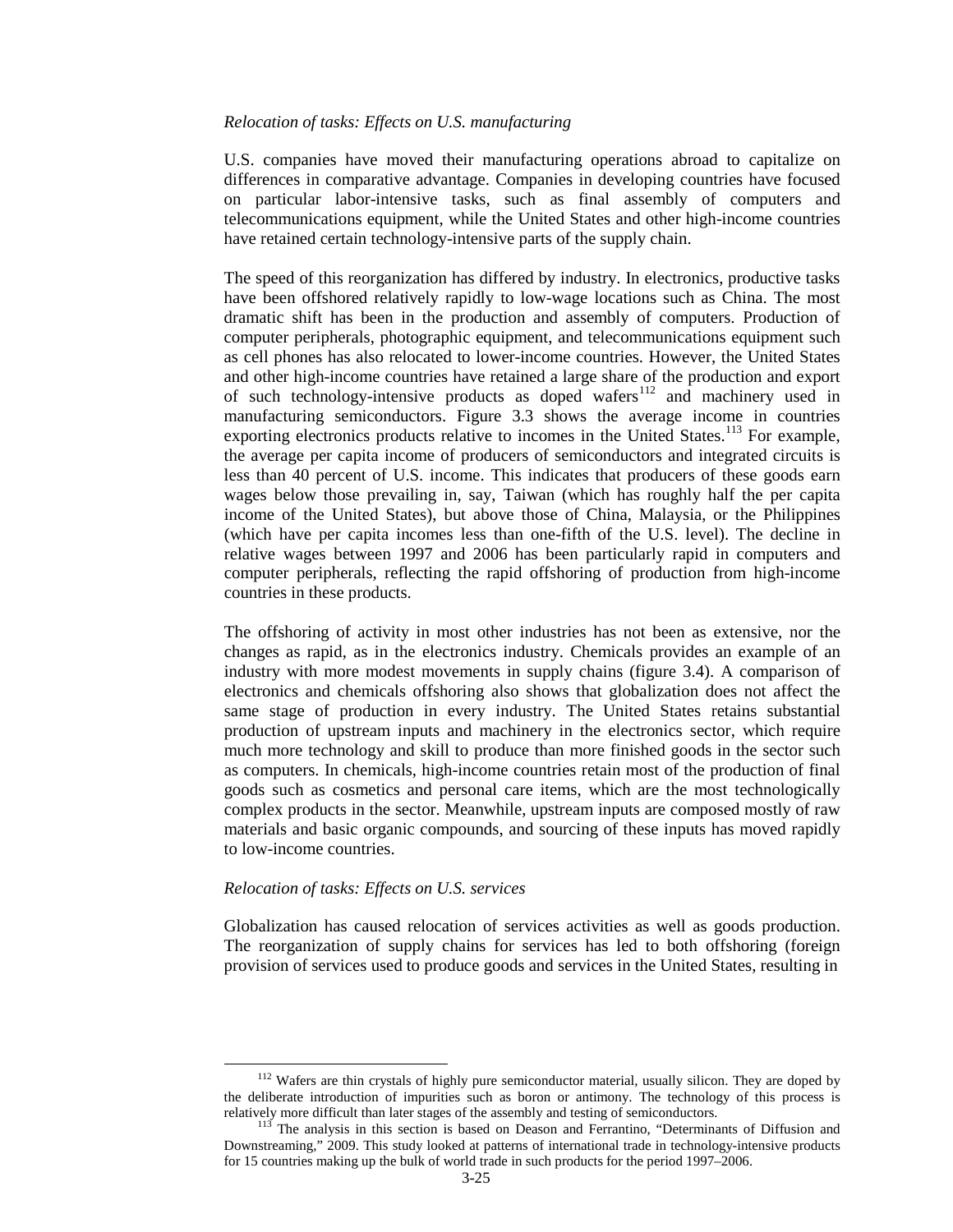*Relocation of tasks: Effects on U.S. manufacturing*

U.S. companies have moved their manufacturing operations abroad to capitalize on differences in comparative advantage. Companies in developing countries have focused on particular labor-intensive tasks, such as final assembly of computers and telecommunications equipment, while the United States and other high-income countries have retained certain technology-intensive parts of the supply chain.

The speed of this reorganization has differed by industry. In electronics, productive tasks have been offshored relatively rapidly to low-wage locations such as China. The most dramatic shift has been in the production and assembly of computers. Production of computer peripherals, photographic equipment, and telecommunications equipment such as cell phones has also relocated to lower-income countries. However, the United States and other high-income countries have retained a large share of the production and export of such technology-intensive products as doped wafers[112] and machinery used in manufacturing semiconductors. Figure 3.3 shows the average income in countries exporting electronics products relative to incomes in the United States.[113] For example, the average per capita income of producers of semiconductors and integrated circuits is less than 40 percent of U.S. income. This indicates that producers of these goods earn wages below those prevailing in, say, Taiwan (which has roughly half the per capita income of the United States), but above those of China, Malaysia, or the Philippines (which have per capita incomes less than one-fifth of the U.S. level). The decline in relative wages between 1997 and 2006 has been particularly rapid in computers and computer peripherals, reflecting the rapid offshoring of production from high-income countries in these products.

The offshoring of activity in most other industries has not been as extensive, nor the changes as rapid, as in the electronics industry. Chemicals provides an example of an industry with more modest movements in supply chains (figure 3.4). A comparison of electronics and chemicals offshoring also shows that globalization does not affect the same stage of production in every industry. The United States retains substantial production of upstream inputs and machinery in the electronics sector, which require much more technology and skill to produce than more finished goods in the sector such as computers. In chemicals, high-income countries retain most of the production of final goods such as cosmetics and personal care items, which are the most technologically complex products in the sector. Meanwhile, upstream inputs are composed mostly of raw materials and basic organic compounds, and sourcing of these inputs has moved rapidly to low-income countries.

*Relocation of tasks: Effects on U.S. services*

Globalization has caused relocation of services activities as well as goods production. The reorganization of supply chains for services has led to both offshoring (foreign provision of services used to produce goods and services in the United States, resulting in

[112] Wafers are thin crystals of highly pure semiconductor material, usually silicon. They are doped by the deliberate introduction of impurities such as boron or antimony. The technology of this process is relatively more difficult than later stages of the assembly and testing of semiconductors.

[113] The analysis in this section is based on Deason and Ferrantino, "Determinants of Diffusion and Downstreaming," 2009. This study looked at patterns of international trade in technology-intensive products for 15 countries making up the bulk of world trade in such products for the period 1997–2006.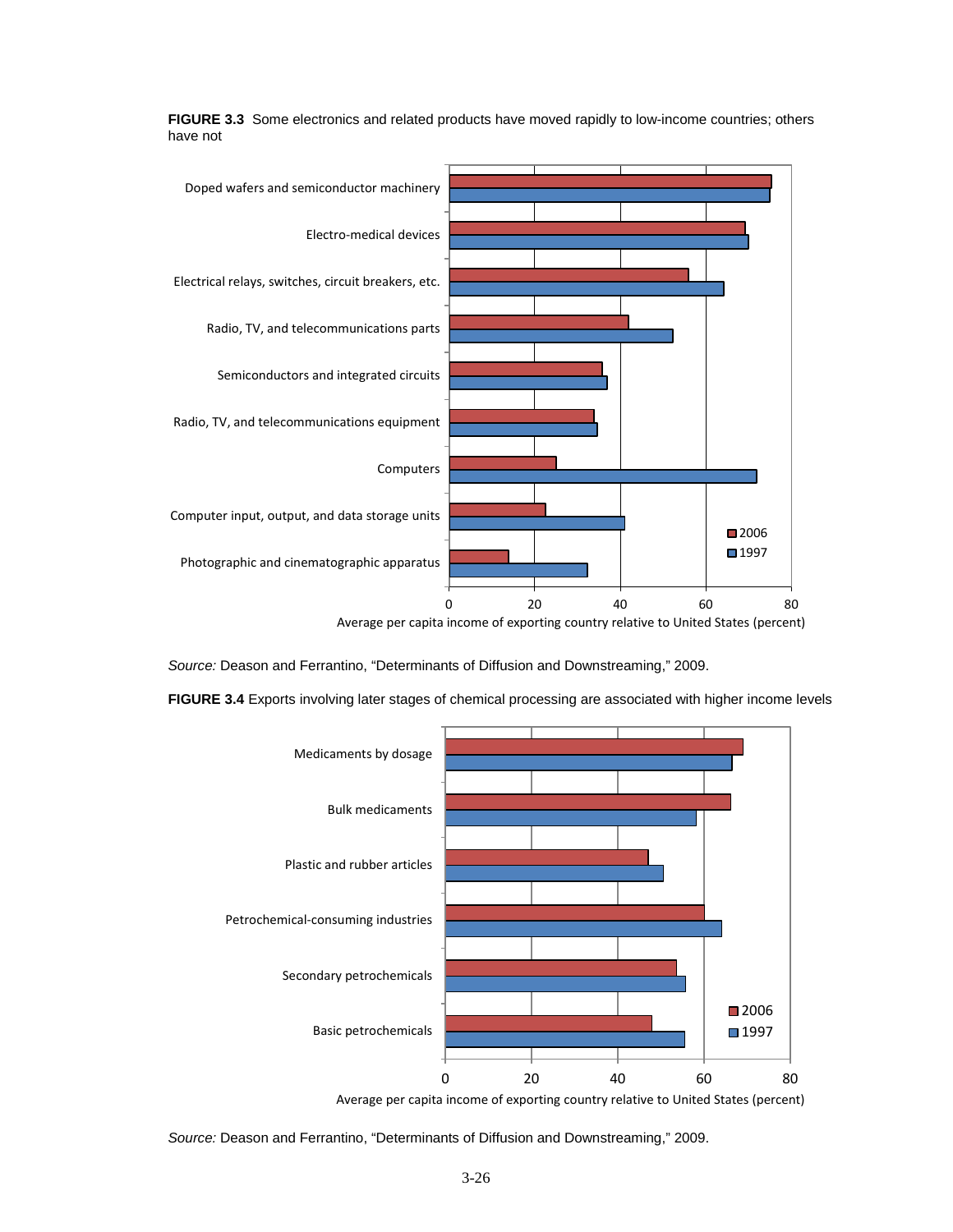**FIGURE 3.3** Some electronics and related products have moved rapidly to low-income countries; others have not

*Source:* Deason and Ferrantino, "Determinants of Diffusion and Downstreaming," 2009.

**FIGURE 3.4** Exports involving later stages of chemical processing are associated with higher income levels

*Source:* Deason and Ferrantino, "Determinants of Diffusion and Downstreaming," 2009.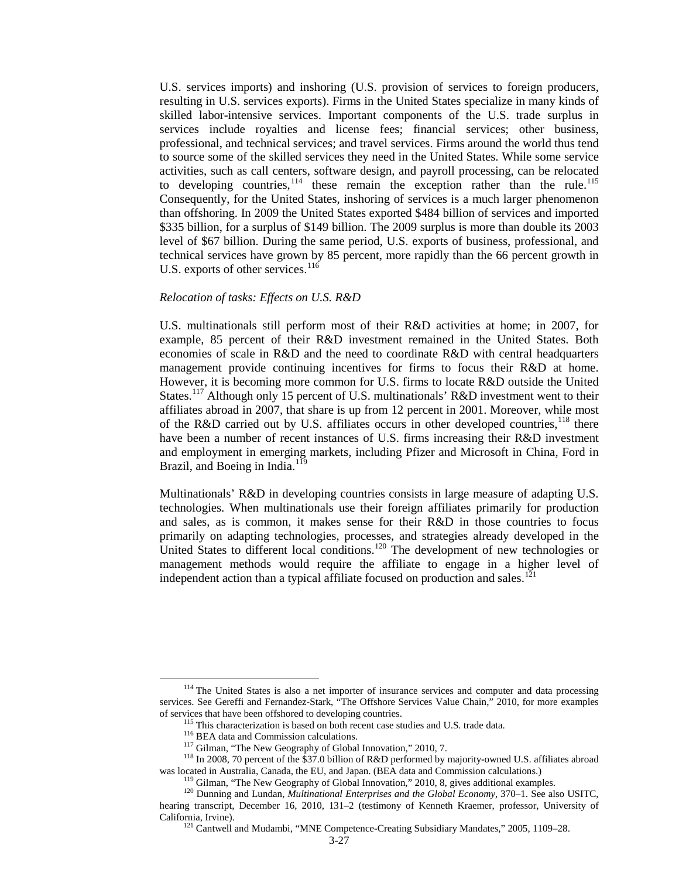U.S. services imports) and inshoring (U.S. provision of services to foreign producers, resulting in U.S. services exports). Firms in the United States specialize in many kinds of skilled labor-intensive services. Important components of the U.S. trade surplus in services include royalties and license fees; financial services; other business, professional, and technical services; and travel services. Firms around the world thus tend to source some of the skilled services they need in the United States. While some service activities, such as call centers, software design, and payroll processing, can be relocated to developing countries,[114] these remain the exception rather than the rule.[115] Consequently, for the United States, inshoring of services is a much larger phenomenon than offshoring. In 2009 the United States exported $484 billion of services and imported $335 billion, for a surplus of $149 billion. The 2009 surplus is more than double its 2003 level of $67 billion. During the same period, U.S. exports of business, professional, and technical services have grown by 85 percent, more rapidly than the 66 percent growth in U.S. exports of other services.[116]

*Relocation of tasks: Effects on U.S. R&D*

U.S. multinationals still perform most of their R&D activities at home; in 2007, for example, 85 percent of their R&D investment remained in the United States. Both economies of scale in R&D and the need to coordinate R&D with central headquarters management provide continuing incentives for firms to focus their R&D at home. However, it is becoming more common for U.S. firms to locate R&D outside the United States.[117] Although only 15 percent of U.S. multinationals' R&D investment went to their affiliates abroad in 2007, that share is up from 12 percent in 2001. Moreover, while most of the R&D carried out by U.S. affiliates occurs in other developed countries,[118] there have been a number of recent instances of U.S. firms increasing their R&D investment and employment in emerging markets, including Pfizer and Microsoft in China, Ford in Brazil, and Boeing in India.[119]

Multinationals' R&D in developing countries consists in large measure of adapting U.S. technologies. When multinationals use their foreign affiliates primarily for production and sales, as is common, it makes sense for their R&D in those countries to focus primarily on adapting technologies, processes, and strategies already developed in the United States to different local conditions.[120] The development of new technologies or management methods would require the affiliate to engage in a higher level of independent action than a typical affiliate focused on production and sales.[121]

---

[114] The United States is also a net importer of insurance services and computer and data processing services. See Gereffi and Fernandez-Stark, "The Offshore Services Value Chain," 2010, for more examples of services that have been offshored to developing countries.

[115] This characterization is based on both recent case studies and U.S. trade data.

[116] BEA data and Commission calculations.

[117] Gilman, "The New Geography of Global Innovation," 2010, 7.

[118] In 2008, 70 percent of the $37.0 billion of R&D performed by majority-owned U.S. affiliates abroad was located in Australia, Canada, the EU, and Japan. (BEA data and Commission calculations.)

[119] Gilman, "The New Geography of Global Innovation," 2010, 8, gives additional examples.

[120] Dunning and Lundan, *Multinational Enterprises and the Global Economy*, 370–1. See also USITC, hearing transcript, December 16, 2010, 131–2 (testimony of Kenneth Kraemer, professor, University of California, Irvine).

[121] Cantwell and Mudambi, "MNE Competence-Creating Subsidiary Mandates," 2005, 1109–28.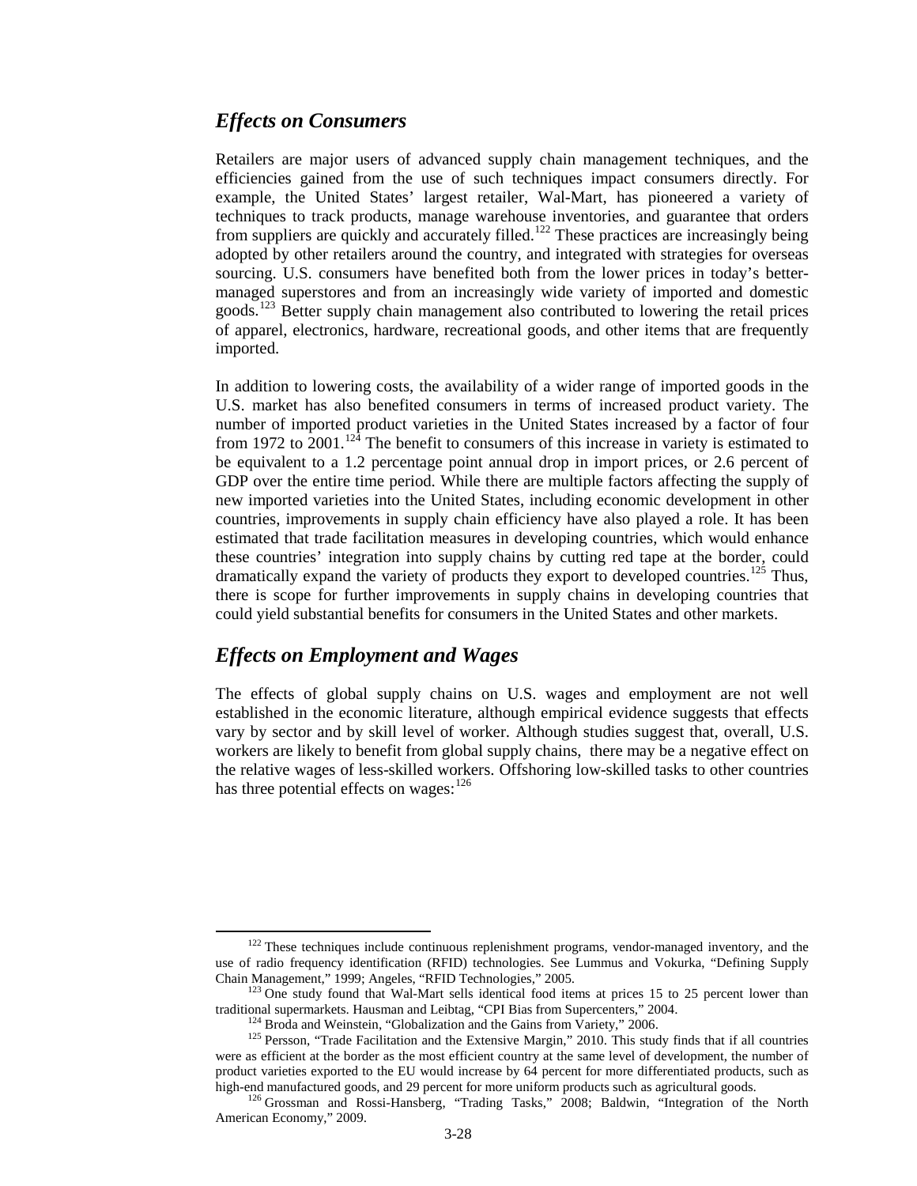## *Effects on Consumers*

Retailers are major users of advanced supply chain management techniques, and the efficiencies gained from the use of such techniques impact consumers directly. For example, the United States' largest retailer, Wal-Mart, has pioneered a variety of techniques to track products, manage warehouse inventories, and guarantee that orders from suppliers are quickly and accurately filled.[122] These practices are increasingly being adopted by other retailers around the country, and integrated with strategies for overseas sourcing. U.S. consumers have benefited both from the lower prices in today's better-managed superstores and from an increasingly wide variety of imported and domestic goods.[123] Better supply chain management also contributed to lowering the retail prices of apparel, electronics, hardware, recreational goods, and other items that are frequently imported.

In addition to lowering costs, the availability of a wider range of imported goods in the U.S. market has also benefited consumers in terms of increased product variety. The number of imported product varieties in the United States increased by a factor of four from 1972 to 2001.[124] The benefit to consumers of this increase in variety is estimated to be equivalent to a 1.2 percentage point annual drop in import prices, or 2.6 percent of GDP over the entire time period. While there are multiple factors affecting the supply of new imported varieties into the United States, including economic development in other countries, improvements in supply chain efficiency have also played a role. It has been estimated that trade facilitation measures in developing countries, which would enhance these countries' integration into supply chains by cutting red tape at the border, could dramatically expand the variety of products they export to developed countries.[125] Thus, there is scope for further improvements in supply chains in developing countries that could yield substantial benefits for consumers in the United States and other markets.

## *Effects on Employment and Wages*

The effects of global supply chains on U.S. wages and employment are not well established in the economic literature, although empirical evidence suggests that effects vary by sector and by skill level of worker. Although studies suggest that, overall, U.S. workers are likely to benefit from global supply chains, there may be a negative effect on the relative wages of less-skilled workers. Offshoring low-skilled tasks to other countries has three potential effects on wages:[126]

---

[122] These techniques include continuous replenishment programs, vendor-managed inventory, and the use of radio frequency identification (RFID) technologies. See Lummus and Vokurka, "Defining Supply Chain Management," 1999; Angeles, "RFID Technologies," 2005.

[123] One study found that Wal-Mart sells identical food items at prices 15 to 25 percent lower than traditional supermarkets. Hausman and Leibtag, "CPI Bias from Supercenters," 2004.

[124] Broda and Weinstein, "Globalization and the Gains from Variety," 2006.

[125] Persson, "Trade Facilitation and the Extensive Margin," 2010. This study finds that if all countries were as efficient at the border as the most efficient country at the same level of development, the number of product varieties exported to the EU would increase by 64 percent for more differentiated products, such as high-end manufactured goods, and 29 percent for more uniform products such as agricultural goods.

[126] Grossman and Rossi-Hansberg, "Trading Tasks," 2008; Baldwin, "Integration of the North American Economy," 2009.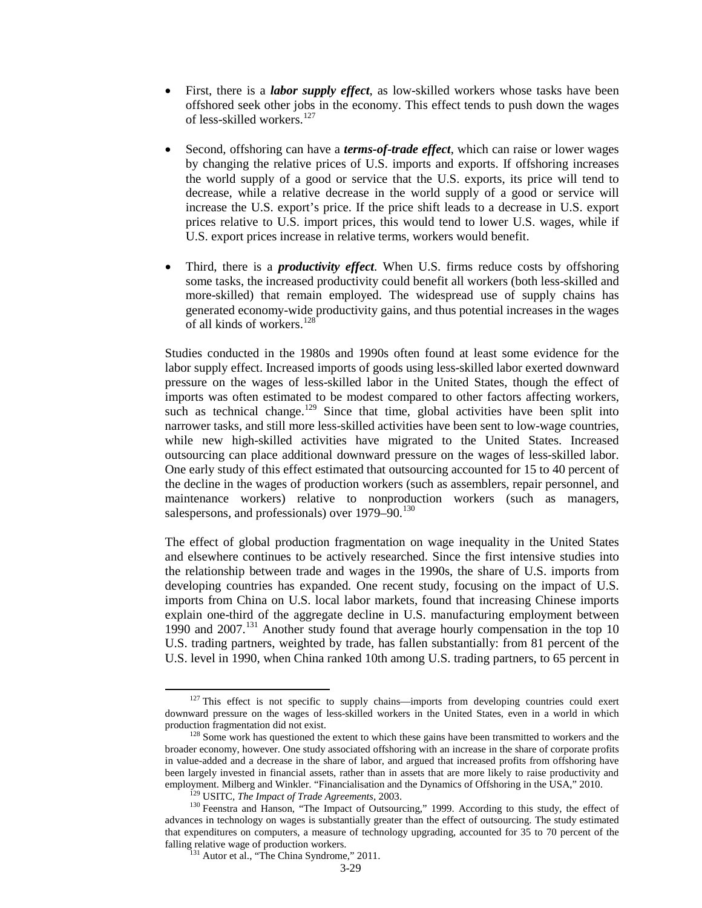- First, there is a ***labor supply effect***, as low-skilled workers whose tasks have been offshored seek other jobs in the economy. This effect tends to push down the wages of less-skilled workers.[127]

- Second, offshoring can have a ***terms-of-trade effect***, which can raise or lower wages by changing the relative prices of U.S. imports and exports. If offshoring increases the world supply of a good or service that the U.S. exports, its price will tend to decrease, while a relative decrease in the world supply of a good or service will increase the U.S. export's price. If the price shift leads to a decrease in U.S. export prices relative to U.S. import prices, this would tend to lower U.S. wages, while if U.S. export prices increase in relative terms, workers would benefit.

- Third, there is a ***productivity effect***. When U.S. firms reduce costs by offshoring some tasks, the increased productivity could benefit all workers (both less-skilled and more-skilled) that remain employed. The widespread use of supply chains has generated economy-wide productivity gains, and thus potential increases in the wages of all kinds of workers.[128]

Studies conducted in the 1980s and 1990s often found at least some evidence for the labor supply effect. Increased imports of goods using less-skilled labor exerted downward pressure on the wages of less-skilled labor in the United States, though the effect of imports was often estimated to be modest compared to other factors affecting workers, such as technical change.[129] Since that time, global activities have been split into narrower tasks, and still more less-skilled activities have been sent to low-wage countries, while new high-skilled activities have migrated to the United States. Increased outsourcing can place additional downward pressure on the wages of less-skilled labor. One early study of this effect estimated that outsourcing accounted for 15 to 40 percent of the decline in the wages of production workers (such as assemblers, repair personnel, and maintenance workers) relative to nonproduction workers (such as managers, salespersons, and professionals) over 1979–90.[130]

The effect of global production fragmentation on wage inequality in the United States and elsewhere continues to be actively researched. Since the first intensive studies into the relationship between trade and wages in the 1990s, the share of U.S. imports from developing countries has expanded. One recent study, focusing on the impact of U.S. imports from China on U.S. local labor markets, found that increasing Chinese imports explain one-third of the aggregate decline in U.S. manufacturing employment between 1990 and 2007.[131] Another study found that average hourly compensation in the top 10 U.S. trading partners, weighted by trade, has fallen substantially: from 81 percent of the U.S. level in 1990, when China ranked 10th among U.S. trading partners, to 65 percent in

---

[127] This effect is not specific to supply chains—imports from developing countries could exert downward pressure on the wages of less-skilled workers in the United States, even in a world in which production fragmentation did not exist.

[128] Some work has questioned the extent to which these gains have been transmitted to workers and the broader economy, however. One study associated offshoring with an increase in the share of corporate profits in value-added and a decrease in the share of labor, and argued that increased profits from offshoring have been largely invested in financial assets, rather than in assets that are more likely to raise productivity and employment. Milberg and Winkler. "Financialisation and the Dynamics of Offshoring in the USA," 2010.

[129] USITC, *The Impact of Trade Agreements*, 2003.

[130] Feenstra and Hanson, "The Impact of Outsourcing," 1999. According to this study, the effect of advances in technology on wages is substantially greater than the effect of outsourcing. The study estimated that expenditures on computers, a measure of technology upgrading, accounted for 35 to 70 percent of the falling relative wage of production workers.

[131] Autor et al., "The China Syndrome," 2011.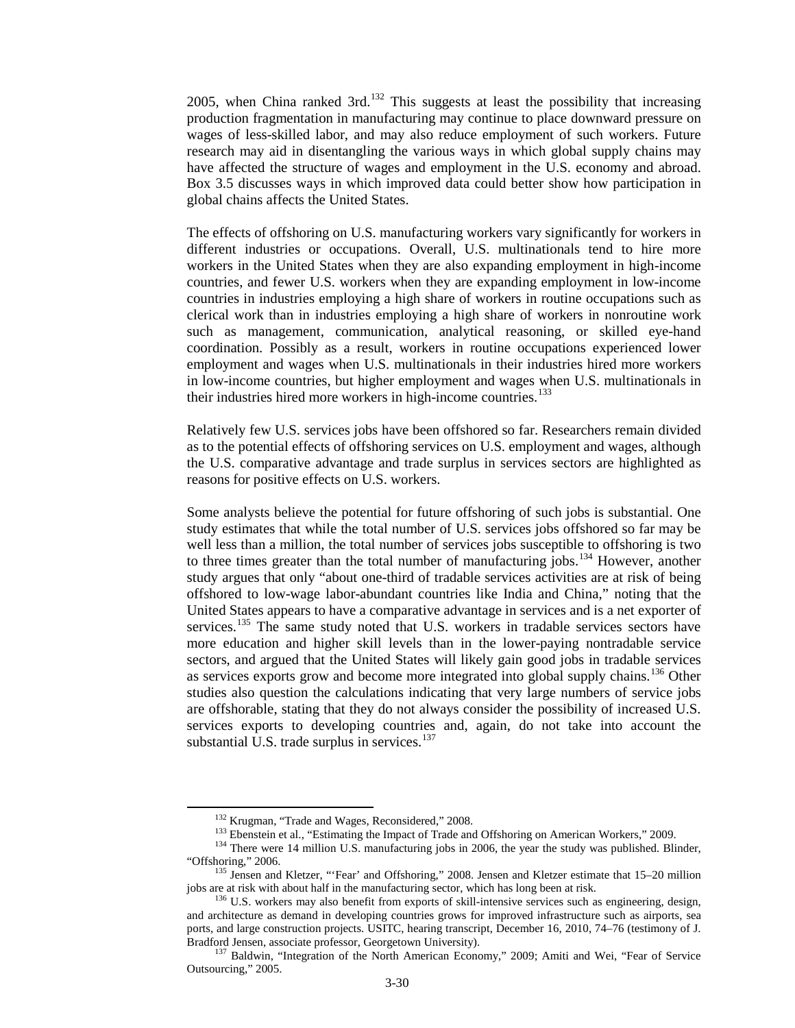2005, when China ranked 3rd.[132] This suggests at least the possibility that increasing production fragmentation in manufacturing may continue to place downward pressure on wages of less-skilled labor, and may also reduce employment of such workers. Future research may aid in disentangling the various ways in which global supply chains may have affected the structure of wages and employment in the U.S. economy and abroad. Box 3.5 discusses ways in which improved data could better show how participation in global chains affects the United States.

The effects of offshoring on U.S. manufacturing workers vary significantly for workers in different industries or occupations. Overall, U.S. multinationals tend to hire more workers in the United States when they are also expanding employment in high-income countries, and fewer U.S. workers when they are expanding employment in low-income countries in industries employing a high share of workers in routine occupations such as clerical work than in industries employing a high share of workers in nonroutine work such as management, communication, analytical reasoning, or skilled eye-hand coordination. Possibly as a result, workers in routine occupations experienced lower employment and wages when U.S. multinationals in their industries hired more workers in low-income countries, but higher employment and wages when U.S. multinationals in their industries hired more workers in high-income countries.[133]

Relatively few U.S. services jobs have been offshored so far. Researchers remain divided as to the potential effects of offshoring services on U.S. employment and wages, although the U.S. comparative advantage and trade surplus in services sectors are highlighted as reasons for positive effects on U.S. workers.

Some analysts believe the potential for future offshoring of such jobs is substantial. One study estimates that while the total number of U.S. services jobs offshored so far may be well less than a million, the total number of services jobs susceptible to offshoring is two to three times greater than the total number of manufacturing jobs.[134] However, another study argues that only "about one-third of tradable services activities are at risk of being offshored to low-wage labor-abundant countries like India and China," noting that the United States appears to have a comparative advantage in services and is a net exporter of services.[135] The same study noted that U.S. workers in tradable services sectors have more education and higher skill levels than in the lower-paying nontradable service sectors, and argued that the United States will likely gain good jobs in tradable services as services exports grow and become more integrated into global supply chains.[136] Other studies also question the calculations indicating that very large numbers of service jobs are offshorable, stating that they do not always consider the possibility of increased U.S. services exports to developing countries and, again, do not take into account the substantial U.S. trade surplus in services.[137]

---

[132] Krugman, "Trade and Wages, Reconsidered," 2008.

[133] Ebenstein et al., "Estimating the Impact of Trade and Offshoring on American Workers," 2009.

[134] There were 14 million U.S. manufacturing jobs in 2006, the year the study was published. Blinder, "Offshoring," 2006.

[135] Jensen and Kletzer, "'Fear' and Offshoring," 2008. Jensen and Kletzer estimate that 15–20 million jobs are at risk with about half in the manufacturing sector, which has long been at risk.

[136] U.S. workers may also benefit from exports of skill-intensive services such as engineering, design, and architecture as demand in developing countries grows for improved infrastructure such as airports, sea ports, and large construction projects. USITC, hearing transcript, December 16, 2010, 74–76 (testimony of J. Bradford Jensen, associate professor, Georgetown University).

[137] Baldwin, "Integration of the North American Economy," 2009; Amiti and Wei, "Fear of Service Outsourcing," 2005.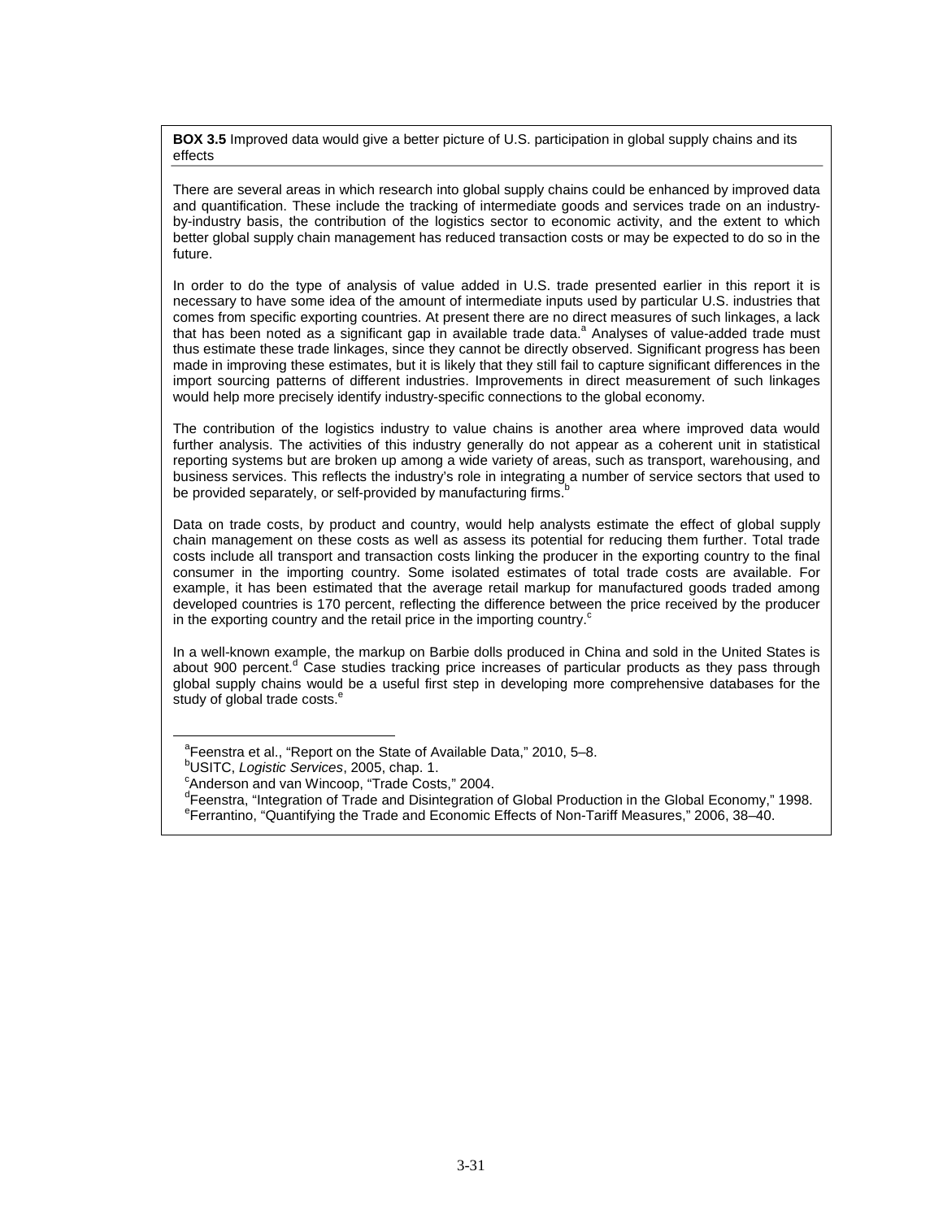**BOX 3.5** Improved data would give a better picture of U.S. participation in global supply chains and its effects

There are several areas in which research into global supply chains could be enhanced by improved data and quantification. These include the tracking of intermediate goods and services trade on an industry-by-industry basis, the contribution of the logistics sector to economic activity, and the extent to which better global supply chain management has reduced transaction costs or may be expected to do so in the future.

In order to do the type of analysis of value added in U.S. trade presented earlier in this report it is necessary to have some idea of the amount of intermediate inputs used by particular U.S. industries that comes from specific exporting countries. At present there are no direct measures of such linkages, a lack that has been noted as a significant gap in available trade data.[a] Analyses of value-added trade must thus estimate these trade linkages, since they cannot be directly observed. Significant progress has been made in improving these estimates, but it is likely that they still fail to capture significant differences in the import sourcing patterns of different industries. Improvements in direct measurement of such linkages would help more precisely identify industry-specific connections to the global economy.

The contribution of the logistics industry to value chains is another area where improved data would further analysis. The activities of this industry generally do not appear as a coherent unit in statistical reporting systems but are broken up among a wide variety of areas, such as transport, warehousing, and business services. This reflects the industry's role in integrating a number of service sectors that used to be provided separately, or self-provided by manufacturing firms.[b]

Data on trade costs, by product and country, would help analysts estimate the effect of global supply chain management on these costs as well as assess its potential for reducing them further. Total trade costs include all transport and transaction costs linking the producer in the exporting country to the final consumer in the importing country. Some isolated estimates of total trade costs are available. For example, it has been estimated that the average retail markup for manufactured goods traded among developed countries is 170 percent, reflecting the difference between the price received by the producer in the exporting country and the retail price in the importing country.[c]

In a well-known example, the markup on Barbie dolls produced in China and sold in the United States is about 900 percent.[d] Case studies tracking price increases of particular products as they pass through global supply chains would be a useful first step in developing more comprehensive databases for the study of global trade costs.[e]

---

[a] Feenstra et al., "Report on the State of Available Data," 2010, 5–8.
[b] USITC, *Logistic Services*, 2005, chap. 1.
[c] Anderson and van Wincoop, "Trade Costs," 2004.
[d] Feenstra, "Integration of Trade and Disintegration of Global Production in the Global Economy," 1998.
[e] Ferrantino, "Quantifying the Trade and Economic Effects of Non-Tariff Measures," 2006, 38–40.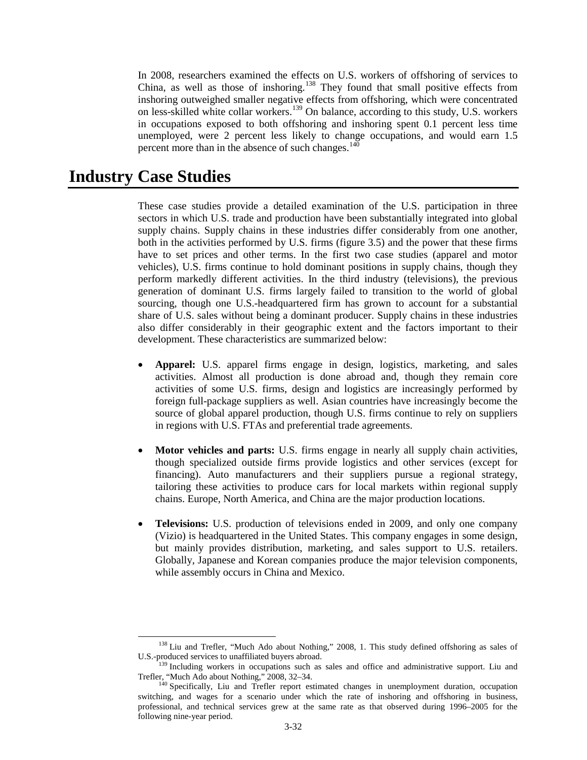In 2008, researchers examined the effects on U.S. workers of offshoring of services to China, as well as those of inshoring.[138] They found that small positive effects from inshoring outweighed smaller negative effects from offshoring, which were concentrated on less-skilled white collar workers.[139] On balance, according to this study, U.S. workers in occupations exposed to both offshoring and inshoring spent 0.1 percent less time unemployed, were 2 percent less likely to change occupations, and would earn 1.5 percent more than in the absence of such changes.[140]

# Industry Case Studies

These case studies provide a detailed examination of the U.S. participation in three sectors in which U.S. trade and production have been substantially integrated into global supply chains. Supply chains in these industries differ considerably from one another, both in the activities performed by U.S. firms (figure 3.5) and the power that these firms have to set prices and other terms. In the first two case studies (apparel and motor vehicles), U.S. firms continue to hold dominant positions in supply chains, though they perform markedly different activities. In the third industry (televisions), the previous generation of dominant U.S. firms largely failed to transition to the world of global sourcing, though one U.S.-headquartered firm has grown to account for a substantial share of U.S. sales without being a dominant producer. Supply chains in these industries also differ considerably in their geographic extent and the factors important to their development. These characteristics are summarized below:

- **Apparel:** U.S. apparel firms engage in design, logistics, marketing, and sales activities. Almost all production is done abroad and, though they remain core activities of some U.S. firms, design and logistics are increasingly performed by foreign full-package suppliers as well. Asian countries have increasingly become the source of global apparel production, though U.S. firms continue to rely on suppliers in regions with U.S. FTAs and preferential trade agreements.

- **Motor vehicles and parts:** U.S. firms engage in nearly all supply chain activities, though specialized outside firms provide logistics and other services (except for financing). Auto manufacturers and their suppliers pursue a regional strategy, tailoring these activities to produce cars for local markets within regional supply chains. Europe, North America, and China are the major production locations.

- **Televisions:** U.S. production of televisions ended in 2009, and only one company (Vizio) is headquartered in the United States. This company engages in some design, but mainly provides distribution, marketing, and sales support to U.S. retailers. Globally, Japanese and Korean companies produce the major television components, while assembly occurs in China and Mexico.

---

[138] Liu and Trefler, "Much Ado about Nothing," 2008, 1. This study defined offshoring as sales of U.S.-produced services to unaffiliated buyers abroad.

[139] Including workers in occupations such as sales and office and administrative support. Liu and Trefler, "Much Ado about Nothing," 2008, 32–34.

[140] Specifically, Liu and Trefler report estimated changes in unemployment duration, occupation switching, and wages for a scenario under which the rate of inshoring and offshoring in business, professional, and technical services grew at the same rate as that observed during 1996–2005 for the following nine-year period.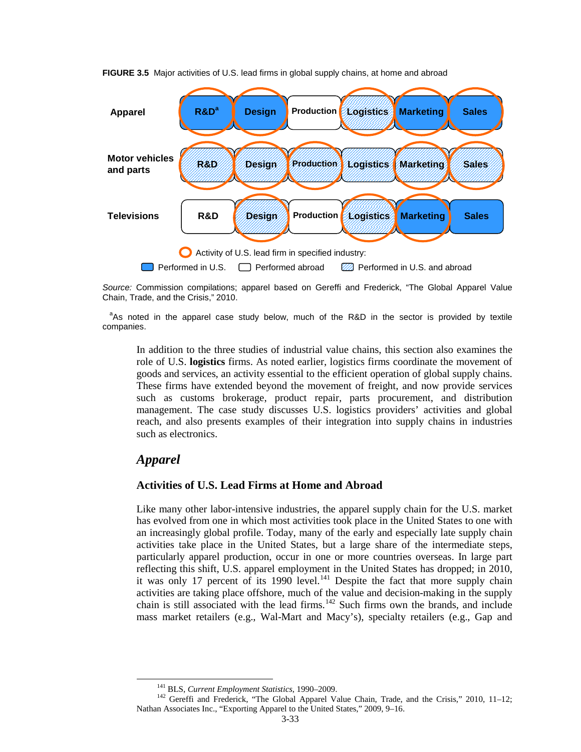**FIGURE 3.5** Major activities of U.S. lead firms in global supply chains, at home and abroad

| | R&D | Design | Production | Logistics | Marketing | Sales |
|---|---|---|---|---|---|---|
| Apparel | R&D[a] (Performed in U.S.; activity of U.S. lead firm) | Design (Performed in U.S.; activity of U.S. lead firm) | Production (Performed abroad) | Logistics (Performed in U.S. and abroad; activity of U.S. lead firm) | Marketing (Performed in U.S.; activity of U.S. lead firm) | Sales (Performed in U.S.; activity of U.S. lead firm) |
| Motor vehicles and parts | R&D (Performed in U.S. and abroad; activity of U.S. lead firm) | Design (Performed in U.S. and abroad; activity of U.S. lead firm) | Production (Performed in U.S. and abroad; activity of U.S. lead firm) | Logistics (Performed in U.S. and abroad) | Marketing (Performed in U.S. and abroad; activity of U.S. lead firm) | Sales (Performed in U.S. and abroad; activity of U.S. lead firm) |
| Televisions | R&D (Performed abroad) | Design (Performed in U.S. and abroad; activity of U.S. lead firm) | Production (Performed abroad) | Logistics (Performed in U.S. and abroad; activity of U.S. lead firm) | Marketing (Performed in U.S.; activity of U.S. lead firm) | Sales (Performed in U.S.) |

Activity of U.S. lead firm in specified industry: Performed in U.S. / Performed abroad / Performed in U.S. and abroad

*Source:* Commission compilations; apparel based on Gereffi and Frederick, "The Global Apparel Value Chain, Trade, and the Crisis," 2010.

[a]As noted in the apparel case study below, much of the R&D in the sector is provided by textile companies.

In addition to the three studies of industrial value chains, this section also examines the role of U.S. **logistics** firms. As noted earlier, logistics firms coordinate the movement of goods and services, an activity essential to the efficient operation of global supply chains. These firms have extended beyond the movement of freight, and now provide services such as customs brokerage, product repair, parts procurement, and distribution management. The case study discusses U.S. logistics providers' activities and global reach, and also presents examples of their integration into supply chains in industries such as electronics.

## *Apparel*

### Activities of U.S. Lead Firms at Home and Abroad

Like many other labor-intensive industries, the apparel supply chain for the U.S. market has evolved from one in which most activities took place in the United States to one with an increasingly global profile. Today, many of the early and especially late supply chain activities take place in the United States, but a large share of the intermediate steps, particularly apparel production, occur in one or more countries overseas. In large part reflecting this shift, U.S. apparel employment in the United States has dropped; in 2010, it was only 17 percent of its 1990 level.[141] Despite the fact that more supply chain activities are taking place offshore, much of the value and decision-making in the supply chain is still associated with the lead firms.[142] Such firms own the brands, and include mass market retailers (e.g., Wal-Mart and Macy's), specialty retailers (e.g., Gap and

[141] BLS, *Current Employment Statistics*, 1990–2009.

[142] Gereffi and Frederick, "The Global Apparel Value Chain, Trade, and the Crisis," 2010, 11–12; Nathan Associates Inc., "Exporting Apparel to the United States," 2009, 9–16.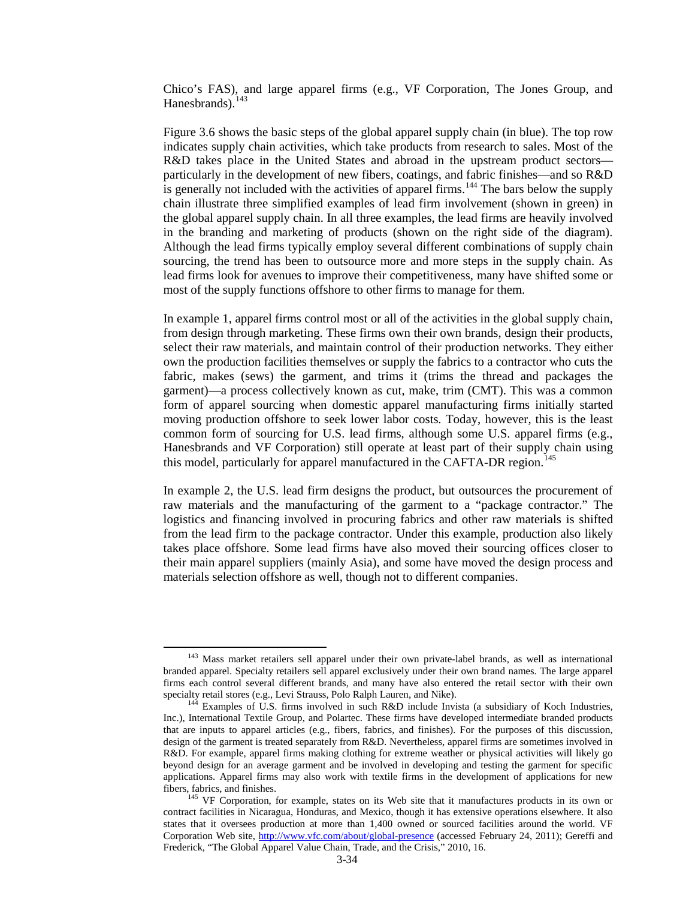Chico's FAS), and large apparel firms (e.g., VF Corporation, The Jones Group, and Hanesbrands).[143]

Figure 3.6 shows the basic steps of the global apparel supply chain (in blue). The top row indicates supply chain activities, which take products from research to sales. Most of the R&D takes place in the United States and abroad in the upstream product sectors—particularly in the development of new fibers, coatings, and fabric finishes—and so R&D is generally not included with the activities of apparel firms.[144] The bars below the supply chain illustrate three simplified examples of lead firm involvement (shown in green) in the global apparel supply chain. In all three examples, the lead firms are heavily involved in the branding and marketing of products (shown on the right side of the diagram). Although the lead firms typically employ several different combinations of supply chain sourcing, the trend has been to outsource more and more steps in the supply chain. As lead firms look for avenues to improve their competitiveness, many have shifted some or most of the supply functions offshore to other firms to manage for them.

In example 1, apparel firms control most or all of the activities in the global supply chain, from design through marketing. These firms own their own brands, design their products, select their raw materials, and maintain control of their production networks. They either own the production facilities themselves or supply the fabrics to a contractor who cuts the fabric, makes (sews) the garment, and trims it (trims the thread and packages the garment)—a process collectively known as cut, make, trim (CMT). This was a common form of apparel sourcing when domestic apparel manufacturing firms initially started moving production offshore to seek lower labor costs. Today, however, this is the least common form of sourcing for U.S. lead firms, although some U.S. apparel firms (e.g., Hanesbrands and VF Corporation) still operate at least part of their supply chain using this model, particularly for apparel manufactured in the CAFTA-DR region.[145]

In example 2, the U.S. lead firm designs the product, but outsources the procurement of raw materials and the manufacturing of the garment to a "package contractor." The logistics and financing involved in procuring fabrics and other raw materials is shifted from the lead firm to the package contractor. Under this example, production also likely takes place offshore. Some lead firms have also moved their sourcing offices closer to their main apparel suppliers (mainly Asia), and some have moved the design process and materials selection offshore as well, though not to different companies.

---

[143] Mass market retailers sell apparel under their own private-label brands, as well as international branded apparel. Specialty retailers sell apparel exclusively under their own brand names. The large apparel firms each control several different brands, and many have also entered the retail sector with their own specialty retail stores (e.g., Levi Strauss, Polo Ralph Lauren, and Nike).

[144] Examples of U.S. firms involved in such R&D include Invista (a subsidiary of Koch Industries, Inc.), International Textile Group, and Polartec. These firms have developed intermediate branded products that are inputs to apparel articles (e.g., fibers, fabrics, and finishes). For the purposes of this discussion, design of the garment is treated separately from R&D. Nevertheless, apparel firms are sometimes involved in R&D. For example, apparel firms making clothing for extreme weather or physical activities will likely go beyond design for an average garment and be involved in developing and testing the garment for specific applications. Apparel firms may also work with textile firms in the development of applications for new fibers, fabrics, and finishes.

[145] VF Corporation, for example, states on its Web site that it manufactures products in its own or contract facilities in Nicaragua, Honduras, and Mexico, though it has extensive operations elsewhere. It also states that it oversees production at more than 1,400 owned or sourced facilities around the world. VF Corporation Web site, http://www.vfc.com/about/global-presence (accessed February 24, 2011); Gereffi and Frederick, "The Global Apparel Value Chain, Trade, and the Crisis," 2010, 16.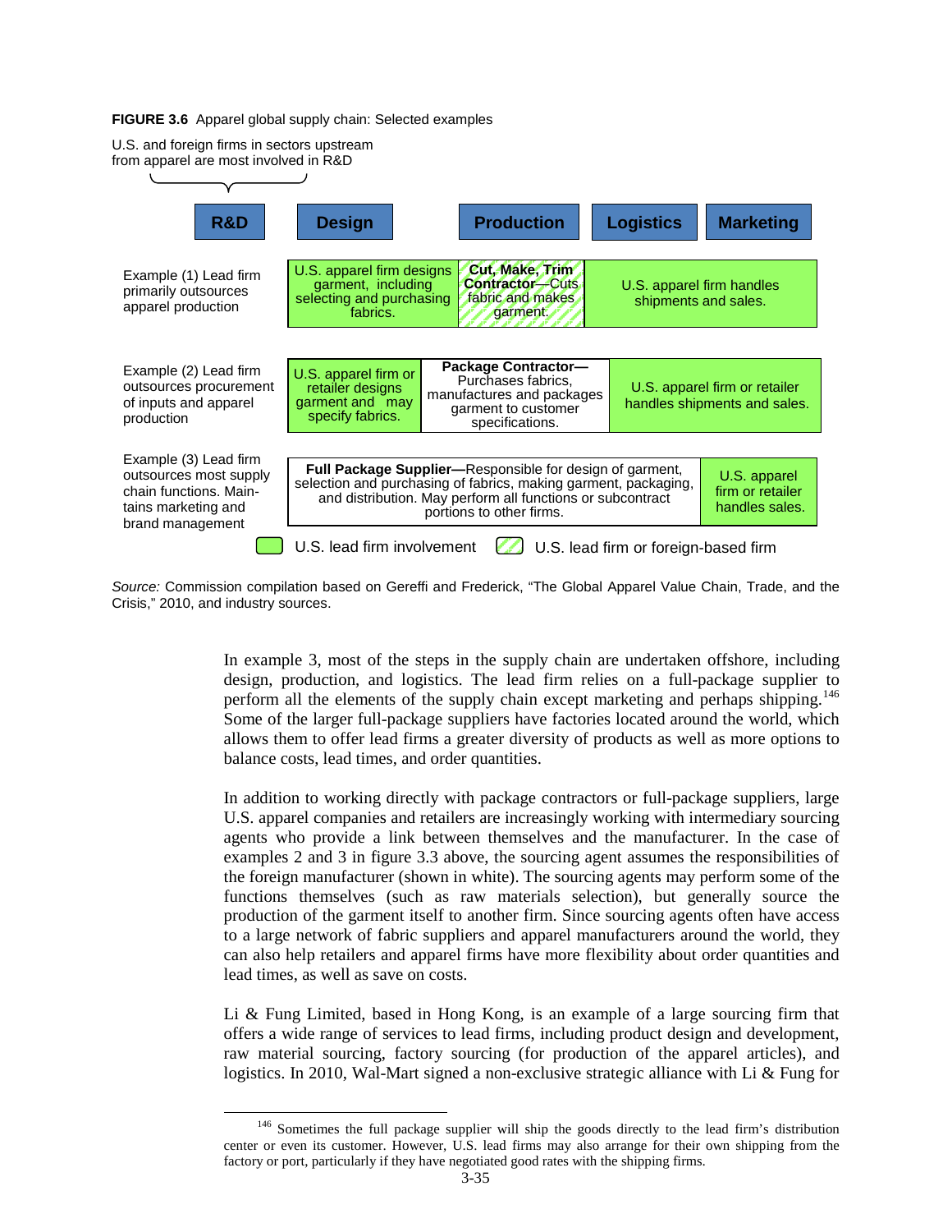**FIGURE 3.6** Apparel global supply chain: Selected examples

U.S. and foreign firms in sectors upstream from apparel are most involved in R&D

| | R&D | Design | Production | Logistics | Marketing |
|---|---|---|---|---|---|
| Example (1) Lead firm primarily outsources apparel production | | U.S. apparel firm designs garment, including selecting and purchasing fabrics. | **Cut, Make, Trim Contractor**—Cuts fabric and makes garment. | U.S. apparel firm handles shipments and sales. | |
| Example (2) Lead firm outsources procurement of inputs and apparel production | | U.S. apparel firm or retailer designs garment and may specify fabrics. | **Package Contractor—** Purchases fabrics, manufactures and packages garment to customer specifications. | U.S. apparel firm or retailer handles shipments and sales. | |
| Example (3) Lead firm outsources most supply chain functions. Maintains marketing and brand management | | **Full Package Supplier—**Responsible for design of garment, selection and purchasing of fabrics, making garment, packaging, and distribution. May perform all functions or subcontract portions to other firms. | | | U.S. apparel firm or retailer handles sales. |

Legend: U.S. lead firm involvement; U.S. lead firm or foreign-based firm

*Source:* Commission compilation based on Gereffi and Frederick, "The Global Apparel Value Chain, Trade, and the Crisis," 2010, and industry sources.

In example 3, most of the steps in the supply chain are undertaken offshore, including design, production, and logistics. The lead firm relies on a full-package supplier to perform all the elements of the supply chain except marketing and perhaps shipping.[146] Some of the larger full-package suppliers have factories located around the world, which allows them to offer lead firms a greater diversity of products as well as more options to balance costs, lead times, and order quantities.

In addition to working directly with package contractors or full-package suppliers, large U.S. apparel companies and retailers are increasingly working with intermediary sourcing agents who provide a link between themselves and the manufacturer. In the case of examples 2 and 3 in figure 3.3 above, the sourcing agent assumes the responsibilities of the foreign manufacturer (shown in white). The sourcing agents may perform some of the functions themselves (such as raw materials selection), but generally source the production of the garment itself to another firm. Since sourcing agents often have access to a large network of fabric suppliers and apparel manufacturers around the world, they can also help retailers and apparel firms have more flexibility about order quantities and lead times, as well as save on costs.

Li & Fung Limited, based in Hong Kong, is an example of a large sourcing firm that offers a wide range of services to lead firms, including product design and development, raw material sourcing, factory sourcing (for production of the apparel articles), and logistics. In 2010, Wal-Mart signed a non-exclusive strategic alliance with Li & Fung for

[146] Sometimes the full package supplier will ship the goods directly to the lead firm's distribution center or even its customer. However, U.S. lead firms may also arrange for their own shipping from the factory or port, particularly if they have negotiated good rates with the shipping firms.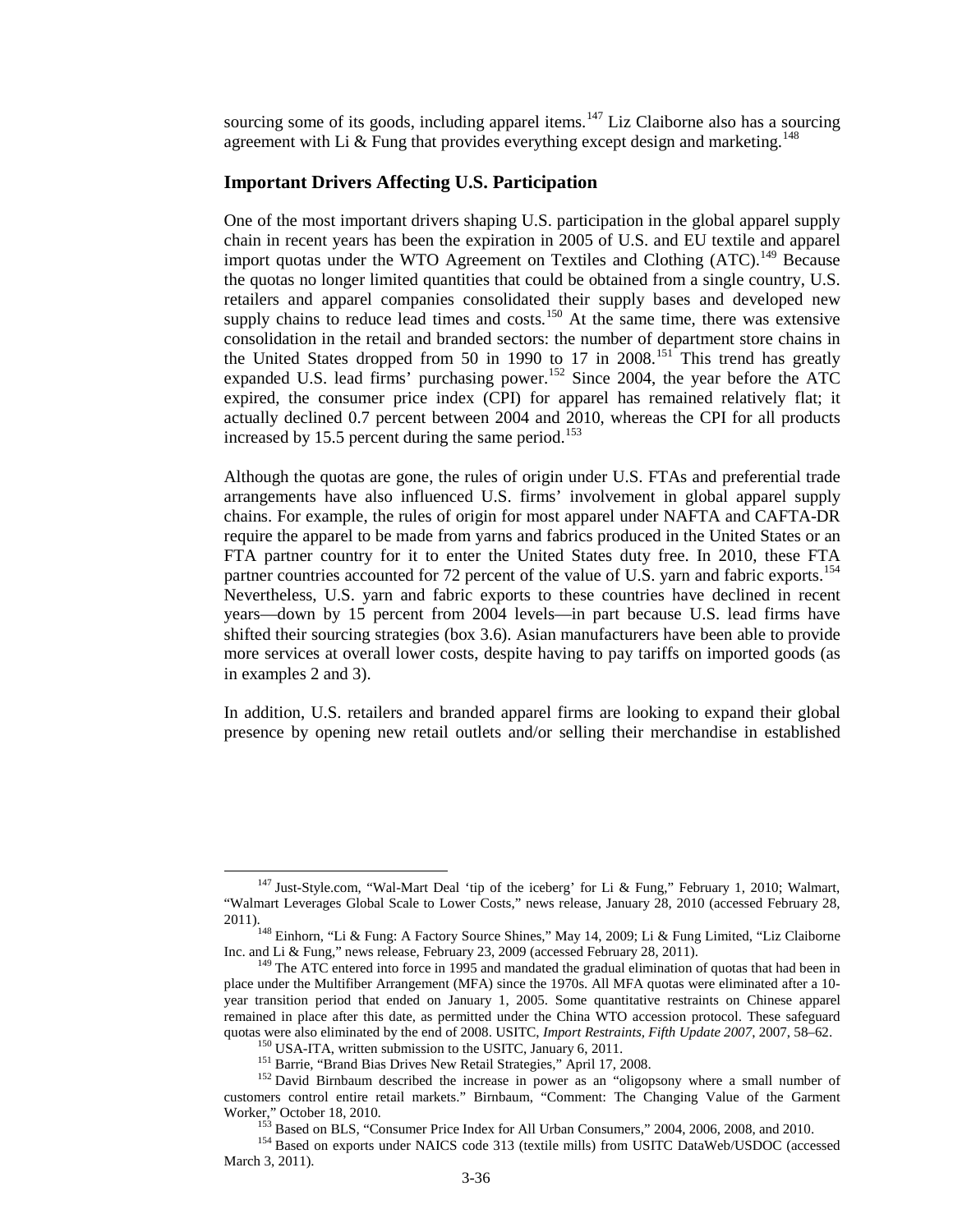sourcing some of its goods, including apparel items.[147] Liz Claiborne also has a sourcing agreement with Li & Fung that provides everything except design and marketing.[148]

### Important Drivers Affecting U.S. Participation

One of the most important drivers shaping U.S. participation in the global apparel supply chain in recent years has been the expiration in 2005 of U.S. and EU textile and apparel import quotas under the WTO Agreement on Textiles and Clothing (ATC).[149] Because the quotas no longer limited quantities that could be obtained from a single country, U.S. retailers and apparel companies consolidated their supply bases and developed new supply chains to reduce lead times and costs.[150] At the same time, there was extensive consolidation in the retail and branded sectors: the number of department store chains in the United States dropped from 50 in 1990 to 17 in 2008.[151] This trend has greatly expanded U.S. lead firms' purchasing power.[152] Since 2004, the year before the ATC expired, the consumer price index (CPI) for apparel has remained relatively flat; it actually declined 0.7 percent between 2004 and 2010, whereas the CPI for all products increased by 15.5 percent during the same period.[153]

Although the quotas are gone, the rules of origin under U.S. FTAs and preferential trade arrangements have also influenced U.S. firms' involvement in global apparel supply chains. For example, the rules of origin for most apparel under NAFTA and CAFTA-DR require the apparel to be made from yarns and fabrics produced in the United States or an FTA partner country for it to enter the United States duty free. In 2010, these FTA partner countries accounted for 72 percent of the value of U.S. yarn and fabric exports.[154] Nevertheless, U.S. yarn and fabric exports to these countries have declined in recent years—down by 15 percent from 2004 levels—in part because U.S. lead firms have shifted their sourcing strategies (box 3.6). Asian manufacturers have been able to provide more services at overall lower costs, despite having to pay tariffs on imported goods (as in examples 2 and 3).

In addition, U.S. retailers and branded apparel firms are looking to expand their global presence by opening new retail outlets and/or selling their merchandise in established

---

[147] Just-Style.com, "Wal-Mart Deal 'tip of the iceberg' for Li & Fung," February 1, 2010; Walmart, "Walmart Leverages Global Scale to Lower Costs," news release, January 28, 2010 (accessed February 28, 2011).

[148] Einhorn, "Li & Fung: A Factory Source Shines," May 14, 2009; Li & Fung Limited, "Liz Claiborne Inc. and Li & Fung," news release, February 23, 2009 (accessed February 28, 2011).

[149] The ATC entered into force in 1995 and mandated the gradual elimination of quotas that had been in place under the Multifiber Arrangement (MFA) since the 1970s. All MFA quotas were eliminated after a 10-year transition period that ended on January 1, 2005. Some quantitative restraints on Chinese apparel remained in place after this date, as permitted under the China WTO accession protocol. These safeguard quotas were also eliminated by the end of 2008. USITC, *Import Restraints, Fifth Update 2007*, 2007, 58–62.

[150] USA-ITA, written submission to the USITC, January 6, 2011.

[151] Barrie, "Brand Bias Drives New Retail Strategies," April 17, 2008.

[152] David Birnbaum described the increase in power as an "oligopsony where a small number of customers control entire retail markets." Birnbaum, "Comment: The Changing Value of the Garment Worker," October 18, 2010.

[153] Based on BLS, "Consumer Price Index for All Urban Consumers," 2004, 2006, 2008, and 2010.

[154] Based on exports under NAICS code 313 (textile mills) from USITC DataWeb/USDOC (accessed March 3, 2011).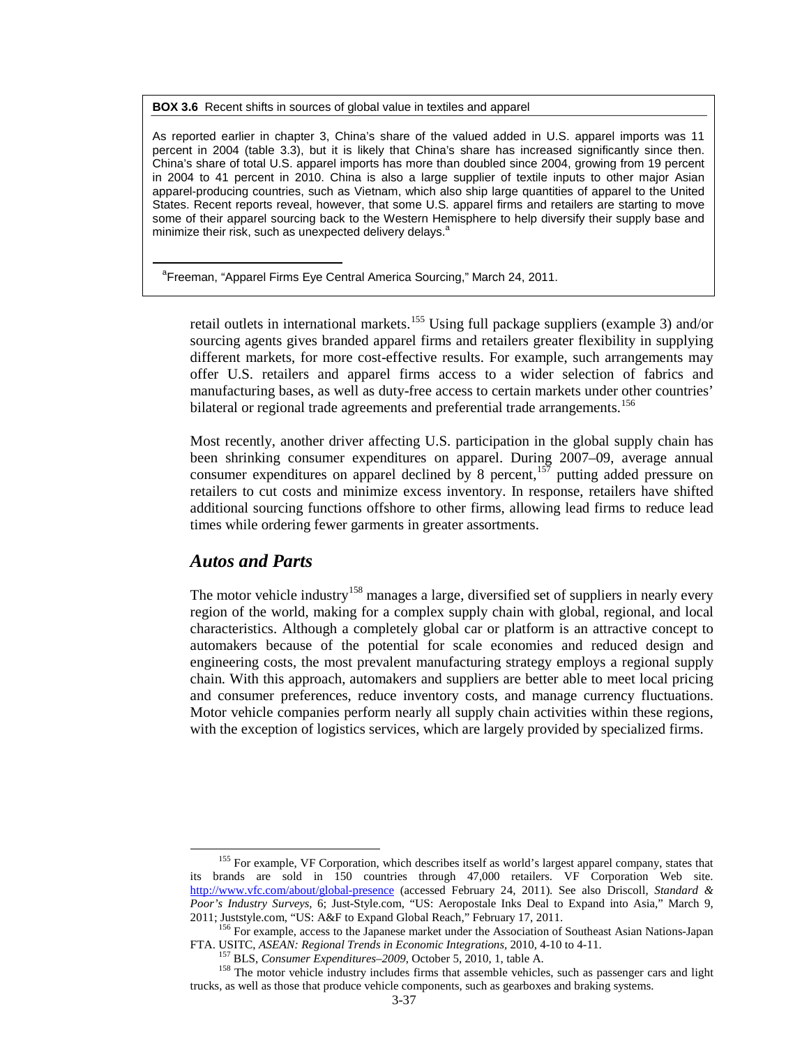**BOX 3.6** Recent shifts in sources of global value in textiles and apparel

As reported earlier in chapter 3, China's share of the valued added in U.S. apparel imports was 11 percent in 2004 (table 3.3), but it is likely that China's share has increased significantly since then. China's share of total U.S. apparel imports has more than doubled since 2004, growing from 19 percent in 2004 to 41 percent in 2010. China is also a large supplier of textile inputs to other major Asian apparel-producing countries, such as Vietnam, which also ship large quantities of apparel to the United States. Recent reports reveal, however, that some U.S. apparel firms and retailers are starting to move some of their apparel sourcing back to the Western Hemisphere to help diversify their supply base and minimize their risk, such as unexpected delivery delays.[a]

[a]Freeman, "Apparel Firms Eye Central America Sourcing," March 24, 2011.

retail outlets in international markets.[155] Using full package suppliers (example 3) and/or sourcing agents gives branded apparel firms and retailers greater flexibility in supplying different markets, for more cost-effective results. For example, such arrangements may offer U.S. retailers and apparel firms access to a wider selection of fabrics and manufacturing bases, as well as duty-free access to certain markets under other countries' bilateral or regional trade agreements and preferential trade arrangements.[156]

Most recently, another driver affecting U.S. participation in the global supply chain has been shrinking consumer expenditures on apparel. During 2007–09, average annual consumer expenditures on apparel declined by 8 percent,[157] putting added pressure on retailers to cut costs and minimize excess inventory. In response, retailers have shifted additional sourcing functions offshore to other firms, allowing lead firms to reduce lead times while ordering fewer garments in greater assortments.

## *Autos and Parts*

The motor vehicle industry[158] manages a large, diversified set of suppliers in nearly every region of the world, making for a complex supply chain with global, regional, and local characteristics. Although a completely global car or platform is an attractive concept to automakers because of the potential for scale economies and reduced design and engineering costs, the most prevalent manufacturing strategy employs a regional supply chain. With this approach, automakers and suppliers are better able to meet local pricing and consumer preferences, reduce inventory costs, and manage currency fluctuations. Motor vehicle companies perform nearly all supply chain activities within these regions, with the exception of logistics services, which are largely provided by specialized firms.

[155] For example, VF Corporation, which describes itself as world's largest apparel company, states that its brands are sold in 150 countries through 47,000 retailers. VF Corporation Web site. http://www.vfc.com/about/global-presence (accessed February 24, 2011). See also Driscoll, *Standard & Poor's Industry Surveys*, 6; Just-Style.com, "US: Aeropostale Inks Deal to Expand into Asia," March 9, 2011; Juststyle.com, "US: A&F to Expand Global Reach," February 17, 2011.

[156] For example, access to the Japanese market under the Association of Southeast Asian Nations-Japan FTA. USITC, *ASEAN: Regional Trends in Economic Integrations*, 2010, 4-10 to 4-11.

[157] BLS, *Consumer Expenditures–2009*, October 5, 2010, 1, table A.

[158] The motor vehicle industry includes firms that assemble vehicles, such as passenger cars and light trucks, as well as those that produce vehicle components, such as gearboxes and braking systems.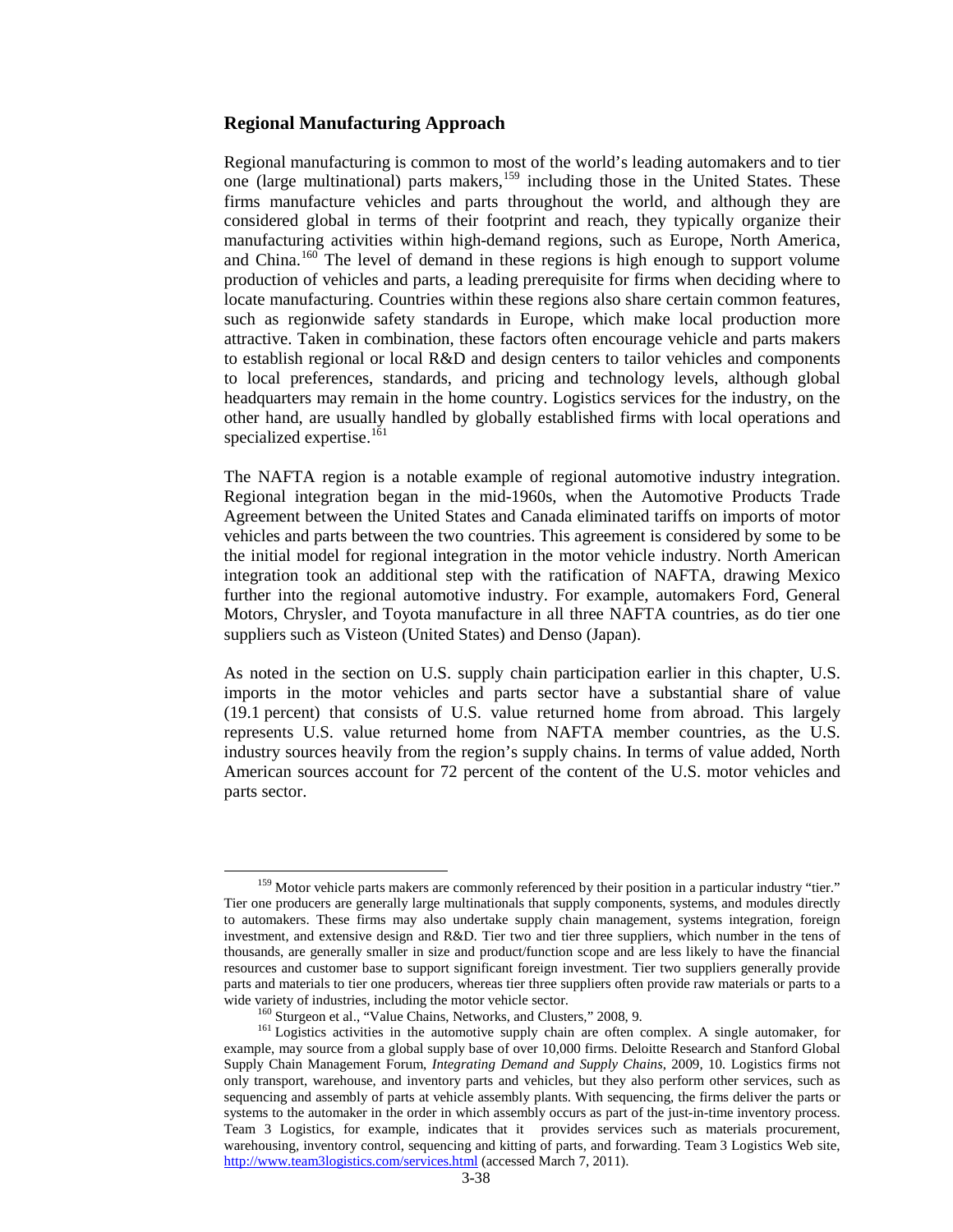### Regional Manufacturing Approach

Regional manufacturing is common to most of the world's leading automakers and to tier one (large multinational) parts makers,[159] including those in the United States. These firms manufacture vehicles and parts throughout the world, and although they are considered global in terms of their footprint and reach, they typically organize their manufacturing activities within high-demand regions, such as Europe, North America, and China.[160] The level of demand in these regions is high enough to support volume production of vehicles and parts, a leading prerequisite for firms when deciding where to locate manufacturing. Countries within these regions also share certain common features, such as regionwide safety standards in Europe, which make local production more attractive. Taken in combination, these factors often encourage vehicle and parts makers to establish regional or local R&D and design centers to tailor vehicles and components to local preferences, standards, and pricing and technology levels, although global headquarters may remain in the home country. Logistics services for the industry, on the other hand, are usually handled by globally established firms with local operations and specialized expertise.[161]

The NAFTA region is a notable example of regional automotive industry integration. Regional integration began in the mid-1960s, when the Automotive Products Trade Agreement between the United States and Canada eliminated tariffs on imports of motor vehicles and parts between the two countries. This agreement is considered by some to be the initial model for regional integration in the motor vehicle industry. North American integration took an additional step with the ratification of NAFTA, drawing Mexico further into the regional automotive industry. For example, automakers Ford, General Motors, Chrysler, and Toyota manufacture in all three NAFTA countries, as do tier one suppliers such as Visteon (United States) and Denso (Japan).

As noted in the section on U.S. supply chain participation earlier in this chapter, U.S. imports in the motor vehicles and parts sector have a substantial share of value (19.1 percent) that consists of U.S. value returned home from abroad. This largely represents U.S. value returned home from NAFTA member countries, as the U.S. industry sources heavily from the region's supply chains. In terms of value added, North American sources account for 72 percent of the content of the U.S. motor vehicles and parts sector.

---

[159] Motor vehicle parts makers are commonly referenced by their position in a particular industry "tier." Tier one producers are generally large multinationals that supply components, systems, and modules directly to automakers. These firms may also undertake supply chain management, systems integration, foreign investment, and extensive design and R&D. Tier two and tier three suppliers, which number in the tens of thousands, are generally smaller in size and product/function scope and are less likely to have the financial resources and customer base to support significant foreign investment. Tier two suppliers generally provide parts and materials to tier one producers, whereas tier three suppliers often provide raw materials or parts to a wide variety of industries, including the motor vehicle sector.

[160] Sturgeon et al., "Value Chains, Networks, and Clusters," 2008, 9.

[161] Logistics activities in the automotive supply chain are often complex. A single automaker, for example, may source from a global supply base of over 10,000 firms. Deloitte Research and Stanford Global Supply Chain Management Forum, *Integrating Demand and Supply Chains*, 2009, 10. Logistics firms not only transport, warehouse, and inventory parts and vehicles, but they also perform other services, such as sequencing and assembly of parts at vehicle assembly plants. With sequencing, the firms deliver the parts or systems to the automaker in the order in which assembly occurs as part of the just-in-time inventory process. Team 3 Logistics, for example, indicates that it provides services such as materials procurement, warehousing, inventory control, sequencing and kitting of parts, and forwarding. Team 3 Logistics Web site, http://www.team3logistics.com/services.html (accessed March 7, 2011).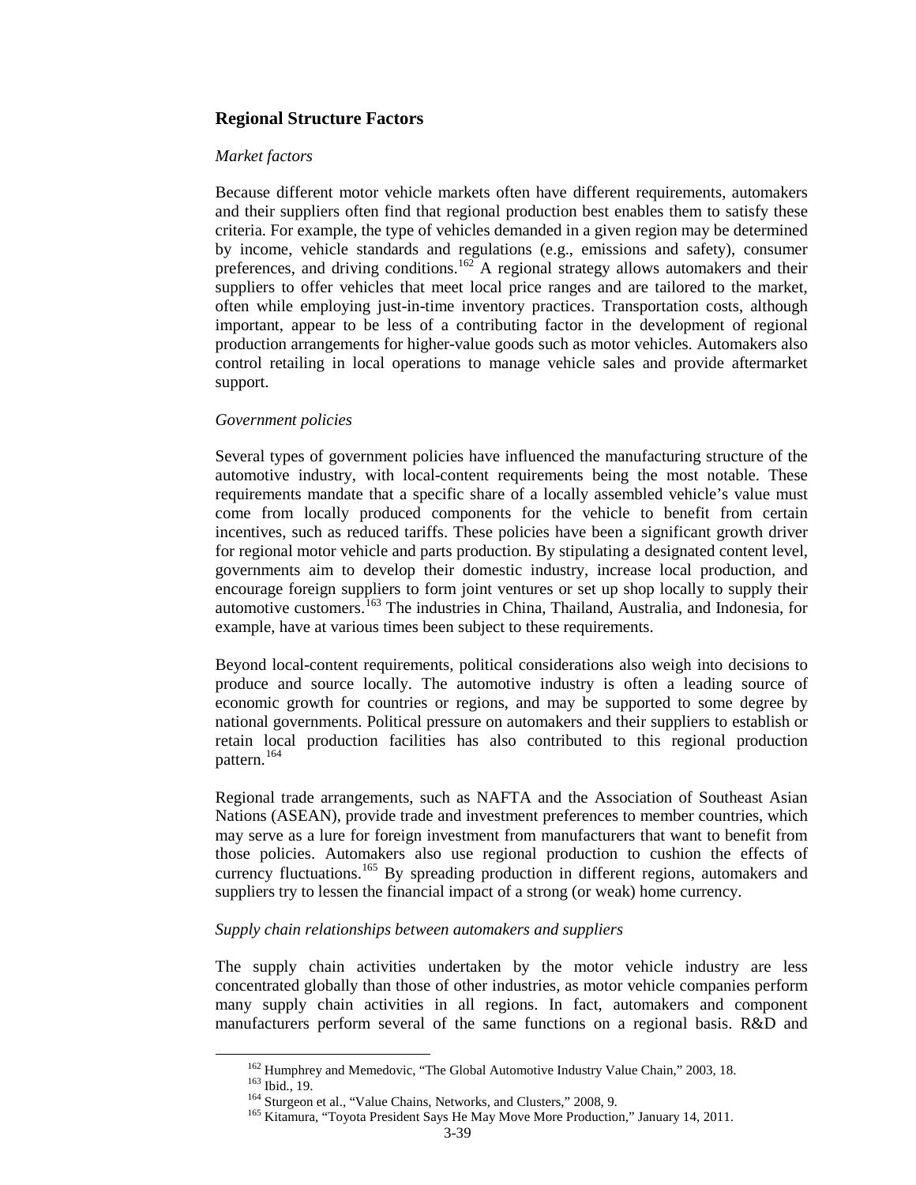## Regional Structure Factors

*Market factors*

Because different motor vehicle markets often have different requirements, automakers and their suppliers often find that regional production best enables them to satisfy these criteria. For example, the type of vehicles demanded in a given region may be determined by income, vehicle standards and regulations (e.g., emissions and safety), consumer preferences, and driving conditions.[162] A regional strategy allows automakers and their suppliers to offer vehicles that meet local price ranges and are tailored to the market, often while employing just-in-time inventory practices. Transportation costs, although important, appear to be less of a contributing factor in the development of regional production arrangements for higher-value goods such as motor vehicles. Automakers also control retailing in local operations to manage vehicle sales and provide aftermarket support.

*Government policies*

Several types of government policies have influenced the manufacturing structure of the automotive industry, with local-content requirements being the most notable. These requirements mandate that a specific share of a locally assembled vehicle's value must come from locally produced components for the vehicle to benefit from certain incentives, such as reduced tariffs. These policies have been a significant growth driver for regional motor vehicle and parts production. By stipulating a designated content level, governments aim to develop their domestic industry, increase local production, and encourage foreign suppliers to form joint ventures or set up shop locally to supply their automotive customers.[163] The industries in China, Thailand, Australia, and Indonesia, for example, have at various times been subject to these requirements.

Beyond local-content requirements, political considerations also weigh into decisions to produce and source locally. The automotive industry is often a leading source of economic growth for countries or regions, and may be supported to some degree by national governments. Political pressure on automakers and their suppliers to establish or retain local production facilities has also contributed to this regional production pattern.[164]

Regional trade arrangements, such as NAFTA and the Association of Southeast Asian Nations (ASEAN), provide trade and investment preferences to member countries, which may serve as a lure for foreign investment from manufacturers that want to benefit from those policies. Automakers also use regional production to cushion the effects of currency fluctuations.[165] By spreading production in different regions, automakers and suppliers try to lessen the financial impact of a strong (or weak) home currency.

*Supply chain relationships between automakers and suppliers*

The supply chain activities undertaken by the motor vehicle industry are less concentrated globally than those of other industries, as motor vehicle companies perform many supply chain activities in all regions. In fact, automakers and component manufacturers perform several of the same functions on a regional basis. R&D and

[162] Humphrey and Memedovic, "The Global Automotive Industry Value Chain," 2003, 18.
[163] Ibid., 19.
[164] Sturgeon et al., "Value Chains, Networks, and Clusters," 2008, 9.
[165] Kitamura, "Toyota President Says He May Move More Production," January 14, 2011.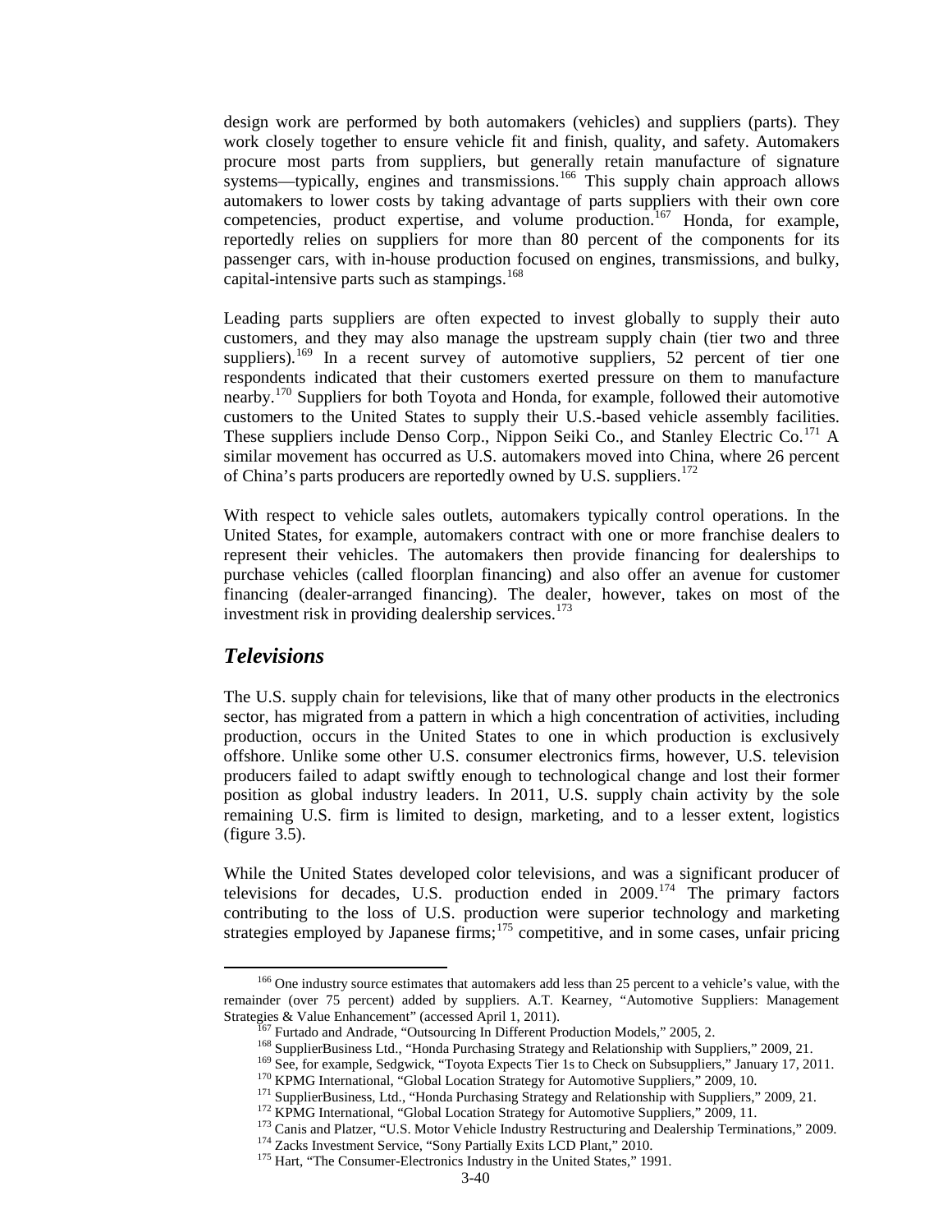design work are performed by both automakers (vehicles) and suppliers (parts). They work closely together to ensure vehicle fit and finish, quality, and safety. Automakers procure most parts from suppliers, but generally retain manufacture of signature systems—typically, engines and transmissions.[166] This supply chain approach allows automakers to lower costs by taking advantage of parts suppliers with their own core competencies, product expertise, and volume production.[167] Honda, for example, reportedly relies on suppliers for more than 80 percent of the components for its passenger cars, with in-house production focused on engines, transmissions, and bulky, capital-intensive parts such as stampings.[168]

Leading parts suppliers are often expected to invest globally to supply their auto customers, and they may also manage the upstream supply chain (tier two and three suppliers).[169] In a recent survey of automotive suppliers, 52 percent of tier one respondents indicated that their customers exerted pressure on them to manufacture nearby.[170] Suppliers for both Toyota and Honda, for example, followed their automotive customers to the United States to supply their U.S.-based vehicle assembly facilities. These suppliers include Denso Corp., Nippon Seiki Co., and Stanley Electric Co.[171] A similar movement has occurred as U.S. automakers moved into China, where 26 percent of China's parts producers are reportedly owned by U.S. suppliers.[172]

With respect to vehicle sales outlets, automakers typically control operations. In the United States, for example, automakers contract with one or more franchise dealers to represent their vehicles. The automakers then provide financing for dealerships to purchase vehicles (called floorplan financing) and also offer an avenue for customer financing (dealer-arranged financing). The dealer, however, takes on most of the investment risk in providing dealership services.[173]

## *Televisions*

The U.S. supply chain for televisions, like that of many other products in the electronics sector, has migrated from a pattern in which a high concentration of activities, including production, occurs in the United States to one in which production is exclusively offshore. Unlike some other U.S. consumer electronics firms, however, U.S. television producers failed to adapt swiftly enough to technological change and lost their former position as global industry leaders. In 2011, U.S. supply chain activity by the sole remaining U.S. firm is limited to design, marketing, and to a lesser extent, logistics (figure 3.5).

While the United States developed color televisions, and was a significant producer of televisions for decades, U.S. production ended in 2009.[174] The primary factors contributing to the loss of U.S. production were superior technology and marketing strategies employed by Japanese firms;[175] competitive, and in some cases, unfair pricing

---

[166] One industry source estimates that automakers add less than 25 percent to a vehicle's value, with the remainder (over 75 percent) added by suppliers. A.T. Kearney, "Automotive Suppliers: Management Strategies & Value Enhancement" (accessed April 1, 2011).

[167] Furtado and Andrade, "Outsourcing In Different Production Models," 2005, 2.

[168] SupplierBusiness Ltd., "Honda Purchasing Strategy and Relationship with Suppliers," 2009, 21.

[169] See, for example, Sedgwick, "Toyota Expects Tier 1s to Check on Subsuppliers," January 17, 2011.

[170] KPMG International, "Global Location Strategy for Automotive Suppliers," 2009, 10.

[171] SupplierBusiness, Ltd., "Honda Purchasing Strategy and Relationship with Suppliers," 2009, 21.

[172] KPMG International, "Global Location Strategy for Automotive Suppliers," 2009, 11.

[173] Canis and Platzer, "U.S. Motor Vehicle Industry Restructuring and Dealership Terminations," 2009.

[174] Zacks Investment Service, "Sony Partially Exits LCD Plant," 2010.

[175] Hart, "The Consumer-Electronics Industry in the United States," 1991.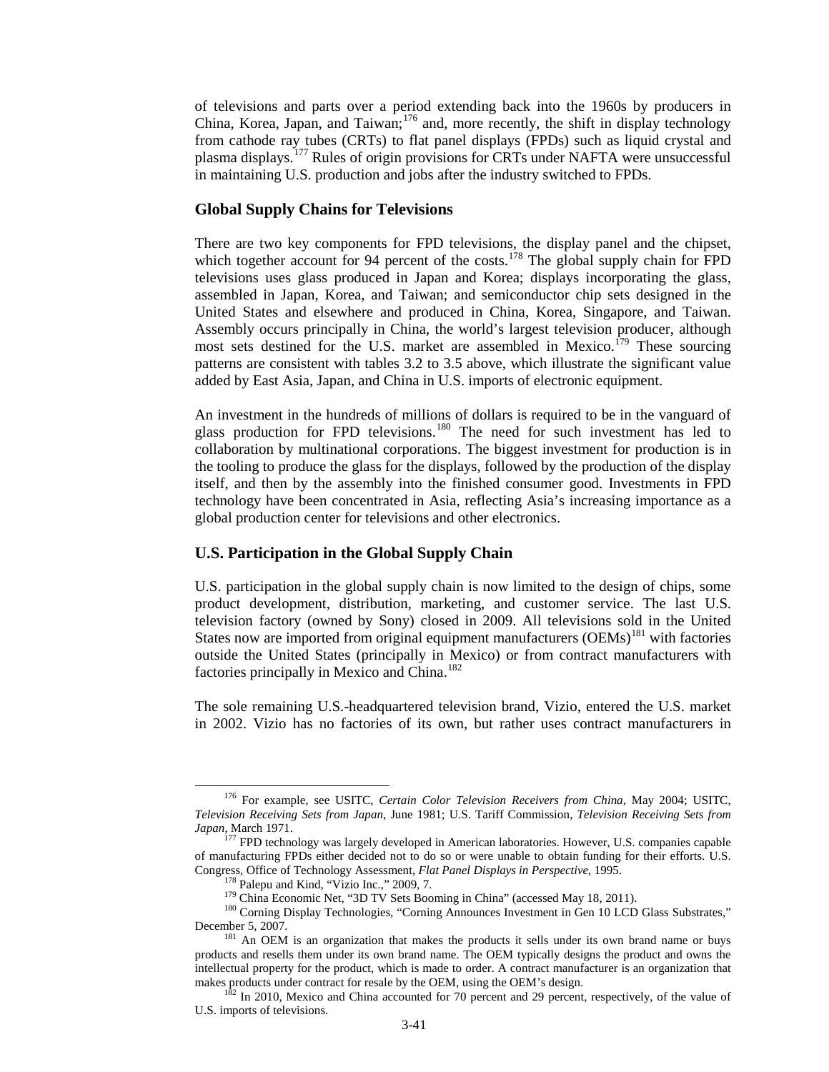of televisions and parts over a period extending back into the 1960s by producers in China, Korea, Japan, and Taiwan;[176] and, more recently, the shift in display technology from cathode ray tubes (CRTs) to flat panel displays (FPDs) such as liquid crystal and plasma displays.[177] Rules of origin provisions for CRTs under NAFTA were unsuccessful in maintaining U.S. production and jobs after the industry switched to FPDs.

## Global Supply Chains for Televisions

There are two key components for FPD televisions, the display panel and the chipset, which together account for 94 percent of the costs.[178] The global supply chain for FPD televisions uses glass produced in Japan and Korea; displays incorporating the glass, assembled in Japan, Korea, and Taiwan; and semiconductor chip sets designed in the United States and elsewhere and produced in China, Korea, Singapore, and Taiwan. Assembly occurs principally in China, the world's largest television producer, although most sets destined for the U.S. market are assembled in Mexico.[179] These sourcing patterns are consistent with tables 3.2 to 3.5 above, which illustrate the significant value added by East Asia, Japan, and China in U.S. imports of electronic equipment.

An investment in the hundreds of millions of dollars is required to be in the vanguard of glass production for FPD televisions.[180] The need for such investment has led to collaboration by multinational corporations. The biggest investment for production is in the tooling to produce the glass for the displays, followed by the production of the display itself, and then by the assembly into the finished consumer good. Investments in FPD technology have been concentrated in Asia, reflecting Asia's increasing importance as a global production center for televisions and other electronics.

## U.S. Participation in the Global Supply Chain

U.S. participation in the global supply chain is now limited to the design of chips, some product development, distribution, marketing, and customer service. The last U.S. television factory (owned by Sony) closed in 2009. All televisions sold in the United States now are imported from original equipment manufacturers (OEMs)[181] with factories outside the United States (principally in Mexico) or from contract manufacturers with factories principally in Mexico and China.[182]

The sole remaining U.S.-headquartered television brand, Vizio, entered the U.S. market in 2002. Vizio has no factories of its own, but rather uses contract manufacturers in

---

[176] For example, see USITC, *Certain Color Television Receivers from China*, May 2004; USITC, *Television Receiving Sets from Japan*, June 1981; U.S. Tariff Commission, *Television Receiving Sets from Japan*, March 1971.

[177] FPD technology was largely developed in American laboratories. However, U.S. companies capable of manufacturing FPDs either decided not to do so or were unable to obtain funding for their efforts. U.S. Congress, Office of Technology Assessment, *Flat Panel Displays in Perspective*, 1995.

[178] Palepu and Kind, "Vizio Inc.," 2009, 7.

[179] China Economic Net, "3D TV Sets Booming in China" (accessed May 18, 2011).

[180] Corning Display Technologies, "Corning Announces Investment in Gen 10 LCD Glass Substrates," December 5, 2007.

[181] An OEM is an organization that makes the products it sells under its own brand name or buys products and resells them under its own brand name. The OEM typically designs the product and owns the intellectual property for the product, which is made to order. A contract manufacturer is an organization that makes products under contract for resale by the OEM, using the OEM's design.

[182] In 2010, Mexico and China accounted for 70 percent and 29 percent, respectively, of the value of U.S. imports of televisions.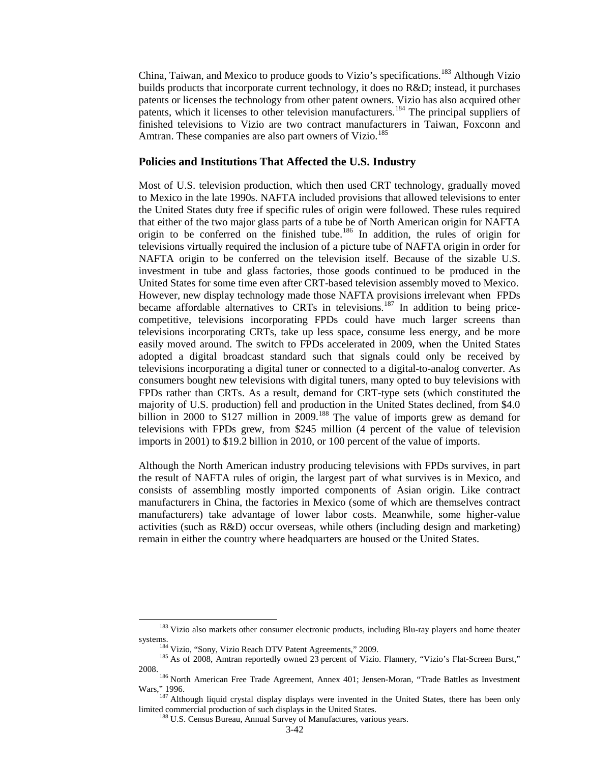China, Taiwan, and Mexico to produce goods to Vizio's specifications.[183] Although Vizio builds products that incorporate current technology, it does no R&D; instead, it purchases patents or licenses the technology from other patent owners. Vizio has also acquired other patents, which it licenses to other television manufacturers.[184] The principal suppliers of finished televisions to Vizio are two contract manufacturers in Taiwan, Foxconn and Amtran. These companies are also part owners of Vizio.[185]

### Policies and Institutions That Affected the U.S. Industry

Most of U.S. television production, which then used CRT technology, gradually moved to Mexico in the late 1990s. NAFTA included provisions that allowed televisions to enter the United States duty free if specific rules of origin were followed. These rules required that either of the two major glass parts of a tube be of North American origin for NAFTA origin to be conferred on the finished tube.[186] In addition, the rules of origin for televisions virtually required the inclusion of a picture tube of NAFTA origin in order for NAFTA origin to be conferred on the television itself. Because of the sizable U.S. investment in tube and glass factories, those goods continued to be produced in the United States for some time even after CRT-based television assembly moved to Mexico. However, new display technology made those NAFTA provisions irrelevant when FPDs became affordable alternatives to CRTs in televisions.[187] In addition to being price-competitive, televisions incorporating FPDs could have much larger screens than televisions incorporating CRTs, take up less space, consume less energy, and be more easily moved around. The switch to FPDs accelerated in 2009, when the United States adopted a digital broadcast standard such that signals could only be received by televisions incorporating a digital tuner or connected to a digital-to-analog converter. As consumers bought new televisions with digital tuners, many opted to buy televisions with FPDs rather than CRTs. As a result, demand for CRT-type sets (which constituted the majority of U.S. production) fell and production in the United States declined, from $4.0 billion in 2000 to $127 million in 2009.[188] The value of imports grew as demand for televisions with FPDs grew, from $245 million (4 percent of the value of television imports in 2001) to $19.2 billion in 2010, or 100 percent of the value of imports.

Although the North American industry producing televisions with FPDs survives, in part the result of NAFTA rules of origin, the largest part of what survives is in Mexico, and consists of assembling mostly imported components of Asian origin. Like contract manufacturers in China, the factories in Mexico (some of which are themselves contract manufacturers) take advantage of lower labor costs. Meanwhile, some higher-value activities (such as R&D) occur overseas, while others (including design and marketing) remain in either the country where headquarters are housed or the United States.

---

[183] Vizio also markets other consumer electronic products, including Blu-ray players and home theater systems.

[184] Vizio, "Sony, Vizio Reach DTV Patent Agreements," 2009.

[185] As of 2008, Amtran reportedly owned 23 percent of Vizio. Flannery, "Vizio's Flat-Screen Burst," 2008.

[186] North American Free Trade Agreement, Annex 401; Jensen-Moran, "Trade Battles as Investment Wars," 1996.

[187] Although liquid crystal display displays were invented in the United States, there has been only limited commercial production of such displays in the United States.

[188] U.S. Census Bureau, Annual Survey of Manufactures, various years.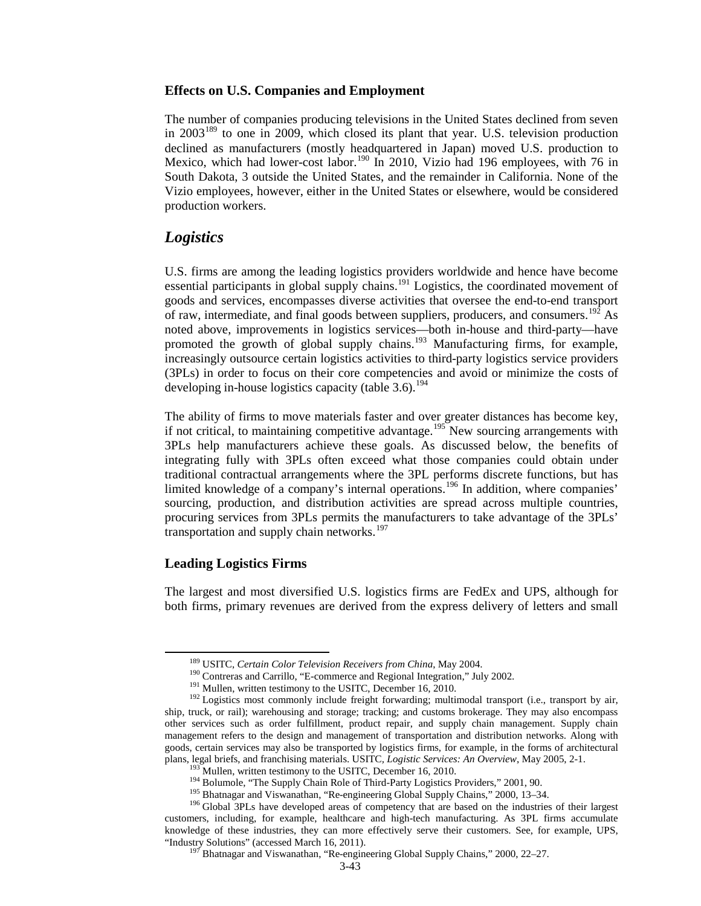### Effects on U.S. Companies and Employment

The number of companies producing televisions in the United States declined from seven in 2003[189] to one in 2009, which closed its plant that year. U.S. television production declined as manufacturers (mostly headquartered in Japan) moved U.S. production to Mexico, which had lower-cost labor.[190] In 2010, Vizio had 196 employees, with 76 in South Dakota, 3 outside the United States, and the remainder in California. None of the Vizio employees, however, either in the United States or elsewhere, would be considered production workers.

## *Logistics*

U.S. firms are among the leading logistics providers worldwide and hence have become essential participants in global supply chains.[191] Logistics, the coordinated movement of goods and services, encompasses diverse activities that oversee the end-to-end transport of raw, intermediate, and final goods between suppliers, producers, and consumers.[192] As noted above, improvements in logistics services—both in-house and third-party—have promoted the growth of global supply chains.[193] Manufacturing firms, for example, increasingly outsource certain logistics activities to third-party logistics service providers (3PLs) in order to focus on their core competencies and avoid or minimize the costs of developing in-house logistics capacity (table 3.6).[194]

The ability of firms to move materials faster and over greater distances has become key, if not critical, to maintaining competitive advantage.[195] New sourcing arrangements with 3PLs help manufacturers achieve these goals. As discussed below, the benefits of integrating fully with 3PLs often exceed what those companies could obtain under traditional contractual arrangements where the 3PL performs discrete functions, but has limited knowledge of a company's internal operations.[196] In addition, where companies' sourcing, production, and distribution activities are spread across multiple countries, procuring services from 3PLs permits the manufacturers to take advantage of the 3PLs' transportation and supply chain networks.[197]

### Leading Logistics Firms

The largest and most diversified U.S. logistics firms are FedEx and UPS, although for both firms, primary revenues are derived from the express delivery of letters and small

---

[189] USITC, *Certain Color Television Receivers from China*, May 2004.

[190] Contreras and Carrillo, "E-commerce and Regional Integration," July 2002.

[191] Mullen, written testimony to the USITC, December 16, 2010.

[192] Logistics most commonly include freight forwarding; multimodal transport (i.e., transport by air, ship, truck, or rail); warehousing and storage; tracking; and customs brokerage. They may also encompass other services such as order fulfillment, product repair, and supply chain management. Supply chain management refers to the design and management of transportation and distribution networks. Along with goods, certain services may also be transported by logistics firms, for example, in the forms of architectural plans, legal briefs, and franchising materials. USITC, *Logistic Services: An Overview*, May 2005, 2-1.

[193] Mullen, written testimony to the USITC, December 16, 2010.

[194] Bolumole, "The Supply Chain Role of Third-Party Logistics Providers," 2001, 90.

[195] Bhatnagar and Viswanathan, "Re-engineering Global Supply Chains," 2000, 13–34.

[196] Global 3PLs have developed areas of competency that are based on the industries of their largest customers, including, for example, healthcare and high-tech manufacturing. As 3PL firms accumulate knowledge of these industries, they can more effectively serve their customers. See, for example, UPS, "Industry Solutions" (accessed March 16, 2011).

[197] Bhatnagar and Viswanathan, "Re-engineering Global Supply Chains," 2000, 22–27.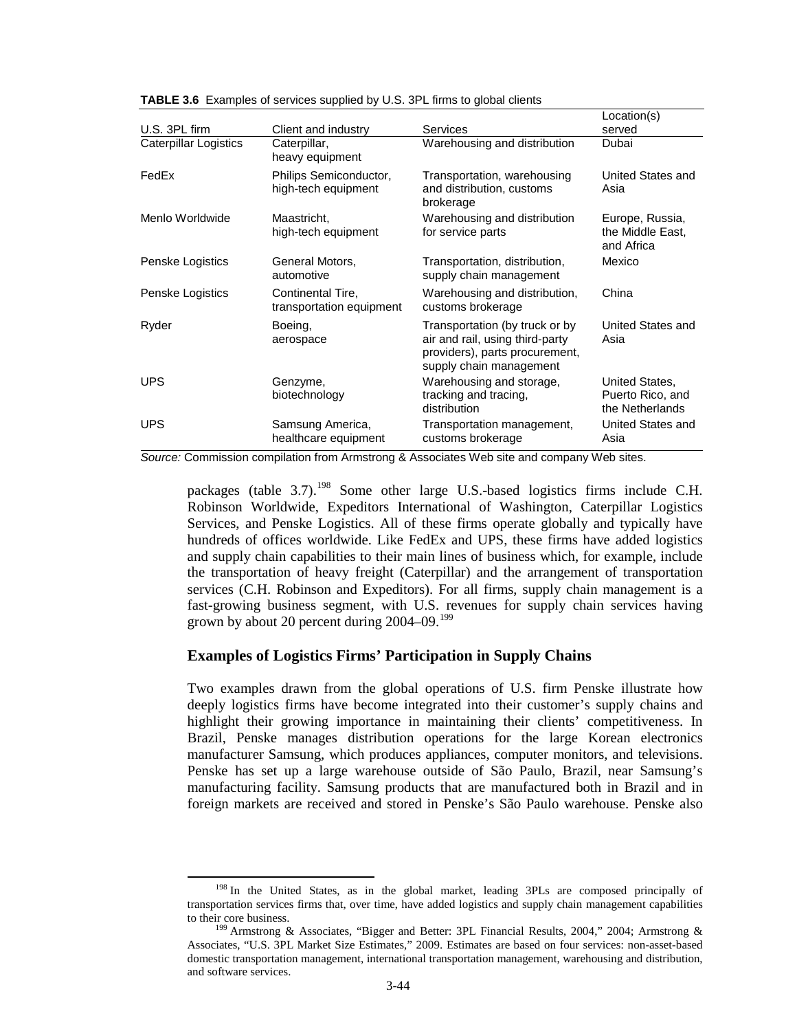**TABLE 3.6** Examples of services supplied by U.S. 3PL firms to global clients

| U.S. 3PL firm | Client and industry | Services | Location(s) served |
|---|---|---|---|
| Caterpillar Logistics | Caterpillar, heavy equipment | Warehousing and distribution | Dubai |
| FedEx | Philips Semiconductor, high-tech equipment | Transportation, warehousing and distribution, customs brokerage | United States and Asia |
| Menlo Worldwide | Maastricht, high-tech equipment | Warehousing and distribution for service parts | Europe, Russia, the Middle East, and Africa |
| Penske Logistics | General Motors, automotive | Transportation, distribution, supply chain management | Mexico |
| Penske Logistics | Continental Tire, transportation equipment | Warehousing and distribution, customs brokerage | China |
| Ryder | Boeing, aerospace | Transportation (by truck or by air and rail, using third-party providers), parts procurement, supply chain management | United States and Asia |
| UPS | Genzyme, biotechnology | Warehousing and storage, tracking and tracing, distribution | United States, Puerto Rico, and the Netherlands |
| UPS | Samsung America, healthcare equipment | Transportation management, customs brokerage | United States and Asia |

*Source:* Commission compilation from Armstrong & Associates Web site and company Web sites.

packages (table 3.7).[198] Some other large U.S.-based logistics firms include C.H. Robinson Worldwide, Expeditors International of Washington, Caterpillar Logistics Services, and Penske Logistics. All of these firms operate globally and typically have hundreds of offices worldwide. Like FedEx and UPS, these firms have added logistics and supply chain capabilities to their main lines of business which, for example, include the transportation of heavy freight (Caterpillar) and the arrangement of transportation services (C.H. Robinson and Expeditors). For all firms, supply chain management is a fast-growing business segment, with U.S. revenues for supply chain services having grown by about 20 percent during 2004–09.[199]

### Examples of Logistics Firms' Participation in Supply Chains

Two examples drawn from the global operations of U.S. firm Penske illustrate how deeply logistics firms have become integrated into their customer's supply chains and highlight their growing importance in maintaining their clients' competitiveness. In Brazil, Penske manages distribution operations for the large Korean electronics manufacturer Samsung, which produces appliances, computer monitors, and televisions. Penske has set up a large warehouse outside of São Paulo, Brazil, near Samsung's manufacturing facility. Samsung products that are manufactured both in Brazil and in foreign markets are received and stored in Penske's São Paulo warehouse. Penske also

---

[198] In the United States, as in the global market, leading 3PLs are composed principally of transportation services firms that, over time, have added logistics and supply chain management capabilities to their core business.

[199] Armstrong & Associates, "Bigger and Better: 3PL Financial Results, 2004," 2004; Armstrong & Associates, "U.S. 3PL Market Size Estimates," 2009. Estimates are based on four services: non-asset-based domestic transportation management, international transportation management, warehousing and distribution, and software services.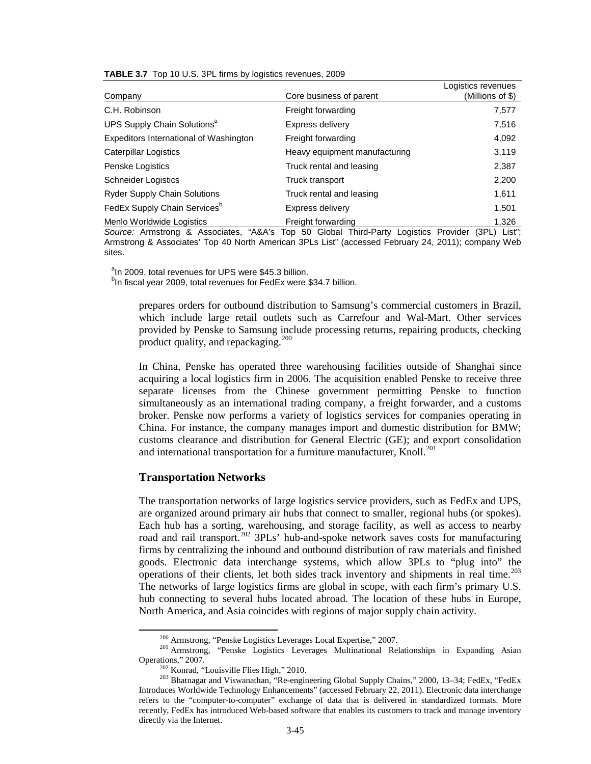**TABLE 3.7** Top 10 U.S. 3PL firms by logistics revenues, 2009

| Company | Core business of parent | Logistics revenues (Millions of $) |
|---|---|---|
| C.H. Robinson | Freight forwarding | 7,577 |
| UPS Supply Chain Solutions[a] | Express delivery | 7,516 |
| Expeditors International of Washington | Freight forwarding | 4,092 |
| Caterpillar Logistics | Heavy equipment manufacturing | 3,119 |
| Penske Logistics | Truck rental and leasing | 2,387 |
| Schneider Logistics | Truck transport | 2,200 |
| Ryder Supply Chain Solutions | Truck rental and leasing | 1,611 |
| FedEx Supply Chain Services[b] | Express delivery | 1,501 |
| Menlo Worldwide Logistics | Freight forwarding | 1,326 |

*Source:* Armstrong & Associates, "A&A's Top 50 Global Third-Party Logistics Provider (3PL) List"; Armstrong & Associates' Top 40 North American 3PLs List" (accessed February 24, 2011); company Web sites.

[a]In 2009, total revenues for UPS were $45.3 billion.
[b]In fiscal year 2009, total revenues for FedEx were $34.7 billion.

prepares orders for outbound distribution to Samsung's commercial customers in Brazil, which include large retail outlets such as Carrefour and Wal-Mart. Other services provided by Penske to Samsung include processing returns, repairing products, checking product quality, and repackaging.[200]

In China, Penske has operated three warehousing facilities outside of Shanghai since acquiring a local logistics firm in 2006. The acquisition enabled Penske to receive three separate licenses from the Chinese government permitting Penske to function simultaneously as an international trading company, a freight forwarder, and a customs broker. Penske now performs a variety of logistics services for companies operating in China. For instance, the company manages import and domestic distribution for BMW; customs clearance and distribution for General Electric (GE); and export consolidation and international transportation for a furniture manufacturer, Knoll.[201]

### Transportation Networks

The transportation networks of large logistics service providers, such as FedEx and UPS, are organized around primary air hubs that connect to smaller, regional hubs (or spokes). Each hub has a sorting, warehousing, and storage facility, as well as access to nearby road and rail transport.[202] 3PLs' hub-and-spoke network saves costs for manufacturing firms by centralizing the inbound and outbound distribution of raw materials and finished goods. Electronic data interchange systems, which allow 3PLs to "plug into" the operations of their clients, let both sides track inventory and shipments in real time.[203] The networks of large logistics firms are global in scope, with each firm's primary U.S. hub connecting to several hubs located abroad. The location of these hubs in Europe, North America, and Asia coincides with regions of major supply chain activity.

[200] Armstrong, "Penske Logistics Leverages Local Expertise," 2007.

[201] Armstrong, "Penske Logistics Leverages Multinational Relationships in Expanding Asian Operations," 2007.

[202] Konrad, "Louisville Flies High," 2010.

[203] Bhatnagar and Viswanathan, "Re-engineering Global Supply Chains," 2000, 13–34; FedEx, "FedEx Introduces Worldwide Technology Enhancements" (accessed February 22, 2011). Electronic data interchange refers to the "computer-to-computer" exchange of data that is delivered in standardized formats. More recently, FedEx has introduced Web-based software that enables its customers to track and manage inventory directly via the Internet.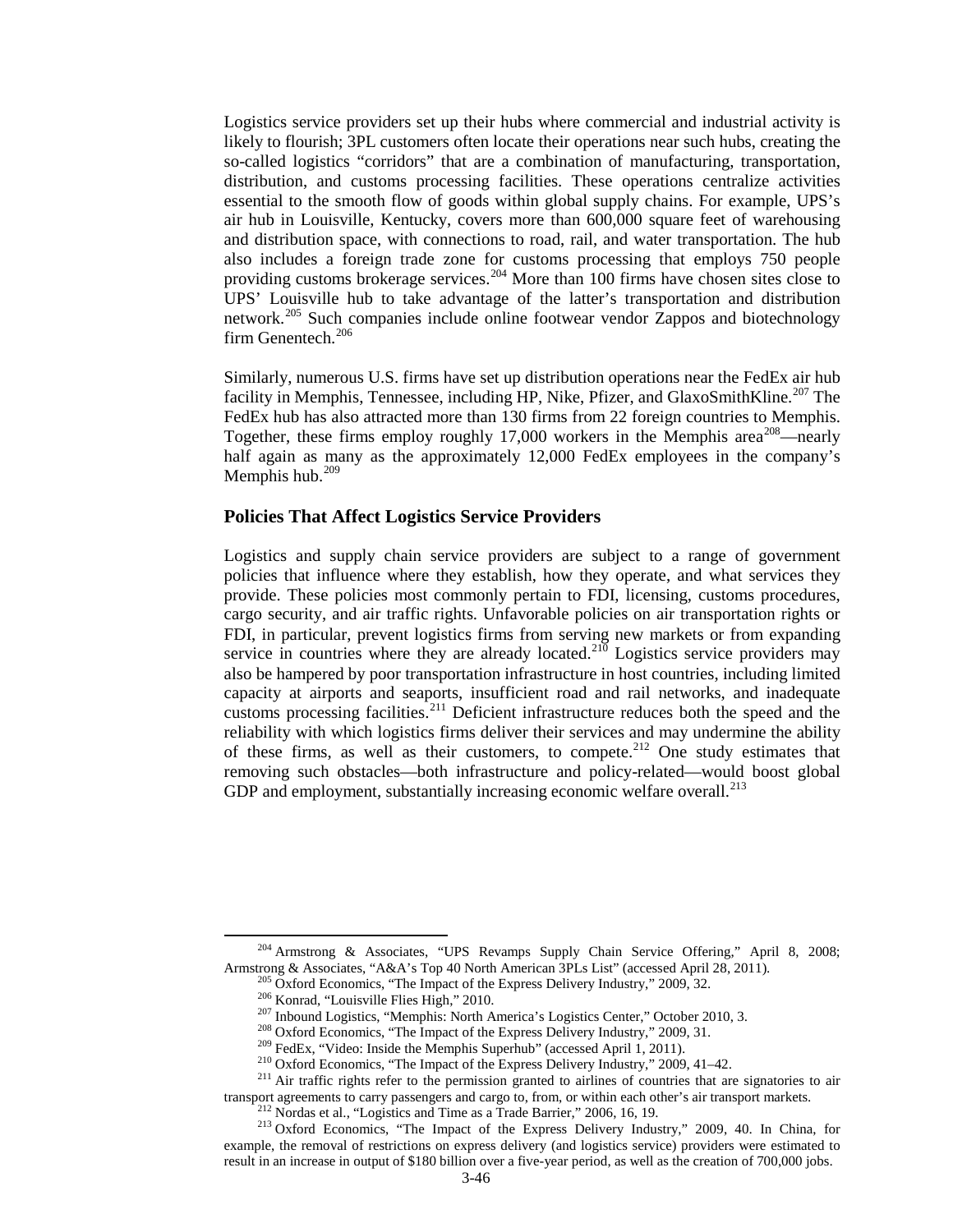Logistics service providers set up their hubs where commercial and industrial activity is likely to flourish; 3PL customers often locate their operations near such hubs, creating the so-called logistics "corridors" that are a combination of manufacturing, transportation, distribution, and customs processing facilities. These operations centralize activities essential to the smooth flow of goods within global supply chains. For example, UPS's air hub in Louisville, Kentucky, covers more than 600,000 square feet of warehousing and distribution space, with connections to road, rail, and water transportation. The hub also includes a foreign trade zone for customs processing that employs 750 people providing customs brokerage services.[204] More than 100 firms have chosen sites close to UPS' Louisville hub to take advantage of the latter's transportation and distribution network.[205] Such companies include online footwear vendor Zappos and biotechnology firm Genentech.[206]

Similarly, numerous U.S. firms have set up distribution operations near the FedEx air hub facility in Memphis, Tennessee, including HP, Nike, Pfizer, and GlaxoSmithKline.[207] The FedEx hub has also attracted more than 130 firms from 22 foreign countries to Memphis. Together, these firms employ roughly 17,000 workers in the Memphis area[208]—nearly half again as many as the approximately 12,000 FedEx employees in the company's Memphis hub.[209]

## Policies That Affect Logistics Service Providers

Logistics and supply chain service providers are subject to a range of government policies that influence where they establish, how they operate, and what services they provide. These policies most commonly pertain to FDI, licensing, customs procedures, cargo security, and air traffic rights. Unfavorable policies on air transportation rights or FDI, in particular, prevent logistics firms from serving new markets or from expanding service in countries where they are already located.[210] Logistics service providers may also be hampered by poor transportation infrastructure in host countries, including limited capacity at airports and seaports, insufficient road and rail networks, and inadequate customs processing facilities.[211] Deficient infrastructure reduces both the speed and the reliability with which logistics firms deliver their services and may undermine the ability of these firms, as well as their customers, to compete.[212] One study estimates that removing such obstacles—both infrastructure and policy-related—would boost global GDP and employment, substantially increasing economic welfare overall.[213]

---

[204] Armstrong & Associates, "UPS Revamps Supply Chain Service Offering," April 8, 2008; Armstrong & Associates, "A&A's Top 40 North American 3PLs List" (accessed April 28, 2011).

[205] Oxford Economics, "The Impact of the Express Delivery Industry," 2009, 32.

[206] Konrad, "Louisville Flies High," 2010.

[207] Inbound Logistics, "Memphis: North America's Logistics Center," October 2010, 3.

[208] Oxford Economics, "The Impact of the Express Delivery Industry," 2009, 31.

[209] FedEx, "Video: Inside the Memphis Superhub" (accessed April 1, 2011).

[210] Oxford Economics, "The Impact of the Express Delivery Industry," 2009, 41–42.

[211] Air traffic rights refer to the permission granted to airlines of countries that are signatories to air transport agreements to carry passengers and cargo to, from, or within each other's air transport markets.

[212] Nordas et al., "Logistics and Time as a Trade Barrier," 2006, 16, 19.

[213] Oxford Economics, "The Impact of the Express Delivery Industry," 2009, 40. In China, for example, the removal of restrictions on express delivery (and logistics service) providers were estimated to result in an increase in output of $180 billion over a five-year period, as well as the creation of 700,000 jobs.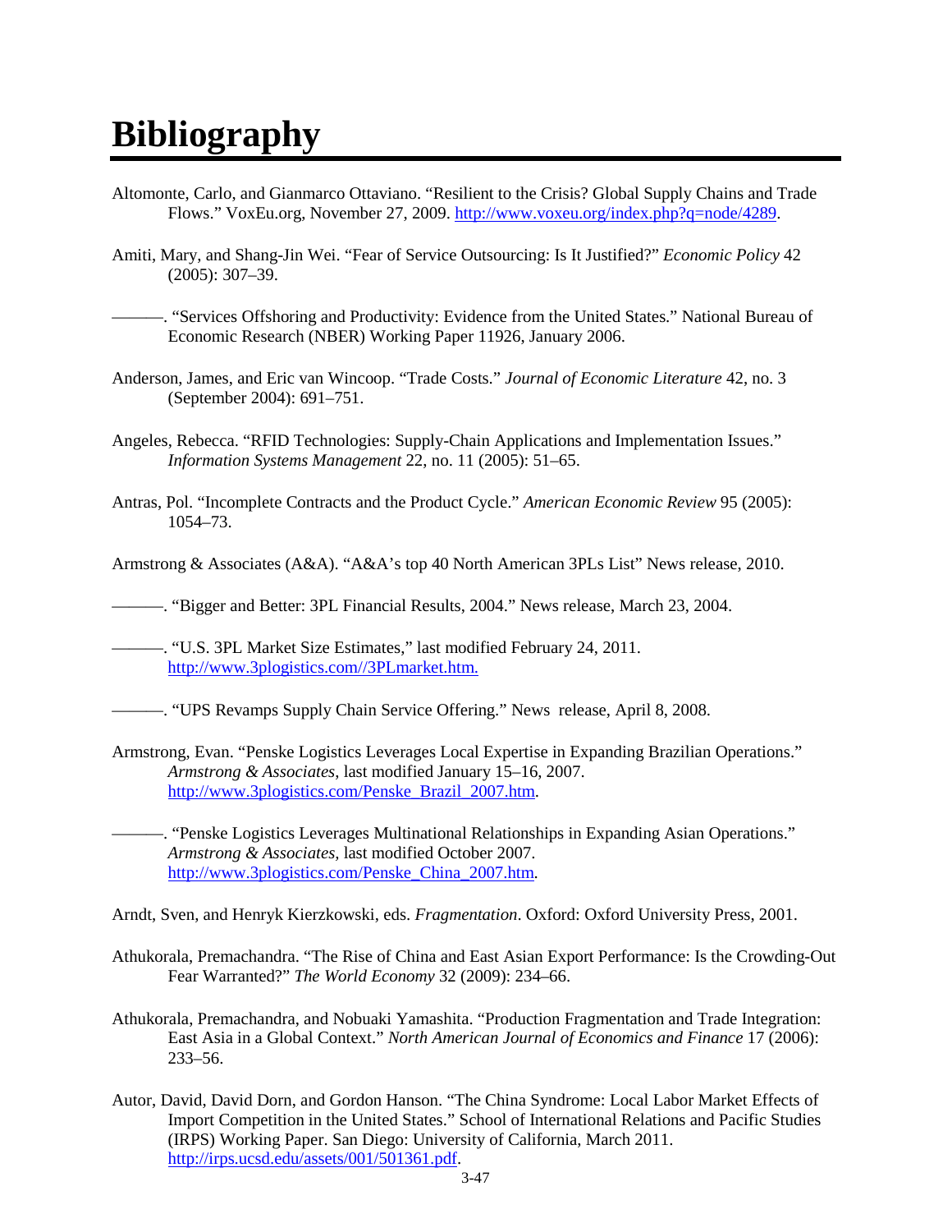# Bibliography

Altomonte, Carlo, and Gianmarco Ottaviano. "Resilient to the Crisis? Global Supply Chains and Trade Flows." VoxEu.org, November 27, 2009. http://www.voxeu.org/index.php?q=node/4289.

Amiti, Mary, and Shang-Jin Wei. "Fear of Service Outsourcing: Is It Justified?" *Economic Policy* 42 (2005): 307–39.

———. "Services Offshoring and Productivity: Evidence from the United States." National Bureau of Economic Research (NBER) Working Paper 11926, January 2006.

Anderson, James, and Eric van Wincoop. "Trade Costs." *Journal of Economic Literature* 42, no. 3 (September 2004): 691–751.

Angeles, Rebecca. "RFID Technologies: Supply-Chain Applications and Implementation Issues." *Information Systems Management* 22, no. 11 (2005): 51–65.

Antras, Pol. "Incomplete Contracts and the Product Cycle." *American Economic Review* 95 (2005): 1054–73.

Armstrong & Associates (A&A). "A&A's top 40 North American 3PLs List" News release, 2010.

———. "Bigger and Better: 3PL Financial Results, 2004." News release, March 23, 2004.

———. "U.S. 3PL Market Size Estimates," last modified February 24, 2011. http://www.3plogistics.com//3PLmarket.htm.

———. "UPS Revamps Supply Chain Service Offering." News release, April 8, 2008.

Armstrong, Evan. "Penske Logistics Leverages Local Expertise in Expanding Brazilian Operations." *Armstrong & Associates*, last modified January 15–16, 2007. http://www.3plogistics.com/Penske_Brazil_2007.htm.

———. "Penske Logistics Leverages Multinational Relationships in Expanding Asian Operations." *Armstrong & Associates*, last modified October 2007. http://www.3plogistics.com/Penske_China_2007.htm.

Arndt, Sven, and Henryk Kierzkowski, eds. *Fragmentation*. Oxford: Oxford University Press, 2001.

Athukorala, Premachandra. "The Rise of China and East Asian Export Performance: Is the Crowding-Out Fear Warranted?" *The World Economy* 32 (2009): 234–66.

Athukorala, Premachandra, and Nobuaki Yamashita. "Production Fragmentation and Trade Integration: East Asia in a Global Context." *North American Journal of Economics and Finance* 17 (2006): 233–56.

Autor, David, David Dorn, and Gordon Hanson. "The China Syndrome: Local Labor Market Effects of Import Competition in the United States." School of International Relations and Pacific Studies (IRPS) Working Paper. San Diego: University of California, March 2011. http://irps.ucsd.edu/assets/001/501361.pdf.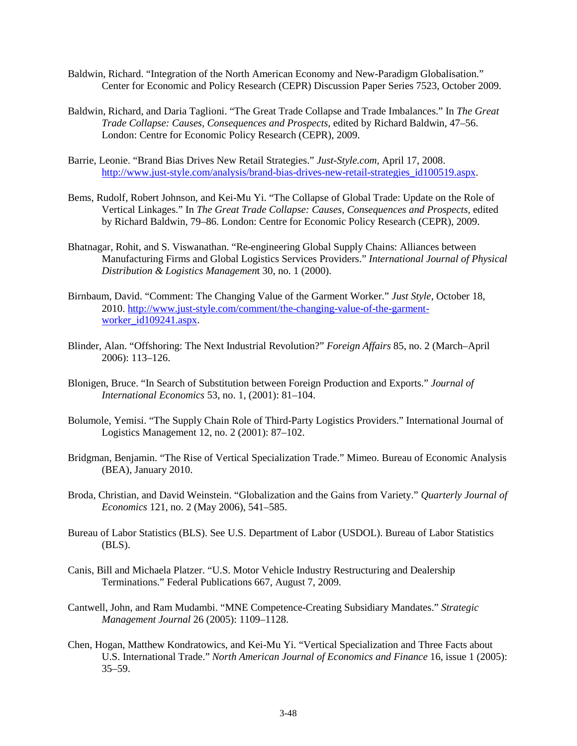Baldwin, Richard. "Integration of the North American Economy and New-Paradigm Globalisation." Center for Economic and Policy Research (CEPR) Discussion Paper Series 7523, October 2009.

Baldwin, Richard, and Daria Taglioni. "The Great Trade Collapse and Trade Imbalances." In *The Great Trade Collapse: Causes, Consequences and Prospects,* edited by Richard Baldwin, 47–56. London: Centre for Economic Policy Research (CEPR), 2009.

Barrie, Leonie. "Brand Bias Drives New Retail Strategies." *Just-Style.com*, April 17, 2008. http://www.just-style.com/analysis/brand-bias-drives-new-retail-strategies_id100519.aspx.

Bems, Rudolf, Robert Johnson, and Kei-Mu Yi. "The Collapse of Global Trade: Update on the Role of Vertical Linkages." In *The Great Trade Collapse: Causes, Consequences and Prospects*, edited by Richard Baldwin, 79–86. London: Centre for Economic Policy Research (CEPR), 2009.

Bhatnagar, Rohit, and S. Viswanathan. "Re-engineering Global Supply Chains: Alliances between Manufacturing Firms and Global Logistics Services Providers." *International Journal of Physical Distribution & Logistics Management* 30, no. 1 (2000).

Birnbaum, David. "Comment: The Changing Value of the Garment Worker." *Just Style*, October 18, 2010. http://www.just-style.com/comment/the-changing-value-of-the-garment-worker_id109241.aspx.

Blinder, Alan. "Offshoring: The Next Industrial Revolution?" *Foreign Affairs* 85, no. 2 (March–April 2006): 113–126.

Blonigen, Bruce. "In Search of Substitution between Foreign Production and Exports." *Journal of International Economics* 53, no. 1, (2001): 81–104.

Bolumole, Yemisi. "The Supply Chain Role of Third-Party Logistics Providers." International Journal of Logistics Management 12, no. 2 (2001): 87–102.

Bridgman, Benjamin. "The Rise of Vertical Specialization Trade." Mimeo. Bureau of Economic Analysis (BEA), January 2010.

Broda, Christian, and David Weinstein. "Globalization and the Gains from Variety." *Quarterly Journal of Economics* 121, no. 2 (May 2006), 541–585.

Bureau of Labor Statistics (BLS). See U.S. Department of Labor (USDOL). Bureau of Labor Statistics (BLS).

Canis, Bill and Michaela Platzer. "U.S. Motor Vehicle Industry Restructuring and Dealership Terminations." Federal Publications 667, August 7, 2009.

Cantwell, John, and Ram Mudambi. "MNE Competence-Creating Subsidiary Mandates." *Strategic Management Journal* 26 (2005): 1109–1128.

Chen, Hogan, Matthew Kondratowics, and Kei-Mu Yi. "Vertical Specialization and Three Facts about U.S. International Trade." *North American Journal of Economics and Finance* 16, issue 1 (2005): 35–59.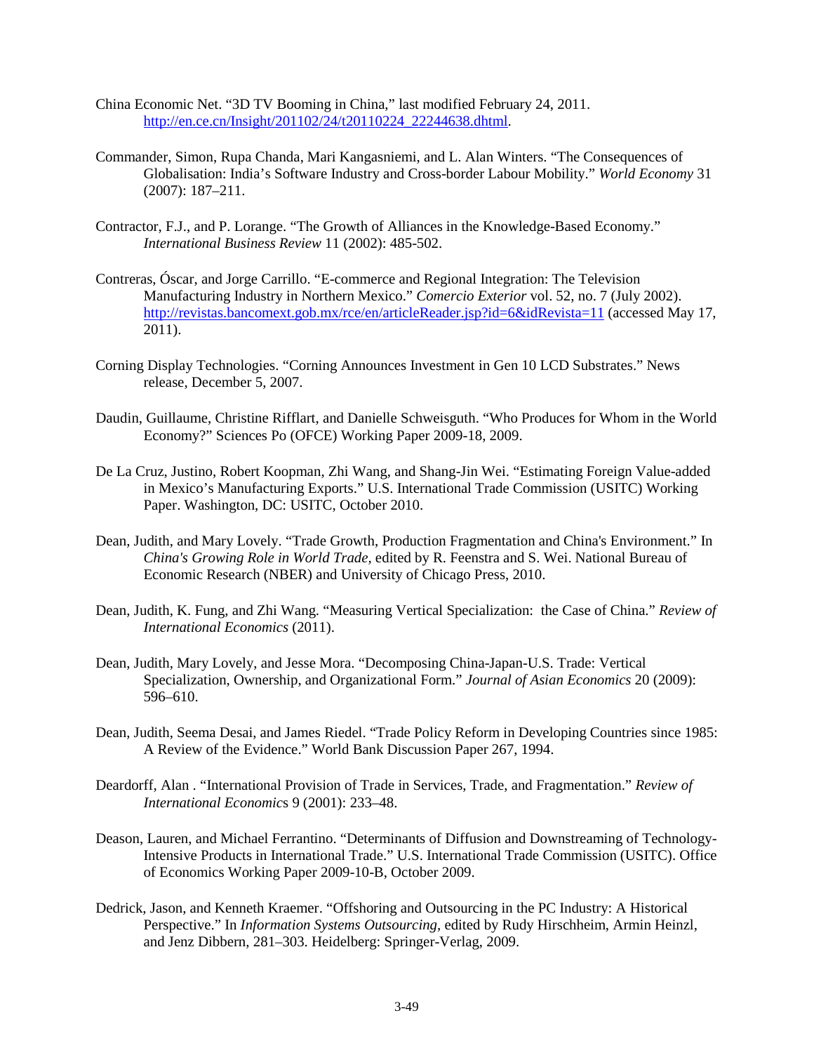China Economic Net. "3D TV Booming in China," last modified February 24, 2011. http://en.ce.cn/Insight/201102/24/t20110224_22244638.dhtml.

Commander, Simon, Rupa Chanda, Mari Kangasniemi, and L. Alan Winters. "The Consequences of Globalisation: India's Software Industry and Cross-border Labour Mobility." *World Economy* 31 (2007): 187–211.

Contractor, F.J., and P. Lorange. "The Growth of Alliances in the Knowledge-Based Economy." *International Business Review* 11 (2002): 485-502.

Contreras, Óscar, and Jorge Carrillo. "E-commerce and Regional Integration: The Television Manufacturing Industry in Northern Mexico." *Comercio Exterior* vol. 52, no. 7 (July 2002). http://revistas.bancomext.gob.mx/rce/en/articleReader.jsp?id=6&idRevista=11 (accessed May 17, 2011).

Corning Display Technologies. "Corning Announces Investment in Gen 10 LCD Substrates." News release, December 5, 2007.

Daudin, Guillaume, Christine Rifflart, and Danielle Schweisguth. "Who Produces for Whom in the World Economy?" Sciences Po (OFCE) Working Paper 2009-18, 2009.

De La Cruz, Justino, Robert Koopman, Zhi Wang, and Shang-Jin Wei. "Estimating Foreign Value-added in Mexico's Manufacturing Exports." U.S. International Trade Commission (USITC) Working Paper. Washington, DC: USITC, October 2010.

Dean, Judith, and Mary Lovely. "Trade Growth, Production Fragmentation and China's Environment." In *China's Growing Role in World Trade,* edited by R. Feenstra and S. Wei. National Bureau of Economic Research (NBER) and University of Chicago Press, 2010.

Dean, Judith, K. Fung, and Zhi Wang. "Measuring Vertical Specialization: the Case of China." *Review of International Economics* (2011).

Dean, Judith, Mary Lovely, and Jesse Mora. "Decomposing China-Japan-U.S. Trade: Vertical Specialization, Ownership, and Organizational Form." *Journal of Asian Economics* 20 (2009): 596–610.

Dean, Judith, Seema Desai, and James Riedel. "Trade Policy Reform in Developing Countries since 1985: A Review of the Evidence." World Bank Discussion Paper 267, 1994.

Deardorff, Alan . "International Provision of Trade in Services, Trade, and Fragmentation." *Review of International Economics* 9 (2001): 233–48.

Deason, Lauren, and Michael Ferrantino. "Determinants of Diffusion and Downstreaming of Technology-Intensive Products in International Trade." U.S. International Trade Commission (USITC). Office of Economics Working Paper 2009-10-B, October 2009.

Dedrick, Jason, and Kenneth Kraemer. "Offshoring and Outsourcing in the PC Industry: A Historical Perspective." In *Information Systems Outsourcing,* edited by Rudy Hirschheim, Armin Heinzl, and Jenz Dibbern, 281–303. Heidelberg: Springer-Verlag, 2009.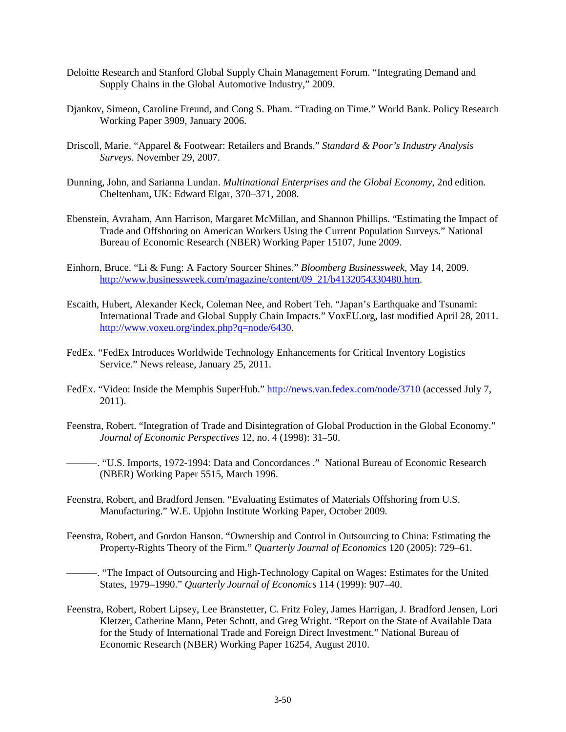Deloitte Research and Stanford Global Supply Chain Management Forum. "Integrating Demand and Supply Chains in the Global Automotive Industry," 2009.

Djankov, Simeon, Caroline Freund, and Cong S. Pham. "Trading on Time." World Bank. Policy Research Working Paper 3909, January 2006.

Driscoll, Marie. "Apparel & Footwear: Retailers and Brands." *Standard & Poor's Industry Analysis Surveys*. November 29, 2007.

Dunning, John, and Sarianna Lundan. *Multinational Enterprises and the Global Economy*, 2nd edition. Cheltenham, UK: Edward Elgar, 370–371, 2008.

Ebenstein, Avraham, Ann Harrison, Margaret McMillan, and Shannon Phillips. "Estimating the Impact of Trade and Offshoring on American Workers Using the Current Population Surveys." National Bureau of Economic Research (NBER) Working Paper 15107, June 2009.

Einhorn, Bruce. "Li & Fung: A Factory Sourcer Shines." *Bloomberg Businessweek*, May 14, 2009. http://www.businessweek.com/magazine/content/09_21/b4132054330480.htm.

Escaith, Hubert, Alexander Keck, Coleman Nee, and Robert Teh. "Japan's Earthquake and Tsunami: International Trade and Global Supply Chain Impacts." VoxEU.org, last modified April 28, 2011. http://www.voxeu.org/index.php?q=node/6430.

FedEx. "FedEx Introduces Worldwide Technology Enhancements for Critical Inventory Logistics Service." News release, January 25, 2011.

FedEx. "Video: Inside the Memphis SuperHub." http://news.van.fedex.com/node/3710 (accessed July 7, 2011).

Feenstra, Robert. "Integration of Trade and Disintegration of Global Production in the Global Economy." *Journal of Economic Perspectives* 12, no. 4 (1998): 31–50.

———. "U.S. Imports, 1972-1994: Data and Concordances ." National Bureau of Economic Research (NBER) Working Paper 5515, March 1996.

Feenstra, Robert, and Bradford Jensen. "Evaluating Estimates of Materials Offshoring from U.S. Manufacturing." W.E. Upjohn Institute Working Paper, October 2009.

Feenstra, Robert, and Gordon Hanson. "Ownership and Control in Outsourcing to China: Estimating the Property-Rights Theory of the Firm." *Quarterly Journal of Economics* 120 (2005): 729–61.

———. "The Impact of Outsourcing and High-Technology Capital on Wages: Estimates for the United States, 1979–1990." *Quarterly Journal of Economics* 114 (1999): 907–40.

Feenstra, Robert, Robert Lipsey, Lee Branstetter, C. Fritz Foley, James Harrigan, J. Bradford Jensen, Lori Kletzer, Catherine Mann, Peter Schott, and Greg Wright. "Report on the State of Available Data for the Study of International Trade and Foreign Direct Investment." National Bureau of Economic Research (NBER) Working Paper 16254, August 2010.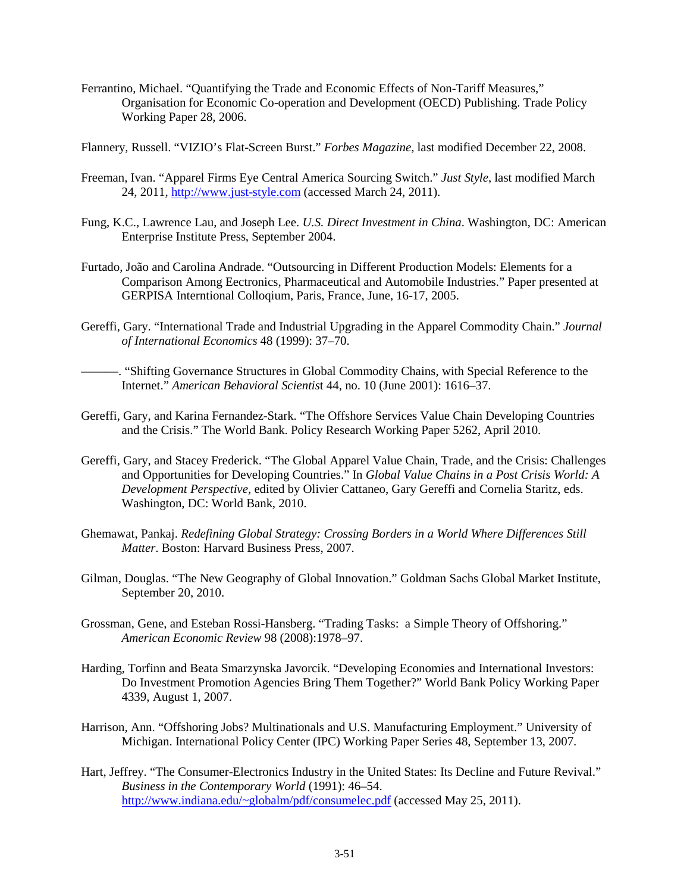Ferrantino, Michael. “Quantifying the Trade and Economic Effects of Non-Tariff Measures,” Organisation for Economic Co-operation and Development (OECD) Publishing. Trade Policy Working Paper 28, 2006.

Flannery, Russell. “VIZIO’s Flat-Screen Burst.” *Forbes Magazine*, last modified December 22, 2008.

Freeman, Ivan. “Apparel Firms Eye Central America Sourcing Switch.” *Just Style*, last modified March 24, 2011, http://www.just-style.com (accessed March 24, 2011).

Fung, K.C., Lawrence Lau, and Joseph Lee. *U.S. Direct Investment in China*. Washington, DC: American Enterprise Institute Press, September 2004.

Furtado, João and Carolina Andrade. “Outsourcing in Different Production Models: Elements for a Comparison Among Eectronics, Pharmaceutical and Automobile Industries.” Paper presented at GERPISA Interntional Colloqium, Paris, France, June, 16-17, 2005.

Gereffi, Gary. “International Trade and Industrial Upgrading in the Apparel Commodity Chain.” *Journal of International Economics* 48 (1999): 37–70.

———. “Shifting Governance Structures in Global Commodity Chains, with Special Reference to the Internet.” *American Behavioral Scientist* 44, no. 10 (June 2001): 1616–37.

Gereffi, Gary, and Karina Fernandez-Stark. “The Offshore Services Value Chain Developing Countries and the Crisis.” The World Bank. Policy Research Working Paper 5262, April 2010.

Gereffi, Gary, and Stacey Frederick. “The Global Apparel Value Chain, Trade, and the Crisis: Challenges and Opportunities for Developing Countries.” In *Global Value Chains in a Post Crisis World: A Development Perspective*, edited by Olivier Cattaneo, Gary Gereffi and Cornelia Staritz, eds. Washington, DC: World Bank, 2010.

Ghemawat, Pankaj. *Redefining Global Strategy: Crossing Borders in a World Where Differences Still Matter*. Boston: Harvard Business Press, 2007.

Gilman, Douglas. “The New Geography of Global Innovation.” Goldman Sachs Global Market Institute, September 20, 2010.

Grossman, Gene, and Esteban Rossi-Hansberg. “Trading Tasks: a Simple Theory of Offshoring.” *American Economic Review* 98 (2008):1978–97.

Harding, Torfinn and Beata Smarzynska Javorcik. “Developing Economies and International Investors: Do Investment Promotion Agencies Bring Them Together?” World Bank Policy Working Paper 4339, August 1, 2007.

Harrison, Ann. “Offshoring Jobs? Multinationals and U.S. Manufacturing Employment.” University of Michigan. International Policy Center (IPC) Working Paper Series 48, September 13, 2007.

Hart, Jeffrey. “The Consumer-Electronics Industry in the United States: Its Decline and Future Revival.” *Business in the Contemporary World* (1991): 46–54. http://www.indiana.edu/~globalm/pdf/consumelec.pdf (accessed May 25, 2011).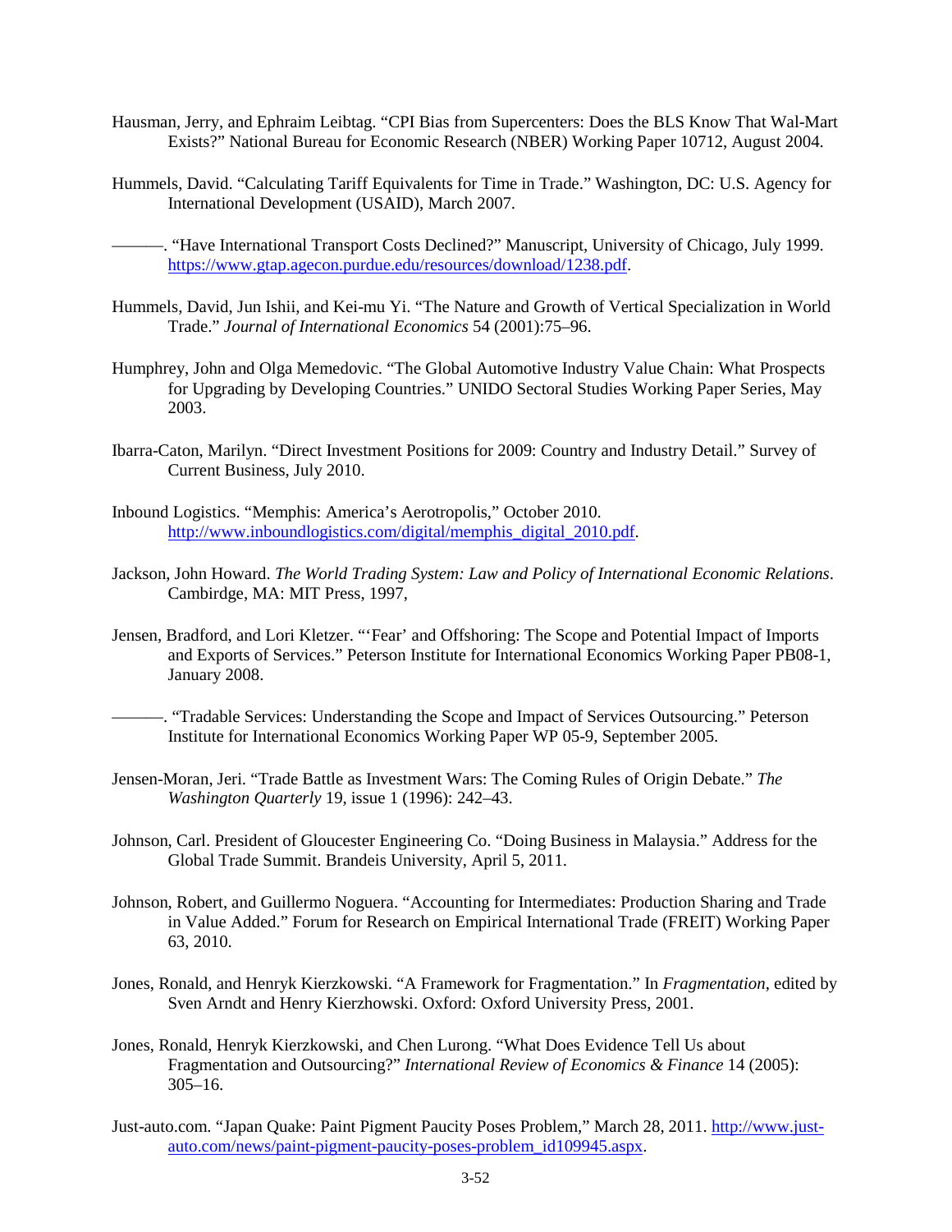Hausman, Jerry, and Ephraim Leibtag. "CPI Bias from Supercenters: Does the BLS Know That Wal-Mart Exists?" National Bureau for Economic Research (NBER) Working Paper 10712, August 2004.

Hummels, David. "Calculating Tariff Equivalents for Time in Trade." Washington, DC: U.S. Agency for International Development (USAID), March 2007.

———. "Have International Transport Costs Declined?" Manuscript, University of Chicago, July 1999. https://www.gtap.agecon.purdue.edu/resources/download/1238.pdf.

Hummels, David, Jun Ishii, and Kei-mu Yi. "The Nature and Growth of Vertical Specialization in World Trade." *Journal of International Economics* 54 (2001):75–96.

Humphrey, John and Olga Memedovic. "The Global Automotive Industry Value Chain: What Prospects for Upgrading by Developing Countries." UNIDO Sectoral Studies Working Paper Series, May 2003.

Ibarra-Caton, Marilyn. "Direct Investment Positions for 2009: Country and Industry Detail." Survey of Current Business, July 2010.

Inbound Logistics. "Memphis: America's Aerotropolis," October 2010. http://www.inboundlogistics.com/digital/memphis_digital_2010.pdf.

Jackson, John Howard. *The World Trading System: Law and Policy of International Economic Relations*. Cambirdge, MA: MIT Press, 1997,

Jensen, Bradford, and Lori Kletzer. "'Fear' and Offshoring: The Scope and Potential Impact of Imports and Exports of Services." Peterson Institute for International Economics Working Paper PB08-1, January 2008.

———. "Tradable Services: Understanding the Scope and Impact of Services Outsourcing." Peterson Institute for International Economics Working Paper WP 05-9, September 2005.

Jensen-Moran, Jeri. "Trade Battle as Investment Wars: The Coming Rules of Origin Debate." *The Washington Quarterly* 19, issue 1 (1996): 242–43.

Johnson, Carl. President of Gloucester Engineering Co. "Doing Business in Malaysia." Address for the Global Trade Summit. Brandeis University, April 5, 2011.

Johnson, Robert, and Guillermo Noguera. "Accounting for Intermediates: Production Sharing and Trade in Value Added." Forum for Research on Empirical International Trade (FREIT) Working Paper 63, 2010.

Jones, Ronald, and Henryk Kierzkowski. "A Framework for Fragmentation." In *Fragmentation*, edited by Sven Arndt and Henry Kierzhowski. Oxford: Oxford University Press, 2001.

Jones, Ronald, Henryk Kierzkowski, and Chen Lurong. "What Does Evidence Tell Us about Fragmentation and Outsourcing?" *International Review of Economics & Finance* 14 (2005): 305–16.

Just-auto.com. "Japan Quake: Paint Pigment Paucity Poses Problem," March 28, 2011. http://www.just-auto.com/news/paint-pigment-paucity-poses-problem_id109945.aspx.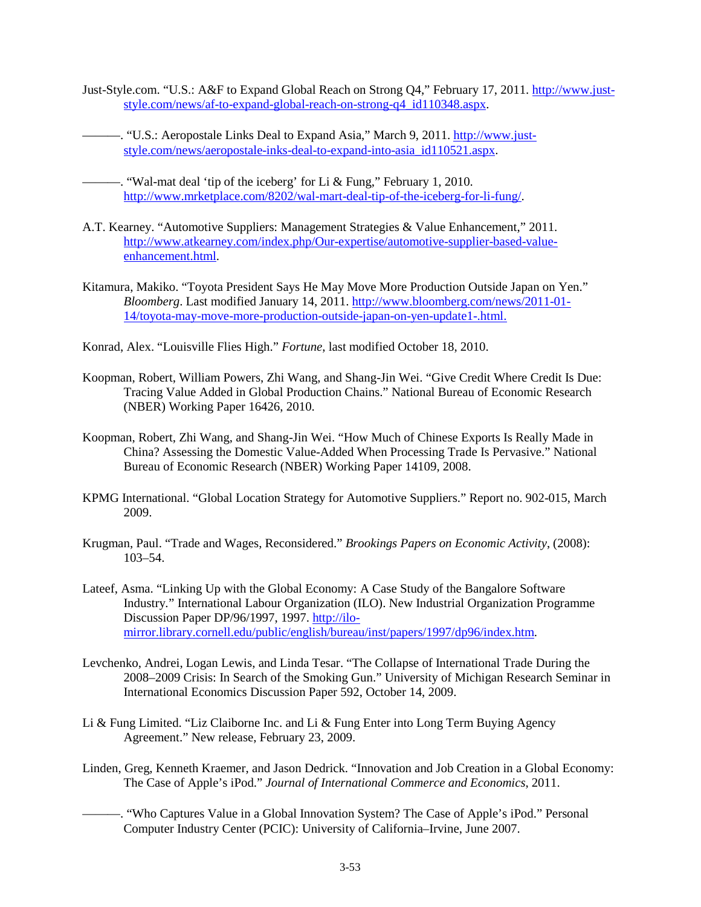Just-Style.com. "U.S.: A&F to Expand Global Reach on Strong Q4," February 17, 2011. http://www.just-style.com/news/af-to-expand-global-reach-on-strong-q4_id110348.aspx.

———. "U.S.: Aeropostale Links Deal to Expand Asia," March 9, 2011. http://www.just-style.com/news/aeropostale-inks-deal-to-expand-into-asia_id110521.aspx.

———. "Wal-mat deal 'tip of the iceberg' for Li & Fung," February 1, 2010. http://www.mrketplace.com/8202/wal-mart-deal-tip-of-the-iceberg-for-li-fung/.

A.T. Kearney. "Automotive Suppliers: Management Strategies & Value Enhancement," 2011. http://www.atkearney.com/index.php/Our-expertise/automotive-supplier-based-value-enhancement.html.

Kitamura, Makiko. "Toyota President Says He May Move More Production Outside Japan on Yen." *Bloomberg*. Last modified January 14, 2011. http://www.bloomberg.com/news/2011-01-14/toyota-may-move-more-production-outside-japan-on-yen-update1-.html.

Konrad, Alex. "Louisville Flies High." *Fortune*, last modified October 18, 2010.

Koopman, Robert, William Powers, Zhi Wang, and Shang-Jin Wei. "Give Credit Where Credit Is Due: Tracing Value Added in Global Production Chains." National Bureau of Economic Research (NBER) Working Paper 16426, 2010.

Koopman, Robert, Zhi Wang, and Shang-Jin Wei. "How Much of Chinese Exports Is Really Made in China? Assessing the Domestic Value-Added When Processing Trade Is Pervasive." National Bureau of Economic Research (NBER) Working Paper 14109, 2008.

KPMG International. "Global Location Strategy for Automotive Suppliers." Report no. 902-015, March 2009.

Krugman, Paul. "Trade and Wages, Reconsidered." *Brookings Papers on Economic Activity*, (2008): 103–54.

Lateef, Asma. "Linking Up with the Global Economy: A Case Study of the Bangalore Software Industry." International Labour Organization (ILO). New Industrial Organization Programme Discussion Paper DP/96/1997, 1997. http://ilo-mirror.library.cornell.edu/public/english/bureau/inst/papers/1997/dp96/index.htm.

Levchenko, Andrei, Logan Lewis, and Linda Tesar. "The Collapse of International Trade During the 2008–2009 Crisis: In Search of the Smoking Gun." University of Michigan Research Seminar in International Economics Discussion Paper 592, October 14, 2009.

Li & Fung Limited. "Liz Claiborne Inc. and Li & Fung Enter into Long Term Buying Agency Agreement." New release, February 23, 2009.

Linden, Greg, Kenneth Kraemer, and Jason Dedrick. "Innovation and Job Creation in a Global Economy: The Case of Apple's iPod." *Journal of International Commerce and Economics*, 2011.

———. "Who Captures Value in a Global Innovation System? The Case of Apple's iPod." Personal Computer Industry Center (PCIC): University of California–Irvine, June 2007.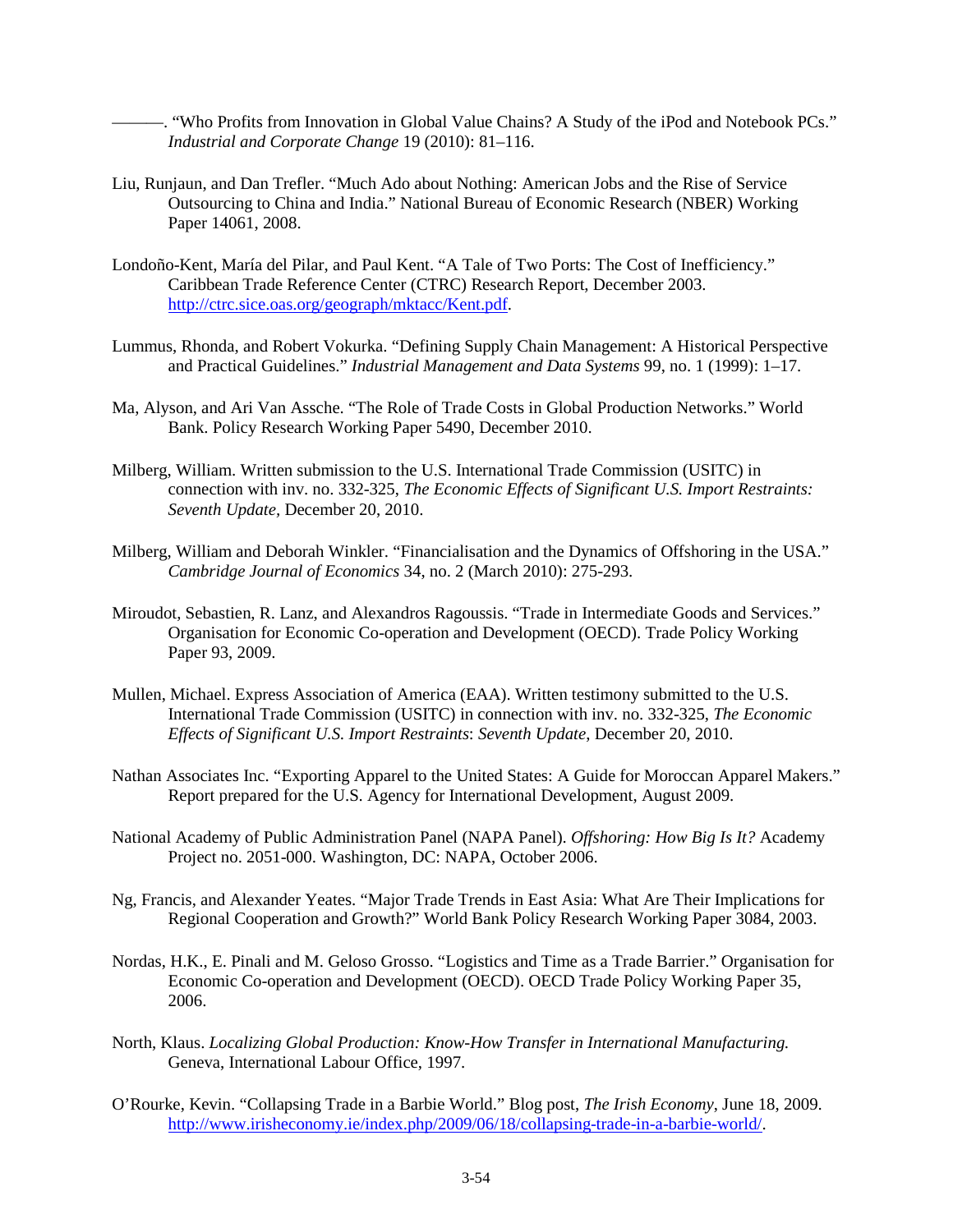———. “Who Profits from Innovation in Global Value Chains? A Study of the iPod and Notebook PCs.” *Industrial and Corporate Change* 19 (2010): 81–116.

Liu, Runjaun, and Dan Trefler. “Much Ado about Nothing: American Jobs and the Rise of Service Outsourcing to China and India.” National Bureau of Economic Research (NBER) Working Paper 14061, 2008.

Londoño-Kent, María del Pilar, and Paul Kent. “A Tale of Two Ports: The Cost of Inefficiency.” Caribbean Trade Reference Center (CTRC) Research Report, December 2003. http://ctrc.sice.oas.org/geograph/mktacc/Kent.pdf.

Lummus, Rhonda, and Robert Vokurka. “Defining Supply Chain Management: A Historical Perspective and Practical Guidelines.” *Industrial Management and Data Systems* 99, no. 1 (1999): 1–17.

Ma, Alyson, and Ari Van Assche. “The Role of Trade Costs in Global Production Networks.” World Bank. Policy Research Working Paper 5490, December 2010.

Milberg, William. Written submission to the U.S. International Trade Commission (USITC) in connection with inv. no. 332-325, *The Economic Effects of Significant U.S. Import Restraints: Seventh Update*, December 20, 2010.

Milberg, William and Deborah Winkler. “Financialisation and the Dynamics of Offshoring in the USA.” *Cambridge Journal of Economics* 34, no. 2 (March 2010): 275-293.

Miroudot, Sebastien, R. Lanz, and Alexandros Ragoussis. “Trade in Intermediate Goods and Services.” Organisation for Economic Co-operation and Development (OECD). Trade Policy Working Paper 93, 2009.

Mullen, Michael. Express Association of America (EAA). Written testimony submitted to the U.S. International Trade Commission (USITC) in connection with inv. no. 332-325, *The Economic Effects of Significant U.S. Import Restraints*: *Seventh Update*, December 20, 2010.

Nathan Associates Inc. “Exporting Apparel to the United States: A Guide for Moroccan Apparel Makers.” Report prepared for the U.S. Agency for International Development, August 2009.

National Academy of Public Administration Panel (NAPA Panel). *Offshoring: How Big Is It?* Academy Project no. 2051-000. Washington, DC: NAPA, October 2006.

Ng, Francis, and Alexander Yeates. “Major Trade Trends in East Asia: What Are Their Implications for Regional Cooperation and Growth?” World Bank Policy Research Working Paper 3084, 2003.

Nordas, H.K., E. Pinali and M. Geloso Grosso. “Logistics and Time as a Trade Barrier.” Organisation for Economic Co-operation and Development (OECD). OECD Trade Policy Working Paper 35, 2006.

North, Klaus. *Localizing Global Production: Know-How Transfer in International Manufacturing.* Geneva, International Labour Office, 1997.

O’Rourke, Kevin. “Collapsing Trade in a Barbie World.” Blog post, *The Irish Economy*, June 18, 2009. http://www.irisheconomy.ie/index.php/2009/06/18/collapsing-trade-in-a-barbie-world/.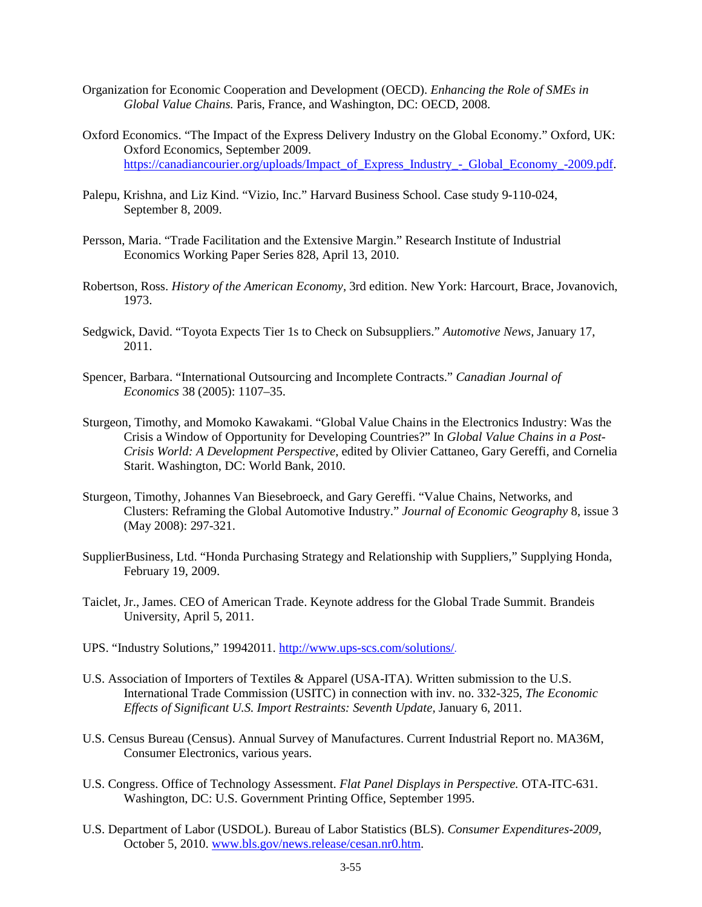Organization for Economic Cooperation and Development (OECD). *Enhancing the Role of SMEs in Global Value Chains.* Paris, France, and Washington, DC: OECD, 2008.

Oxford Economics. "The Impact of the Express Delivery Industry on the Global Economy." Oxford, UK: Oxford Economics, September 2009. https://canadiancourier.org/uploads/Impact_of_Express_Industry_-_Global_Economy_-2009.pdf.

Palepu, Krishna, and Liz Kind. "Vizio, Inc." Harvard Business School. Case study 9-110-024, September 8, 2009.

Persson, Maria. "Trade Facilitation and the Extensive Margin." Research Institute of Industrial Economics Working Paper Series 828, April 13, 2010.

Robertson, Ross. *History of the American Economy*, 3rd edition. New York: Harcourt, Brace, Jovanovich, 1973.

Sedgwick, David. "Toyota Expects Tier 1s to Check on Subsuppliers." *Automotive News*, January 17, 2011.

Spencer, Barbara. "International Outsourcing and Incomplete Contracts." *Canadian Journal of Economics* 38 (2005): 1107–35.

Sturgeon, Timothy, and Momoko Kawakami. "Global Value Chains in the Electronics Industry: Was the Crisis a Window of Opportunity for Developing Countries?" In *Global Value Chains in a Post-Crisis World: A Development Perspective*, edited by Olivier Cattaneo, Gary Gereffi, and Cornelia Starit. Washington, DC: World Bank, 2010.

Sturgeon, Timothy, Johannes Van Biesebroeck, and Gary Gereffi. "Value Chains, Networks, and Clusters: Reframing the Global Automotive Industry." *Journal of Economic Geography* 8, issue 3 (May 2008): 297-321.

SupplierBusiness, Ltd. "Honda Purchasing Strategy and Relationship with Suppliers," Supplying Honda, February 19, 2009.

Taiclet, Jr., James. CEO of American Trade. Keynote address for the Global Trade Summit. Brandeis University, April 5, 2011.

UPS. "Industry Solutions," 19942011. http://www.ups-scs.com/solutions/.

U.S. Association of Importers of Textiles & Apparel (USA-ITA). Written submission to the U.S. International Trade Commission (USITC) in connection with inv. no. 332-325, *The Economic Effects of Significant U.S. Import Restraints: Seventh Update*, January 6, 2011.

U.S. Census Bureau (Census). Annual Survey of Manufactures. Current Industrial Report no. MA36M, Consumer Electronics, various years.

U.S. Congress. Office of Technology Assessment. *Flat Panel Displays in Perspective.* OTA-ITC-631. Washington, DC: U.S. Government Printing Office, September 1995.

U.S. Department of Labor (USDOL). Bureau of Labor Statistics (BLS). *Consumer Expenditures-2009*, October 5, 2010. www.bls.gov/news.release/cesan.nr0.htm.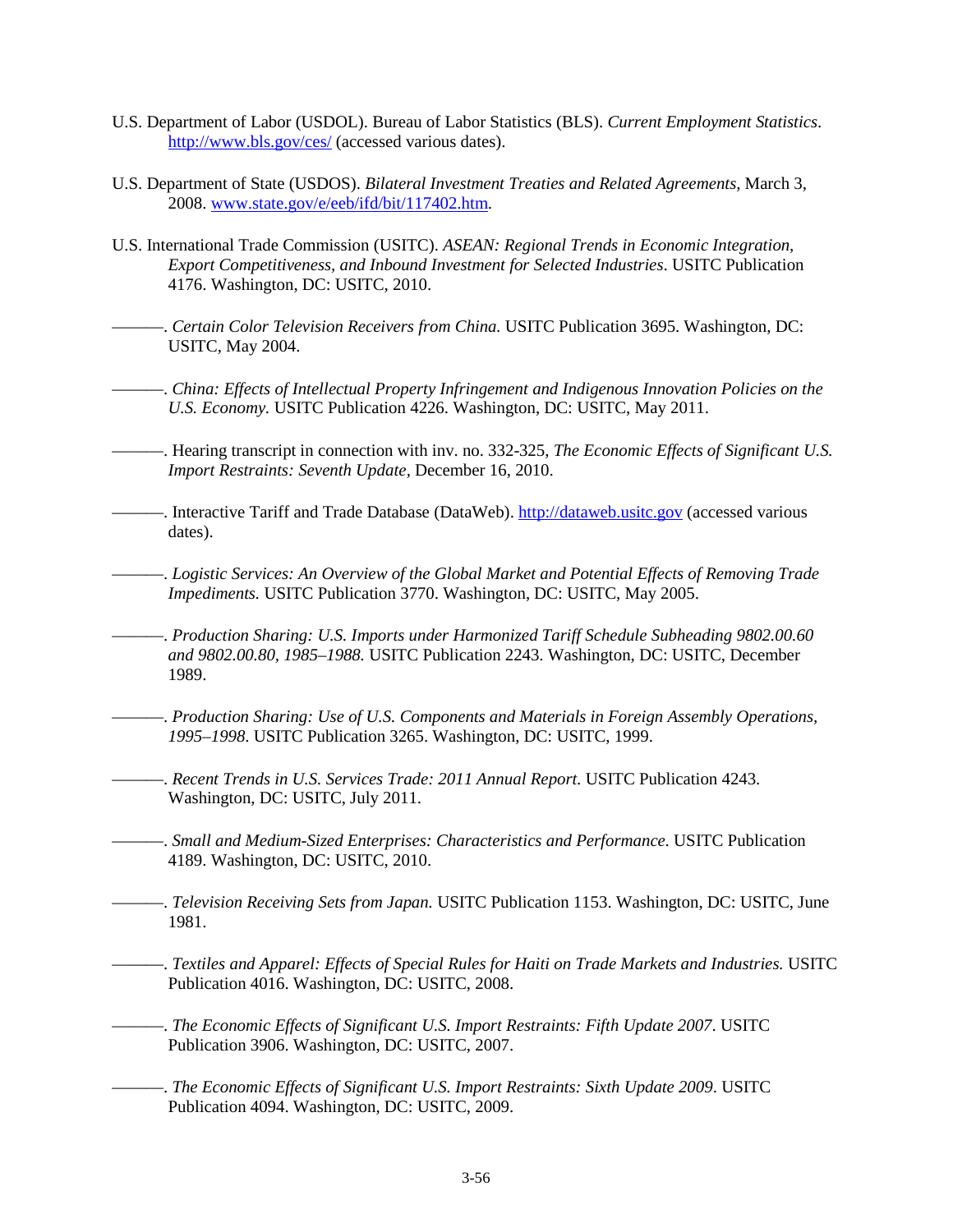U.S. Department of Labor (USDOL). Bureau of Labor Statistics (BLS). *Current Employment Statistics*. http://www.bls.gov/ces/ (accessed various dates).

U.S. Department of State (USDOS). *Bilateral Investment Treaties and Related Agreements*, March 3, 2008. www.state.gov/e/eeb/ifd/bit/117402.htm.

U.S. International Trade Commission (USITC). *ASEAN: Regional Trends in Economic Integration, Export Competitiveness, and Inbound Investment for Selected Industries*. USITC Publication 4176. Washington, DC: USITC, 2010.

———. *Certain Color Television Receivers from China.* USITC Publication 3695. Washington, DC: USITC, May 2004.

———. *China: Effects of Intellectual Property Infringement and Indigenous Innovation Policies on the U.S. Economy.* USITC Publication 4226. Washington, DC: USITC, May 2011.

———. Hearing transcript in connection with inv. no. 332-325, *The Economic Effects of Significant U.S. Import Restraints: Seventh Update*, December 16, 2010.

———. Interactive Tariff and Trade Database (DataWeb). http://dataweb.usitc.gov (accessed various dates).

———. *Logistic Services: An Overview of the Global Market and Potential Effects of Removing Trade Impediments.* USITC Publication 3770. Washington, DC: USITC, May 2005.

———. *Production Sharing: U.S. Imports under Harmonized Tariff Schedule Subheading 9802.00.60 and 9802.00.80, 1985–1988.* USITC Publication 2243. Washington, DC: USITC, December 1989.

———. *Production Sharing: Use of U.S. Components and Materials in Foreign Assembly Operations, 1995–1998*. USITC Publication 3265. Washington, DC: USITC, 1999.

———. *Recent Trends in U.S. Services Trade: 2011 Annual Report.* USITC Publication 4243. Washington, DC: USITC, July 2011.

———. *Small and Medium-Sized Enterprises: Characteristics and Performance*. USITC Publication 4189. Washington, DC: USITC, 2010.

———. *Television Receiving Sets from Japan.* USITC Publication 1153. Washington, DC: USITC, June 1981.

———. *Textiles and Apparel: Effects of Special Rules for Haiti on Trade Markets and Industries.* USITC Publication 4016. Washington, DC: USITC, 2008.

———. *The Economic Effects of Significant U.S. Import Restraints: Fifth Update 2007*. USITC Publication 3906. Washington, DC: USITC, 2007.

———. *The Economic Effects of Significant U.S. Import Restraints: Sixth Update 2009*. USITC Publication 4094. Washington, DC: USITC, 2009.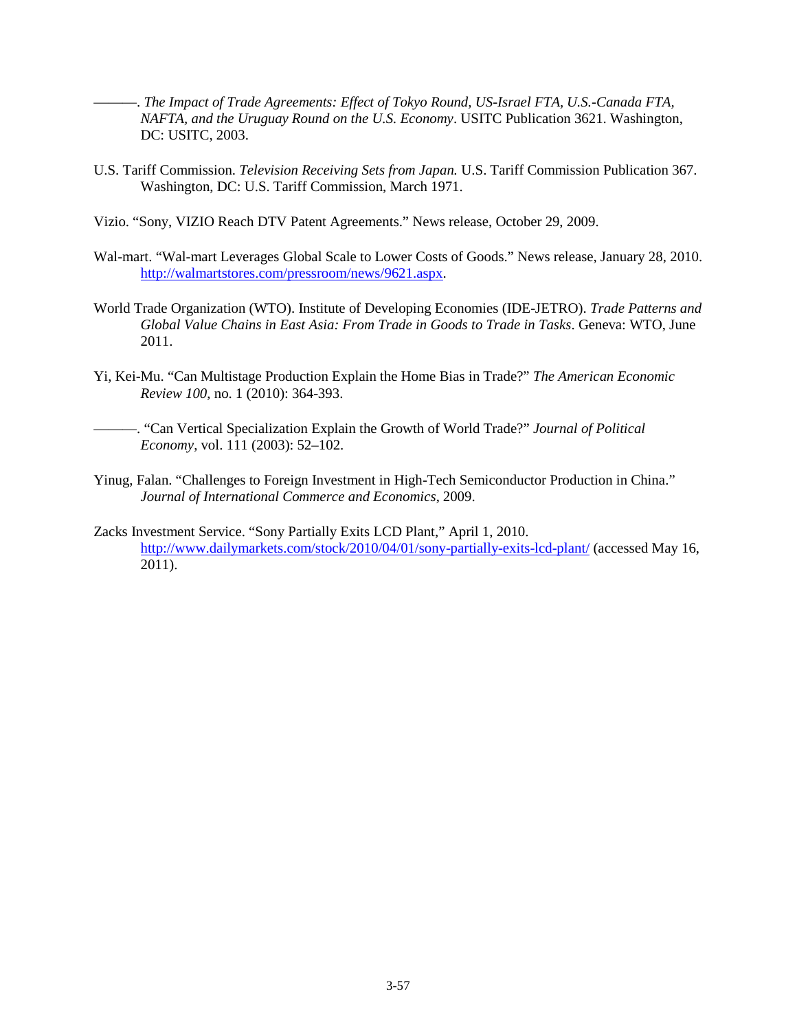———. *The Impact of Trade Agreements: Effect of Tokyo Round, US-Israel FTA, U.S.-Canada FTA, NAFTA, and the Uruguay Round on the U.S. Economy*. USITC Publication 3621. Washington, DC: USITC, 2003.

U.S. Tariff Commission. *Television Receiving Sets from Japan.* U.S. Tariff Commission Publication 367. Washington, DC: U.S. Tariff Commission, March 1971.

Vizio. "Sony, VIZIO Reach DTV Patent Agreements." News release, October 29, 2009.

Wal-mart. "Wal-mart Leverages Global Scale to Lower Costs of Goods." News release, January 28, 2010. http://walmartstores.com/pressroom/news/9621.aspx.

World Trade Organization (WTO). Institute of Developing Economies (IDE-JETRO). *Trade Patterns and Global Value Chains in East Asia: From Trade in Goods to Trade in Tasks*. Geneva: WTO, June 2011.

Yi, Kei-Mu. "Can Multistage Production Explain the Home Bias in Trade?" *The American Economic Review 100*, no. 1 (2010): 364-393.

———. "Can Vertical Specialization Explain the Growth of World Trade?" *Journal of Political Economy*, vol. 111 (2003): 52–102.

Yinug, Falan. "Challenges to Foreign Investment in High-Tech Semiconductor Production in China." *Journal of International Commerce and Economics*, 2009.

Zacks Investment Service. "Sony Partially Exits LCD Plant," April 1, 2010. http://www.dailymarkets.com/stock/2010/04/01/sony-partially-exits-lcd-plant/ (accessed May 16, 2011).